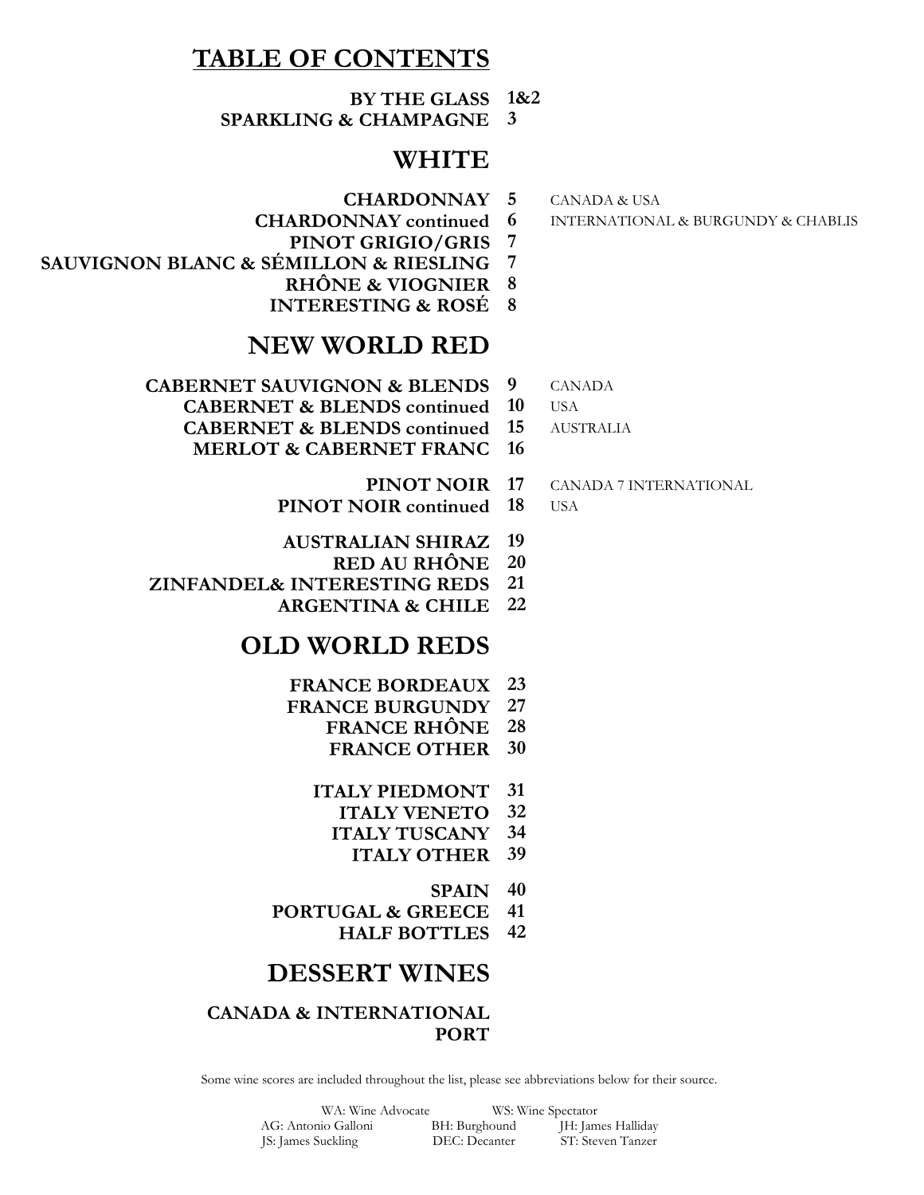# TABLE OF CONTENTS

| Section | Page | Notes |
| --- | --- | --- |
| **BY THE GLASS** | **1&2** | |
| **SPARKLING & CHAMPAGNE** | **3** | |

## WHITE

| Section | Page | Notes |
| --- | --- | --- |
| **CHARDONNAY** | **5** | CANADA & USA |
| **CHARDONNAY continued** | **6** | INTERNATIONAL & BURGUNDY & CHABLIS |
| **PINOT GRIGIO/GRIS** | **7** | |
| **SAUVIGNON BLANC & SÉMILLON & RIESLING** | **7** | |
| **RHÔNE & VIOGNIER** | **8** | |
| **INTERESTING & ROSÉ** | **8** | |

## NEW WORLD RED

| Section | Page | Notes |
| --- | --- | --- |
| **CABERNET SAUVIGNON & BLENDS** | **9** | CANADA |
| **CABERNET & BLENDS continued** | **10** | USA |
| **CABERNET & BLENDS continued** | **15** | AUSTRALIA |
| **MERLOT & CABERNET FRANC** | **16** | |
| **PINOT NOIR** | **17** | CANADA 7 INTERNATIONAL |
| **PINOT NOIR continued** | **18** | USA |
| **AUSTRALIAN SHIRAZ** | **19** | |
| **RED AU RHÔNE** | **20** | |
| **ZINFANDEL& INTERESTING REDS** | **21** | |
| **ARGENTINA & CHILE** | **22** | |

## OLD WORLD REDS

| Section | Page |
| --- | --- |
| **FRANCE BORDEAUX** | **23** |
| **FRANCE BURGUNDY** | **27** |
| **FRANCE RHÔNE** | **28** |
| **FRANCE OTHER** | **30** |
| **ITALY PIEDMONT** | **31** |
| **ITALY VENETO** | **32** |
| **ITALY TUSCANY** | **34** |
| **ITALY OTHER** | **39** |
| **SPAIN** | **40** |
| **PORTUGAL & GREECE** | **41** |
| **HALF BOTTLES** | **42** |

## DESSERT WINES

**CANADA & INTERNATIONAL**

**PORT**

Some wine scores are included throughout the list, please see abbreviations below for their source.

| | | |
| --- | --- | --- |
| WA: Wine Advocate | WS: Wine Spectator | |
| AG: Antonio Galloni | BH: Burghound | JH: James Halliday |
| JS: James Suckling | DEC: Decanter | ST: Steven Tanzer |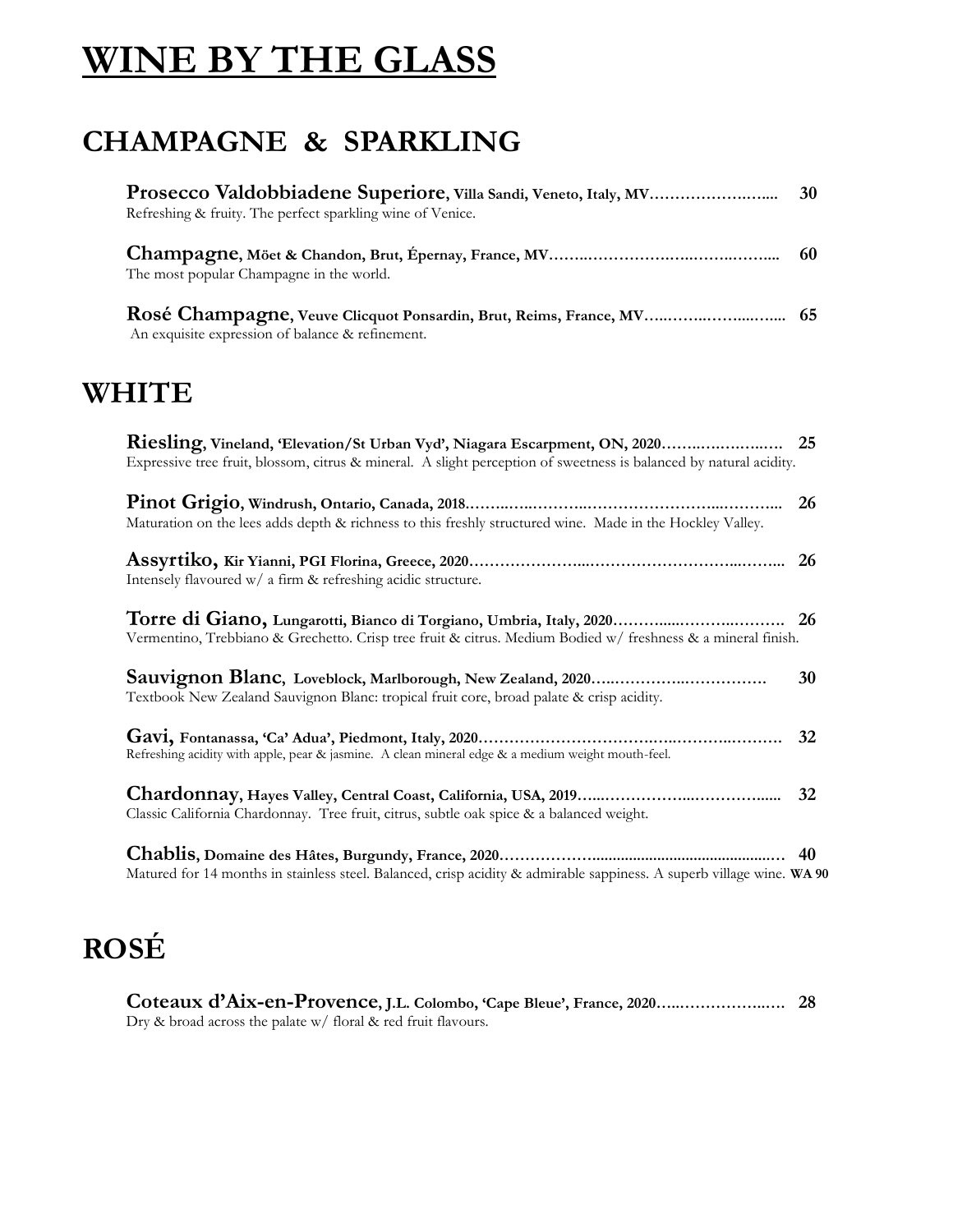# WINE BY THE GLASS

## CHAMPAGNE & SPARKLING

**Prosecco Valdobbiadene Superiore, Villa Sandi, Veneto, Italy, MV……………………... 30**
Refreshing & fruity. The perfect sparkling wine of Venice.

**Champagne, Möet & Chandon, Brut, Épernay, France, MV……..……………….…….……... 60**
The most popular Champagne in the world.

**Rosé Champagne, Veuve Clicquot Ponsardin, Brut, Reims, France, MV…..……..……...…... 65**
An exquisite expression of balance & refinement.

## WHITE

**Riesling, Vineland, 'Elevation/St Urban Vyd', Niagara Escarpment, ON, 2020……..……….…. 25**
Expressive tree fruit, blossom, citrus & mineral. A slight perception of sweetness is balanced by natural acidity.

**Pinot Grigio, Windrush, Ontario, Canada, 2018……..…..………..…………………...………... 26**
Maturation on the lees adds depth & richness to this freshly structured wine. Made in the Hockley Valley.

**Assyrtiko, Kir Yianni, PGI Florina, Greece, 2020…………………...………………………...……... 26**
Intensely flavoured w/ a firm & refreshing acidic structure.

**Torre di Giano, Lungarotti, Bianco di Torgiano, Umbria, Italy, 2020………....……….………. 26**
Vermentino, Trebbiano & Grechetto. Crisp tree fruit & citrus. Medium Bodied w/ freshness & a mineral finish.

**Sauvignon Blanc, Loveblock, Marlborough, New Zealand, 2020…..…………..……………. 30**
Textbook New Zealand Sauvignon Blanc: tropical fruit core, broad palate & crisp acidity.

**Gavi, Fontanassa, 'Ca' Adua', Piedmont, Italy, 2020…………………………….…..……..………. 32**
Refreshing acidity with apple, pear & jasmine. A clean mineral edge & a medium weight mouth-feel.

**Chardonnay, Hayes Valley, Central Coast, California, USA, 2019…...……………..…………...... 32**
Classic California Chardonnay. Tree fruit, citrus, subtle oak spice & a balanced weight.

**Chablis, Domaine des Hâtes, Burgundy, France, 2020………………..........................................… 40**
Matured for 14 months in stainless steel. Balanced, crisp acidity & admirable sappiness. A superb village wine. **WA 90**

## ROSÉ

**Coteaux d'Aix-en-Provence, J.L. Colombo, 'Cape Bleue', France, 2020…..……………..…. 28**
Dry & broad across the palate w/ floral & red fruit flavours.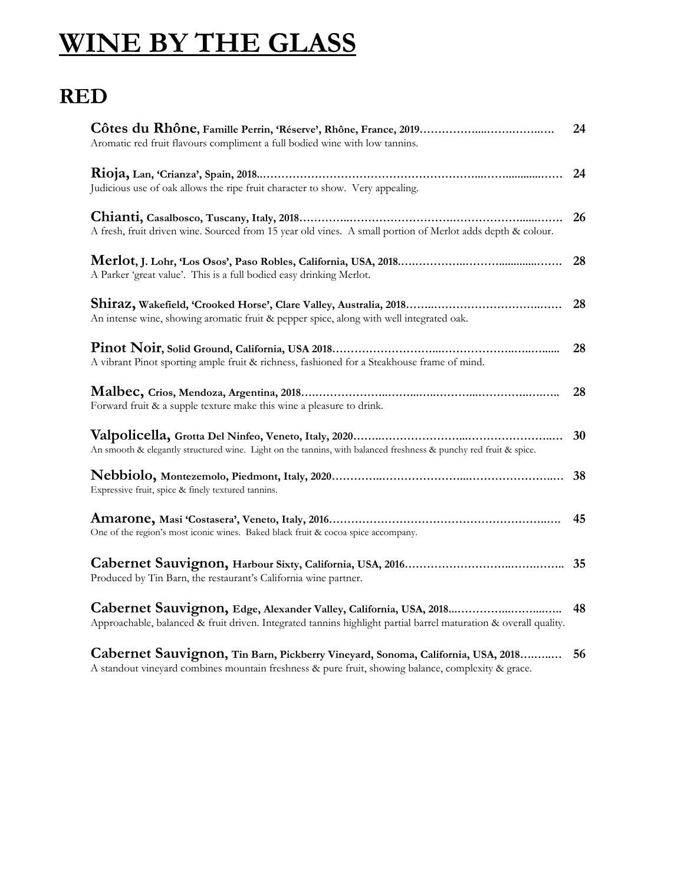# WINE BY THE GLASS

## RED

**Côtes du Rhône, Famille Perrin, 'Réserve', Rhône, France, 2019**……………....…….…….…. 24
Aromatic red fruit flavours compliment a full bodied wine with low tannins.

**Rioja, Lan, 'Crianza', Spain, 2018**..……………………………………………………...……............…… 24
Judicious use of oak allows the ripe fruit character to show. Very appealing.

**Chianti, Casalbosco, Tuscany, Italy, 2018**…………..…………………….……………….......……. 26
A fresh, fruit driven wine. Sourced from 15 year old vines. A small portion of Merlot adds depth & colour.

**Merlot, J. Lohr, 'Los Osos', Paso Robles, California, USA, 2018**…..…………..………............……. 28
A Parker 'great value'. This is a full bodied easy drinking Merlot.

**Shiraz, Wakefield, 'Crooked Horse', Clare Valley, Australia, 2018**……..…………………….……. 28
An intense wine, showing aromatic fruit & pepper spice, along with well integrated oak.

**Pinot Noir, Solid Ground, California, USA 2018**………………………..……………..…..…...... 28
A vibrant Pinot sporting ample fruit & richness, fashioned for a Steakhouse frame of mind.

**Malbec, Crios, Mendoza, Argentina, 2018**…..………………..……...…..………...……………..…….. 28
Forward fruit & a supple texture make this wine a pleasure to drink.

**Valpolicella, Grotta Del Ninfeo, Veneto, Italy, 2020**……..…………………...…………………..… 30
An smooth & elegantly structured wine. Light on the tannins, with balanced freshness & punchy red fruit & spice.

**Nebbiolo, Montezemolo, Piedmont, Italy, 2020**…………..………………...…………………..… 38
Expressive fruit, spice & finely textured tannins.

**Amarone, Masi 'Costasera', Veneto, Italy, 2016**……………………………………………………..…. 45
One of the region's most iconic wines. Baked black fruit & cocoa spice accompany.

**Cabernet Sauvignon, Harbour Sixty, California, USA, 2016**………….…………..……….…….. 35
Produced by Tin Barn, the restaurant's California wine partner.

**Cabernet Sauvignon, Edge, Alexander Valley, California, USA, 2018**...…………...……...….. 48
Approachable, balanced & fruit driven. Integrated tannins highlight partial barrel maturation & overall quality.

**Cabernet Sauvignon, Tin Barn, Pickberry Vineyard, Sonoma, California, USA, 2018**….…..… 56
A standout vineyard combines mountain freshness & pure fruit, showing balance, complexity & grace.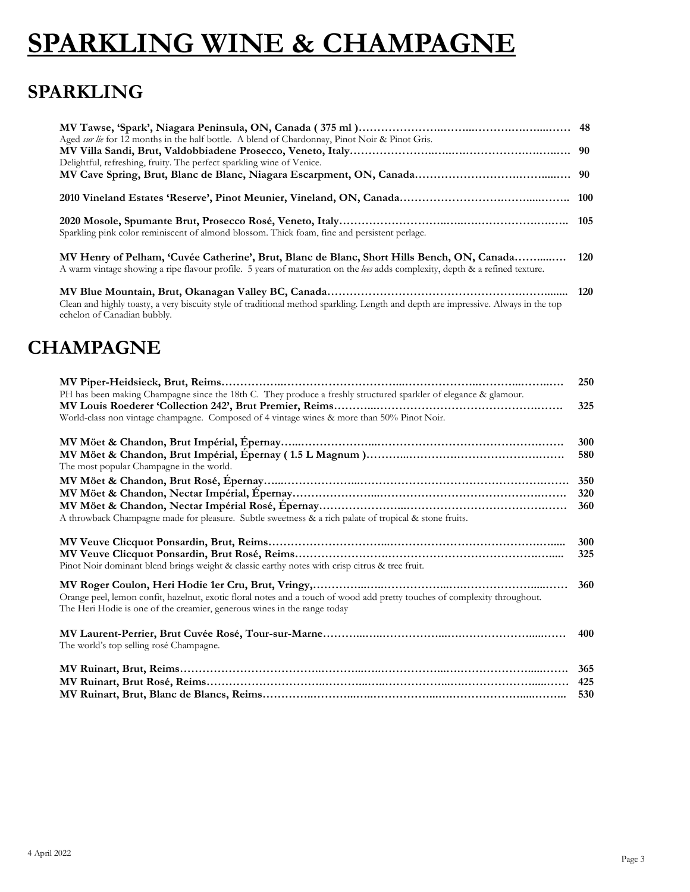# SPARKLING WINE & CHAMPAGNE

## SPARKLING

**MV Tawse, 'Spark', Niagara Peninsula, ON, Canada ( 375 ml )……………………………………………………… 48**
Aged *sur lie* for 12 months in the half bottle. A blend of Chardonnay, Pinot Noir & Pinot Gris.

**MV Villa Sandi, Brut, Valdobbiadene Prosecco, Veneto, Italy……………………………………………………… 90**
Delightful, refreshing, fruity. The perfect sparkling wine of Venice.

**MV Cave Spring, Brut, Blanc de Blanc, Niagara Escarpment, ON, Canada……………………………………… 90**

**2010 Vineland Estates 'Reserve', Pinot Meunier, Vineland, ON, Canada……………………………………… 100**

**2020 Mosole, Spumante Brut, Prosecco Rosé, Veneto, Italy……………………………………………………… 105**
Sparkling pink color reminiscent of almond blossom. Thick foam, fine and persistent perlage.

**MV Henry of Pelham, 'Cuvée Catherine', Brut, Blanc de Blanc, Short Hills Bench, ON, Canada……… 120**
A warm vintage showing a ripe flavour profile. 5 years of maturation on the *lees* adds complexity, depth & a refined texture.

**MV Blue Mountain, Brut, Okanagan Valley BC, Canada……………………………………………………… 120**
Clean and highly toasty, a very biscuity style of traditional method sparkling. Length and depth are impressive. Always in the top echelon of Canadian bubbly.

## CHAMPAGNE

**MV Piper-Heidsieck, Brut, Reims……………………………………………………………………………… 250**
PH has been making Champagne since the 18th C. They produce a freshly structured sparkler of elegance & glamour.

**MV Louis Roederer 'Collection 242', Brut Premier, Reims……………………………………………………… 325**
World-class non vintage champagne. Composed of 4 vintage wines & more than 50% Pinot Noir.

**MV Möet & Chandon, Brut Impérial, Épernay……………………………………………………………… 300**
**MV Möet & Chandon, Brut Impérial, Épernay ( 1.5 L Magnum )……………………………………………… 580**
The most popular Champagne in the world.

**MV Möet & Chandon, Brut Rosé, Épernay……………………………………………………………… 350**
**MV Möet & Chandon, Nectar Impérial, Épernay……………………………………………………………… 320**
**MV Möet & Chandon, Nectar Impérial Rosé, Épernay……………………………………………………… 360**
A throwback Champagne made for pleasure. Subtle sweetness & a rich palate of tropical & stone fruits.

**MV Veuve Clicquot Ponsardin, Brut, Reims……………………………………………………………… 300**
**MV Veuve Clicquot Ponsardin, Brut Rosé, Reims……………………………………………………… 325**
Pinot Noir dominant blend brings weight & classic earthy notes with crisp citrus & tree fruit.

**MV Roger Coulon, Heri Hodie 1er Cru, Brut, Vringy,……………………………………………………… 360**
Orange peel, lemon confit, hazelnut, exotic floral notes and a touch of wood add pretty touches of complexity throughout. The Heri Hodie is one of the creamier, generous wines in the range today

**MV Laurent-Perrier, Brut Cuvée Rosé, Tour-sur-Marne……………………………………………………… 400**
The world's top selling rosé Champagne.

**MV Ruinart, Brut, Reims……………………………………………………………………………… 365**
**MV Ruinart, Brut Rosé, Reims……………………………………………………………………………… 425**
**MV Ruinart, Brut, Blanc de Blancs, Reims……………………………………………………………… 530**

4 April 2022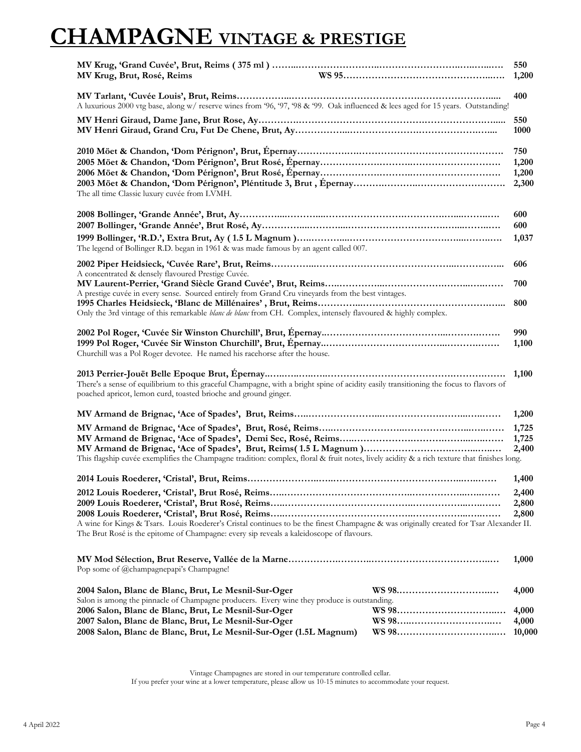# CHAMPAGNE VINTAGE & PRESTIGE

**MV Krug, 'Grand Cuvée', Brut, Reims ( 375 ml )** …… 550
**MV Krug, Brut, Rosé, Reims** WS 95 …… 1,200

**MV Tarlant, 'Cuvée Louis', Brut, Reims** …… 400
A luxurious 2000 vtg base, along w/ reserve wines from '96, '97, '98 & '99. Oak influenced & lees aged for 15 years. Outstanding!

**MV Henri Giraud, Dame Jane, Brut Rose, Ay** …… 550
**MV Henri Giraud, Grand Cru, Fut De Chene, Brut, Ay** …… 1000

**2010 Möet & Chandon, 'Dom Pérignon', Brut, Épernay** …… 750
**2005 Möet & Chandon, 'Dom Pérignon', Brut Rosé, Épernay** …… 1,200
**2006 Möet & Chandon, 'Dom Pérignon', Brut Rosé, Épernay** …… 1,200
**2003 Möet & Chandon, 'Dom Pérignon', Pléntitude 3, Brut , Épernay** …… 2,300
The all time Classic luxury cuvée from LVMH.

**2008 Bollinger, 'Grande Année', Brut, Ay** …… 600
**2007 Bollinger, 'Grande Année', Brut Rosé, Ay** …… 600
**1999 Bollinger, 'R.D.', Extra Brut, Ay ( 1.5 L Magnum )** …… 1,037
The legend of Bollinger R.D. began in 1961 & was made famous by an agent called 007.

**2002 Piper Heidsieck, 'Cuvée Rare', Brut, Reims** …… 606
A concentrated & densely flavoured Prestige Cuvée.
**MV Laurent-Perrier, 'Grand Siècle Grand Cuvée', Brut, Reims** …… 700
A prestige cuvée in every sense. Sourced entirely from Grand Cru vineyards from the best vintages.
**1995 Charles Heidsieck, 'Blanc de Millénaires' , Brut, Reims** …… 800
Only the 3rd vintage of this remarkable *blanc de blanc* from CH. Complex, intensely flavoured & highly complex.

**2002 Pol Roger, 'Cuvée Sir Winston Churchill', Brut, Épernay** …… 990
**1999 Pol Roger, 'Cuvée Sir Winston Churchill', Brut, Épernay** …… 1,100
Churchill was a Pol Roger devotee. He named his racehorse after the house.

**2013 Perrier-Jouët Belle Epoque Brut, Épernay** …… 1,100
There's a sense of equilibrium to this graceful Champagne, with a bright spine of acidity easily transitioning the focus to flavors of poached apricot, lemon curd, toasted brioche and ground ginger.

**MV Armand de Brignac, 'Ace of Spades', Brut, Reims** …… 1,200
**MV Armand de Brignac, 'Ace of Spades', Brut, Rosé, Reims** …… 1,725
**MV Armand de Brignac, 'Ace of Spades', Demi Sec, Rosé, Reims** …… 1,725
**MV Armand de Brignac, 'Ace of Spades', Brut, Reims( 1.5 L Magnum )** …… 2,400
This flagship cuvée exemplifies the Champagne tradition: complex, floral & fruit notes, lively acidity & a rich texture that finishes long.

**2014 Louis Roederer, 'Cristal', Brut, Reims** …… 1,400
**2012 Louis Roederer, 'Cristal', Brut Rosé, Reims** …… 2,400
**2009 Louis Roederer, 'Cristal', Brut Rosé, Reims** …… 2,800
**2008 Louis Roederer, 'Cristal', Brut Rosé, Reims** …… 2,800
A wine for Kings & Tsars. Louis Roederer's Cristal continues to be the finest Champagne & was originally created for Tsar Alexander II. The Brut Rosé is the epitome of Champagne: every sip reveals a kaleidoscope of flavours.

**MV Mod Sélection, Brut Reserve, Vallée de la Marne** …… 1,000
Pop some of @champagnepapi's Champagne!

**2004 Salon, Blanc de Blanc, Brut, Le Mesnil-Sur-Oger** WS 98 …… 4,000
Salon is among the pinnacle of Champagne producers. Every wine they produce is outstanding.
**2006 Salon, Blanc de Blanc, Brut, Le Mesnil-Sur-Oger** WS 98 …… 4,000
**2007 Salon, Blanc de Blanc, Brut, Le Mesnil-Sur-Oger** WS 98 …… 4,000
**2008 Salon, Blanc de Blanc, Brut, Le Mesnil-Sur-Oger (1.5L Magnum)** WS 98 …… 10,000

Vintage Champagnes are stored in our temperature controlled cellar.
If you prefer your wine at a lower temperature, please allow us 10-15 minutes to accommodate your request.

4 April 2022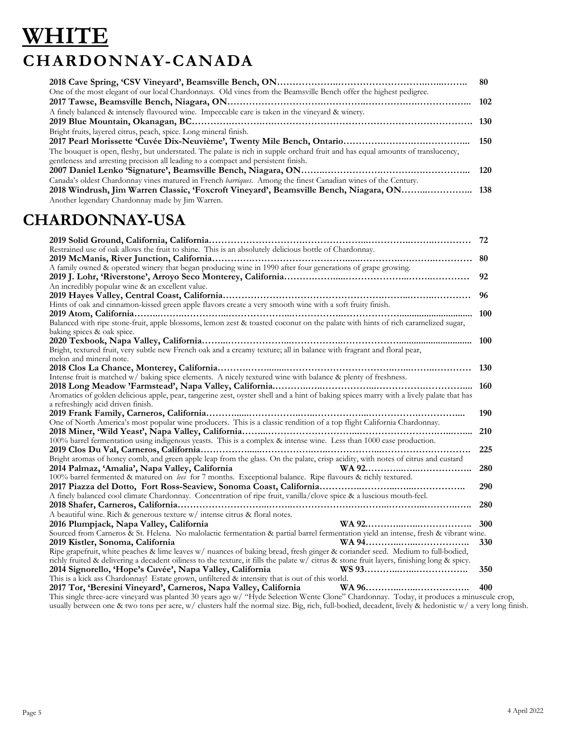# WHITE

## CHARDONNAY-CANADA

**2018 Cave Spring, 'CSV Vineyard', Beamsville Bench, ON……………….……………………….…..…….. 80**
One of the most elegant of our local Chardonnays. Old vines from the Beamsville Bench offer the highest pedigree.

**2017 Tawse, Beamsville Bench, Niagara, ON…………………………………………..……………………………... 102**
A finely balanced & intensely flavoured wine. Impeccable care is taken in the vineyard & winery.

**2019 Blue Mountain, Okanagan, BC……………………………………………………………………………… 130**
Bright fruits, layered citrus, peach, spice. Long mineral finish.

**2017 Pearl Morissette 'Cuvée Dix-Neuvième', Twenty Mile Bench, Ontario…………………………………... 150**
The bouquet is open, fleshy, but understated. The palate is rich in supple orchard fruit and has equal amounts of translucency, gentleness and arresting precision all leading to a compact and persistent finish.

**2007 Daniel Lenko 'Signature', Beamsville Bench, Niagara, ON…………………………………………….. 120**
Canada's oldest Chardonnay vines matured in French *barriques*. Among the finest Canadian wines of the Century.

**2018 Windrush, Jim Warren Classic, 'Foxcroft Vineyard', Beamsville Bench, Niagara, ON……..………….. 138**
Another legendary Chardonnay made by Jim Warren.

## CHARDONNAY-USA

**2019 Solid Ground, California, California……………………………………………..…………………………… 72**
Restrained use of oak allows the fruit to shine. This is an absolutely delicious bottle of Chardonnay.

**2019 McManis, River Junction, California……………………………………......……………………………… 80**
A family owned & operated winery that began producing wine in 1990 after four generations of grape growing.

**2019 J. Lohr, 'Riverstone', Arroyo Seco Monterey, California………………...………………………………… 92**
An incredibly popular wine & an excellent value.

**2019 Hayes Valley, Central Coast, California……………………………………………………..…………… 96**
Hints of oak and cinnamon-kissed green apple flavors create a very smooth wine with a soft fruity finish.

**2019 Atom, California……...…………………..…………………………………………........................... 100**
Balanced with ripe stone-fruit, apple blossoms, lemon zest & toasted coconut on the palate with hints of rich caramelized sugar, baking spices & oak spice.

**2020 Texbook, Napa Valley, California……...………………………………………………........................... 100**
Bright, textured fruit, very subtle new French oak and a creamy texture; all in balance with fragrant and floral pear, melon and mineral note.

**2018 Clos La Chance, Monterey, California…………….......…………………………………………………… 130**
Intense fruit is matched w/ baking spice elements. A nicely textured wine with balance & plenty of freshness.

**2018 Long Meadow 'Farmstead', Napa Valley, California.……………………………………………………... 160**
Aromatics of golden delicious apple, pear, tangerine zest, oyster shell and a hint of baking spices marry with a lively palate that has a refreshingly acid driven finish.

**2019 Frank Family, Carneros, California………......……………………………………………………………... 190**
One of North America's most popular wine producers. This is a classic rendition of a top flight California Chardonnay.

**2018 Miner, 'Wild Yeast', Napa Valley, California……..………………………………………………………... 210**
100% barrel fermentation using indigenous yeasts. This is a complex & intense wine. Less than 1000 case production.

**2019 Clos Du Val, Carneros, California………………......……………………………………………………. 225**
Bright aromas of honey comb, and green apple leap from the glass. On the palate, crisp acidity, with notes of citrus and custard

**2014 Palmaz, 'Amalia', Napa Valley, California WA 92.………..…..……………. 280**
100% barrel fermented & matured on *lees* for 7 months. Exceptional balance. Ripe flavours & richly textured.

**2017 Piazza del Dotto, Fort Ross-Seaview, Sonoma Coast, California……………..……..…………….. 290**
A finely balanced cool climate Chardonnay. Concentration of ripe fruit, vanilla/clove spice & a luscious mouth-feel.

**2018 Shafer, Carneros, California………………………...……………………………………………………. 280**
A beautiful wine. Rich & generous texture w/ intense citrus & floral notes.

**2016 Plumpjack, Napa Valley, California WA 92.………..…..……………. 300**
Sourced from Carneros & St. Helena. No malolactic fermentation & partial barrel fermentation yield an intense, fresh & vibrant wine.

**2019 Kistler, Sonoma, California WA 94………..…..……………. 330**
Ripe grapefruit, white peaches & lime leaves w/ nuances of baking bread, fresh ginger & coriander seed. Medium to full-bodied, richly fruited & delivering a decadent oiliness to the texture, it fills the palate w/ citrus & stone fruit layers, finishing long & spicy.

**2014 Signorello, 'Hope's Cuvée', Napa Valley, California WS 93………..…..……………. 350**
This is a kick ass Chardonnay! Estate grown, unfiltered & intensity that is out of this world.

**2017 Tor, 'Beresini Vineyard', Carneros, Napa Valley, California WA 96………..…..……………. 400**
This single three-acre vineyard was planted 30 years ago w/ "Hyde Selection Wente Clone" Chardonnay. Today, it produces a minuscule crop, usually between one & two tons per acre, w/ clusters half the normal size. Big, rich, full-bodied, decadent, lively & hedonistic w/ a very long finish.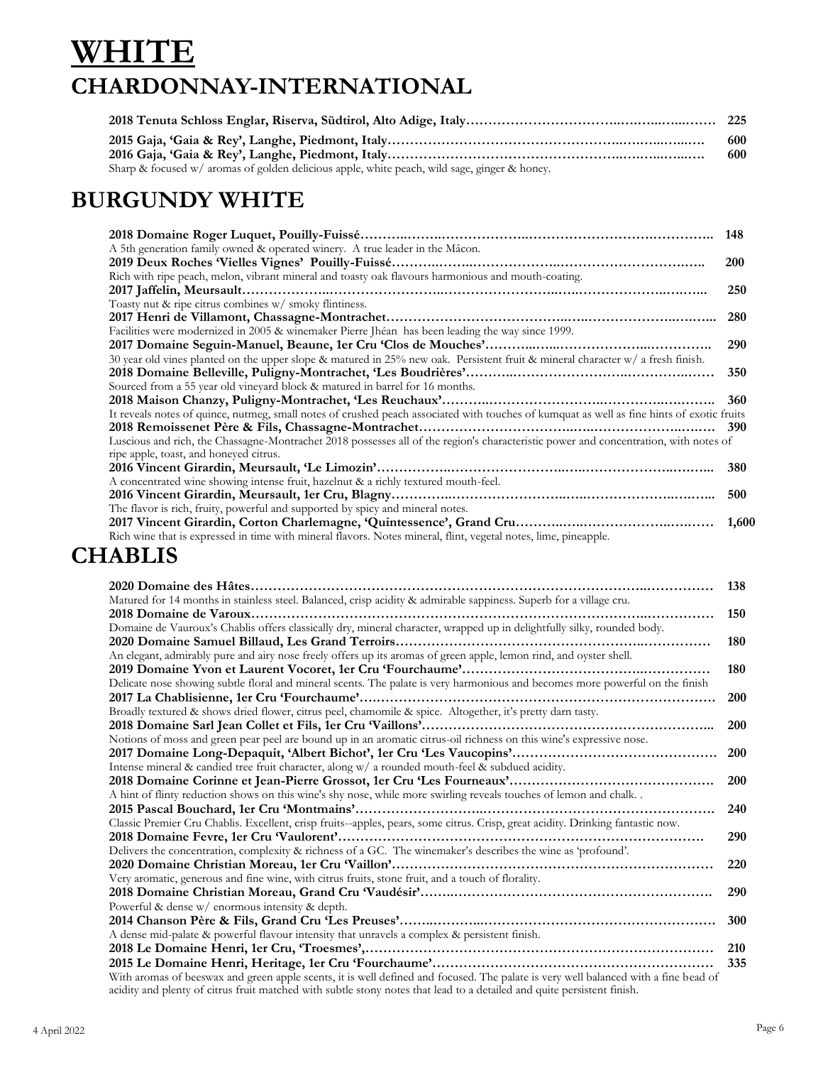# WHITE

## CHARDONNAY-INTERNATIONAL

**2018 Tenuta Schloss Englar, Riserva, Südtirol, Alto Adige, Italy……………………………..……..…..……. 225**

**2015 Gaja, 'Gaia & Rey', Langhe, Piedmont, Italy………………………………………………..……..…..…. 600**
**2016 Gaja, 'Gaia & Rey', Langhe, Piedmont, Italy………………………………………………..……..…..…. 600**
Sharp & focused w/ aromas of golden delicious apple, white peach, wild sage, ginger & honey.

## BURGUNDY WHITE

**2018 Domaine Roger Luquet, Pouilly-Fuissé………..……..………………..……………………….………….. 148**
A 5th generation family owned & operated winery. A true leader in the Mâcon.
**2019 Deux Roches 'Vielles Vignes' Pouilly-Fuissé………..……..………………..…………………………….. 200**
Rich with ripe peach, melon, vibrant mineral and toasty oak flavours harmonious and mouth-coating.
**2017 Jaffelin, Meursault………………..……………………..………………………..…..…………….….…….. 250**
Toasty nut & ripe citrus combines w/ smoky flintiness.
**2017 Henri de Villamont, Chassagne-Montrachet……………………………………..…..………….……….….. 280**
Facilities were modernized in 2005 & winemaker Pierre Jhéan has been leading the way since 1999.
**2017 Domaine Seguin-Manuel, Beaune, 1er Cru 'Clos de Mouches'………..…..…..…………….…..………….. 290**
30 year old vines planted on the upper slope & matured in 25% new oak. Persistent fruit & mineral character w/ a fresh finish.
**2018 Domaine Belleville, Puligny-Montrachet, 'Les Boudrières'………..………………………..…………..……. 350**
Sourced from a 55 year old vineyard block & matured in barrel for 16 months.
**2018 Maison Chanzy, Puligny-Montrachet, 'Les Reuchaux'………..………………………..…………..…..……. 360**
It reveals notes of quince, nutmeg, small notes of crushed peach associated with touches of kumquat as well as fine hints of exotic fruits
**2018 Remoissenet Père & Fils, Chassagne-Montrachet……………………………..…..…………………..….…. 390**
Luscious and rich, the Chassagne-Montrachet 2018 possesses all of the region's characteristic power and concentration, with notes of ripe apple, toast, and honeyed citrus.
**2016 Vincent Girardin, Meursault, 'Le Limozin'……………..……………………..…..…………………..……... 380**
A concentrated wine showing intense fruit, hazelnut & a richly textured mouth-feel.
**2016 Vincent Girardin, Meursault, 1er Cru, Blagny………..……………………..…..…………………..……... 500**
The flavor is rich, fruity, powerful and supported by spicy and mineral notes.
**2017 Vincent Girardin, Corton Charlemagne, 'Quintessence', Grand Cru………..…..……………..…..……. 1,600**
Rich wine that is expressed in time with mineral flavors. Notes mineral, flint, vegetal notes, lime, pineapple.

## CHABLIS

**2020 Domaine des Hâtes……………………………………………………………………………..…………. 138**
Matured for 14 months in stainless steel. Balanced, crisp acidity & admirable sappiness. Superb for a village cru.
**2018 Domaine de Varoux……………………………………………………………………………..…………. 150**
Domaine de Vauroux's Chablis offers classically dry, mineral character, wrapped up in delightfully silky, rounded body.
**2020 Domaine Samuel Billaud, Les Grand Terroirs…………………………………………………..…………. 180**
An elegant, admirably pure and airy nose freely offers up its aromas of green apple, lemon rind, and oyster shell.
**2019 Domaine Yvon et Laurent Vocoret, 1er Cru 'Fourchaume'……………………………………..…………. 180**
Delicate nose showing subtle floral and mineral scents. The palate is very harmonious and becomes more powerful on the finish
**2017 La Chablisienne, 1er Cru 'Fourchaume'……………………………………………………………………. 200**
Broadly textured & shows dried flower, citrus peel, chamomile & spice. Altogether, it's pretty darn tasty.
**2018 Domaine Sarl Jean Collet et Fils, 1er Cru 'Vaillons'…………………………………………………………... 200**
Notions of moss and green pear peel are bound up in an aromatic citrus-oil richness on this wine's expressive nose.
**2017 Domaine Long-Depaquit, 'Albert Bichot', 1er Cru 'Les Vaucopins'………………………………………. 200**
Intense mineral & candied tree fruit character, along w/ a rounded mouth-feel & subdued acidity.
**2018 Domaine Corinne et Jean-Pierre Grossot, 1er Cru 'Les Fourneaux'………………………………………. 200**
A hint of flinty reduction shows on this wine's shy nose, while more swirling reveals touches of lemon and chalk. .
**2015 Pascal Bouchard, 1er Cru 'Montmains'………………………..……………………………………………. 240**
Classic Premier Cru Chablis. Excellent, crisp fruits--apples, pears, some citrus. Crisp, great acidity. Drinking fantastic now.
**2018 Domaine Fevre, 1er Cru 'Vaulorent'……………………………………………………………………. 290**
Delivers the concentration, complexity & richness of a GC. The winemaker's describes the wine as 'profound'.
**2020 Domaine Christian Moreau, 1er Cru 'Vaillon'……………………………………………………………… 220**
Very aromatic, generous and fine wine, with citrus fruits, stone fruit, and a touch of florality.
**2018 Domaine Christian Moreau, Grand Cru 'Vaudésir'……..……………………………………………………. 290**
Powerful & dense w/ enormous intensity & depth.
**2014 Chanson Père & Fils, Grand Cru 'Les Preuses'……..………..……………………………………………. 300**
A dense mid-palate & powerful flavour intensity that unravels a complex & persistent finish.
**2018 Le Domaine Henri, 1er Cru, 'Troesmes',………………………………………………………………… 210**
**2015 Le Domaine Henri, Heritage, 1er Cru 'Fourchaume'………………………………………………………. 335**
With aromas of beeswax and green apple scents, it is well defined and focused. The palate is very well balanced with a fine bead of acidity and plenty of citrus fruit matched with subtle stony notes that lead to a detailed and quite persistent finish.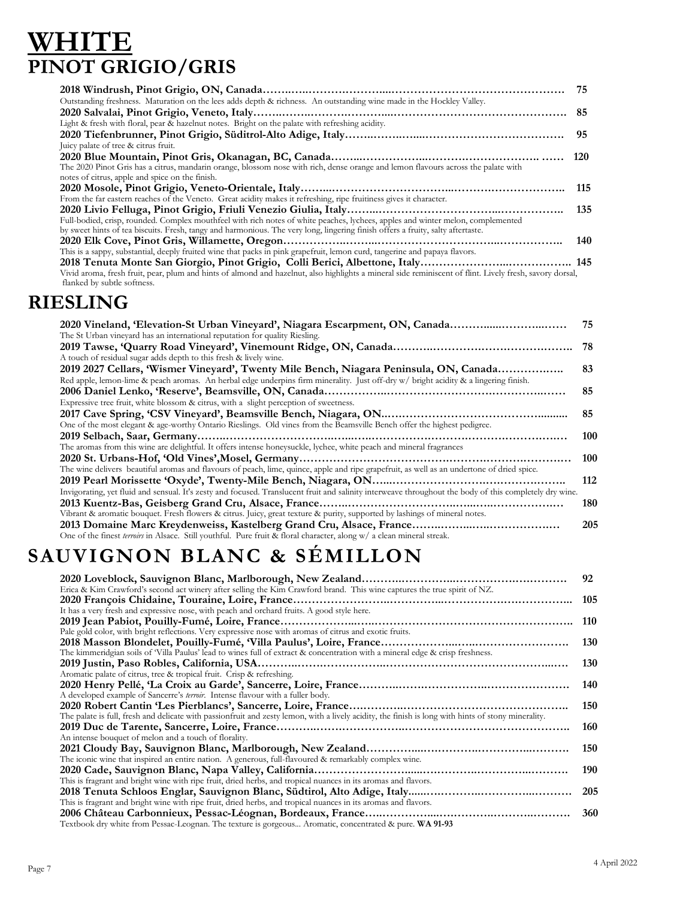# WHITE

## PINOT GRIGIO/GRIS

**2018 Windrush, Pinot Grigio, ON, Canada** — **75**
Outstanding freshness. Maturation on the lees adds depth & richness. An outstanding wine made in the Hockley Valley.

**2020 Salvalai, Pinot Grigio, Veneto, Italy** — **85**
Light & fresh with floral, pear & hazelnut notes. Bright on the palate with refreshing acidity.

**2020 Tiefenbrunner, Pinot Grigio, Süditrol-Alto Adige, Italy** — **95**
Juicy palate of tree & citrus fruit.

**2020 Blue Mountain, Pinot Gris, Okanagan, BC, Canada** — **120**
The 2020 Pinot Gris has a citrus, mandarin orange, blossom nose with rich, dense orange and lemon flavours across the palate with notes of citrus, apple and spice on the finish.

**2020 Mosole, Pinot Grigio, Veneto-Orientale, Italy** — **115**
From the far eastern reaches of the Veneto. Great acidity makes it refreshing, ripe fruitiness gives it character.

**2020 Livio Felluga, Pinot Grigio, Friuli Venezio Giulia, Italy** — **135**
Full-bodied, crisp, rounded. Complex mouthfeel with rich notes of white peaches, lychees, apples and winter melon, complemented by sweet hints of tea biscuits. Fresh, tangy and harmonious. The very long, lingering finish offers a fruity, salty aftertaste.

**2020 Elk Cove, Pinot Gris, Willamette, Oregon** — **140**
This is a sappy, substantial, deeply fruited wine that packs in pink grapefruit, lemon curd, tangerine and papaya flavors.

**2018 Tenuta Monte San Giorgio, Pinot Grigio, Colli Berici, Albettone, Italy** — **145**
Vivid aroma, fresh fruit, pear, plum and hints of almond and hazelnut, also highlights a mineral side reminiscent of flint. Lively fresh, savory dorsal, flanked by subtle softness.

## RIESLING

**2020 Vineland, 'Elevation-St Urban Vineyard', Niagara Escarpment, ON, Canada** — **75**
The St Urban vineyard has an international reputation for quality Riesling.

**2019 Tawse, 'Quarry Road Vineyard', Vinemount Ridge, ON, Canada** — **78**
A touch of residual sugar adds depth to this fresh & lively wine.

**2019 2027 Cellars, 'Wismer Vineyard', Twenty Mile Bench, Niagara Peninsula, ON, Canada** — **83**
Red apple, lemon-lime & peach aromas. An herbal edge underpins firm minerality. Just off-dry w/ bright acidity & a lingering finish.

**2006 Daniel Lenko, 'Reserve', Beamsville, ON, Canada** — **85**
Expressive tree fruit, white blossom & citrus, with a slight perception of sweetness.

**2017 Cave Spring, 'CSV Vineyard', Beamsville Bench, Niagara, ON** — **85**
One of the most elegant & age-worthy Ontario Rieslings. Old vines from the Beamsville Bench offer the highest pedigree.

**2019 Selbach, Saar, Germany** — **100**
The aromas from this wine are delightful. It offers intense honeysuckle, lychee, white peach and mineral fragrances

**2020 St. Urbans-Hof, 'Old Vines',Mosel, Germany** — **100**
The wine delivers beautiful aromas and flavours of peach, lime, quince, apple and ripe grapefruit, as well as an undertone of dried spice.

**2019 Pearl Morissette 'Oxyde', Twenty-Mile Bench, Niagara, ON** — **112**
Invigorating, yet fluid and sensual. It's zesty and focused. Translucent fruit and salinity interweave throughout the body of this completely dry wine.

**2013 Kuentz-Bas, Geisberg Grand Cru, Alsace, France** — **180**
Vibrant & aromatic bouquet. Fresh flowers & citrus. Juicy, great texture & purity, supported by lashings of mineral notes.

**2013 Domaine Marc Kreydenweiss, Kastelberg Grand Cru, Alsace, France** — **205**
One of the finest *terroirs* in Alsace. Still youthful. Pure fruit & floral character, along w/ a clean mineral streak.

## SAUVIGNON BLANC & SÉMILLON

**2020 Loveblock, Sauvignon Blanc, Marlborough, New Zealand** — **92**
Erica & Kim Crawford's second act winery after selling the Kim Crawford brand. This wine captures the true spirit of NZ.

**2020 François Chidaine, Touraine, Loire, France** — **105**
It has a very fresh and expressive nose, with peach and orchard fruits. A good style here.

**2019 Jean Pabiot, Pouilly-Fumé, Loire, France** — **110**
Pale gold color, with bright reflections. Very expressive nose with aromas of citrus and exotic fruits.

**2018 Masson Blondelet, Pouilly-Fumé, 'Villa Paulus', Loire, France** — **130**
The kimmeridgian soils of 'Villa Paulus' lead to wines full of extract & concentration with a mineral edge & crisp freshness.

**2019 Justin, Paso Robles, California, USA** — **130**
Aromatic palate of citrus, tree & tropical fruit. Crisp & refreshing.

**2020 Henry Pellé, 'La Croix au Garde', Sancerre, Loire, France** — **140**
A developed example of Sancerre's *terroir*. Intense flavour with a fuller body.

**2020 Robert Cantin 'Les Pierblancs', Sancerre, Loire, France** — **150**
The palate is full, fresh and delicate with passionfruit and zesty lemon, with a lively acidity, the finish is long with hints of stony minerality.

**2019 Duc de Tarente, Sancerre, Loire, France** — **160**
An intense bouquet of melon and a touch of florality.

**2021 Cloudy Bay, Sauvignon Blanc, Marlborough, New Zealand** — **150**
The iconic wine that inspired an entire nation. A generous, full-flavoured & remarkably complex wine.

**2020 Cade, Sauvignon Blanc, Napa Valley, California** — **190**
This is fragrant and bright wine with ripe fruit, dried herbs, and tropical nuances in its aromas and flavors.

**2018 Tenuta Schloos Englar, Sauvignon Blanc, Südtirol, Alto Adige, Italy** — **205**
This is fragrant and bright wine with ripe fruit, dried herbs, and tropical nuances in its aromas and flavors.

**2006 Château Carbonnieux, Pessac-Léognan, Bordeaux, France** — **360**
Textbook dry white from Pessac-Leognan. The texture is gorgeous... Aromatic, concentrated & pure. **WA 91-93**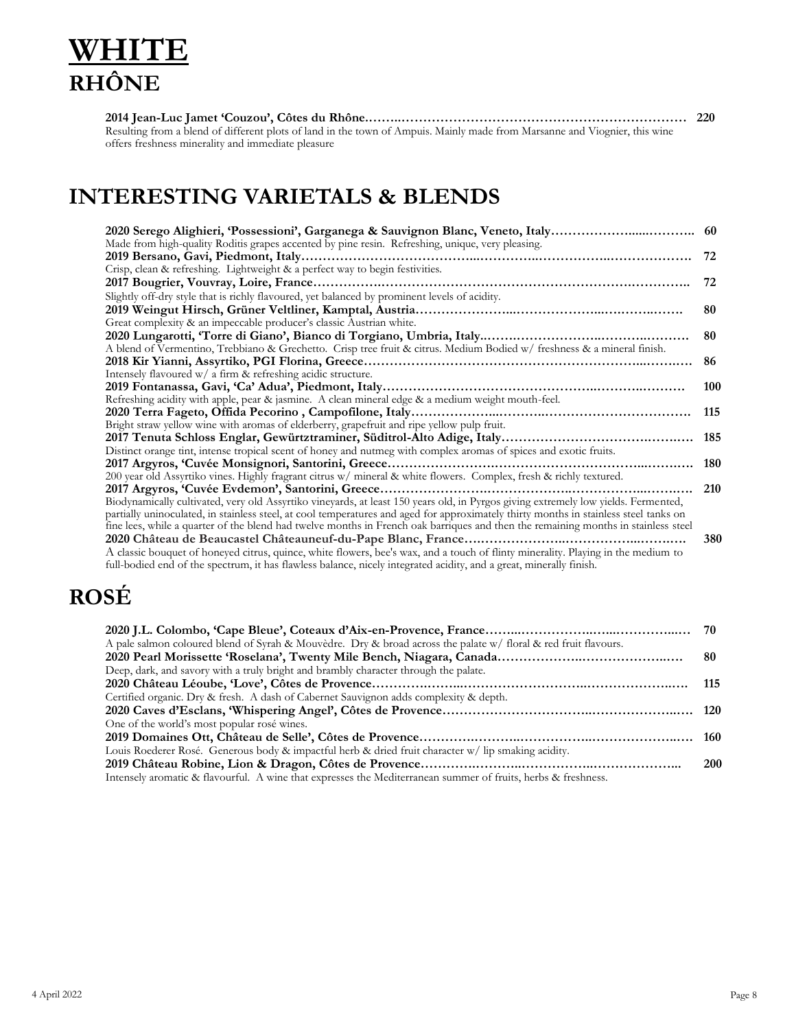# WHITE

## RHÔNE

**2014 Jean-Luc Jamet 'Couzou', Côtes du Rhône……………………………………………………………………… 220**
Resulting from a blend of different plots of land in the town of Ampuis. Mainly made from Marsanne and Viognier, this wine offers freshness minerality and immediate pleasure

## INTERESTING VARIETALS & BLENDS

**2020 Serego Alighieri, 'Possessioni', Garganega & Sauvignon Blanc, Veneto, Italy……………………………. 60**
Made from high-quality Roditis grapes accented by pine resin. Refreshing, unique, very pleasing.

**2019 Bersano, Gavi, Piedmont, Italy……………………………………………………………………………. 72**
Crisp, clean & refreshing. Lightweight & a perfect way to begin festivities.

**2017 Bougrier, Vouvray, Loire, France………………………………………………………………………….. 72**
Slightly off-dry style that is richly flavoured, yet balanced by prominent levels of acidity.

**2019 Weingut Hirsch, Grüner Veltliner, Kamptal, Austria……………………………………………………. 80**
Great complexity & an impeccable producer's classic Austrian white.

**2020 Lungarotti, 'Torre di Giano', Bianco di Torgiano, Umbria, Italy………………………………………… 80**
A blend of Vermentino, Trebbiano & Grechetto. Crisp tree fruit & citrus. Medium Bodied w/ freshness & a mineral finish.

**2018 Kir Yianni, Assyrtiko, PGI Florina, Greece………………………………………………………………. 86**
Intensely flavoured w/ a firm & refreshing acidic structure.

**2019 Fontanassa, Gavi, 'Ca' Adua', Piedmont, Italy…………………………………………………………… 100**
Refreshing acidity with apple, pear & jasmine. A clean mineral edge & a medium weight mouth-feel.

**2020 Terra Fageto, Offida Pecorino , Campofilone, Italy……………………………………………………. 115**
Bright straw yellow wine with aromas of elderberry, grapefruit and ripe yellow pulp fruit.

**2017 Tenuta Schloss Englar, Gewürztraminer, Süditrol-Alto Adige, Italy……………………………………… 185**
Distinct orange tint, intense tropical scent of honey and nutmeg with complex aromas of spices and exotic fruits.

**2017 Argyros, 'Cuvée Monsignori, Santorini, Greece………………………………………………………… 180**
200 year old Assyrtiko vines. Highly fragrant citrus w/ mineral & white flowers. Complex, fresh & richly textured.

**2017 Argyros, 'Cuvée Evdemon', Santorini, Greece…………………………………………………………. 210**
Biodynamically cultivated, very old Assyrtiko vineyards, at least 150 years old, in Pyrgos giving extremely low yields. Fermented, partially uninoculated, in stainless steel, at cool temperatures and aged for approximately thirty months in stainless steel tanks on fine lees, while a quarter of the blend had twelve months in French oak barriques and then the remaining months in stainless steel

**2020 Château de Beaucastel Châteauneuf-du-Pape Blanc, France…………………………………………. 380**
A classic bouquet of honeyed citrus, quince, white flowers, bee's wax, and a touch of flinty minerality. Playing in the medium to full-bodied end of the spectrum, it has flawless balance, nicely integrated acidity, and a great, minerally finish.

## ROSÉ

**2020 J.L. Colombo, 'Cape Bleue', Coteaux d'Aix-en-Provence, France……………………………………… 70**
A pale salmon coloured blend of Syrah & Mouvèdre. Dry & broad across the palate w/ floral & red fruit flavours.

**2020 Pearl Morissette 'Roselana', Twenty Mile Bench, Niagara, Canada…………………………………… 80**
Deep, dark, and savory with a truly bright and brambly character through the palate.

**2020 Château Léoube, 'Love', Côtes de Provence…………………………………………………………. 115**
Certified organic. Dry & fresh. A dash of Cabernet Sauvignon adds complexity & depth.

**2020 Caves d'Esclans, 'Whispering Angel', Côtes de Provence……………………………………………. 120**
One of the world's most popular rosé wines.

**2019 Domaines Ott, Château de Selle', Côtes de Provence…………………………………………………. 160**
Louis Roederer Rosé. Generous body & impactful herb & dried fruit character w/ lip smaking acidity.

**2019 Château Robine, Lion & Dragon, Côtes de Provence……………………………………………….. 200**
Intensely aromatic & flavourful. A wine that expresses the Mediterranean summer of fruits, herbs & freshness.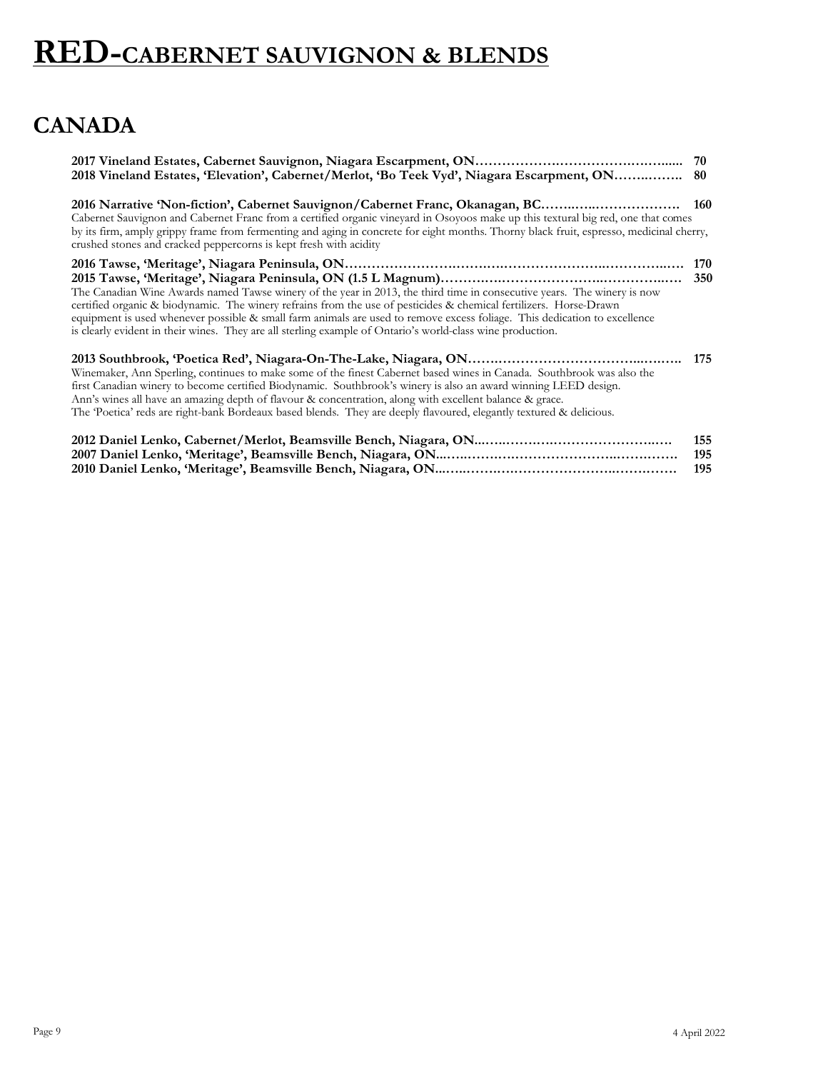# RED-CABERNET SAUVIGNON & BLENDS

## CANADA

**2017 Vineland Estates, Cabernet Sauvignon, Niagara Escarpment, ON……………….……………….……...... 70**
**2018 Vineland Estates, 'Elevation', Cabernet/Merlot, 'Bo Teek Vyd', Niagara Escarpment, ON……..…….. 80**

**2016 Narrative 'Non-fiction', Cabernet Sauvignon/Cabernet Franc, Okanagan, BC……..…..………………. 160**
Cabernet Sauvignon and Cabernet Franc from a certified organic vineyard in Osoyoos make up this textural big red, one that comes by its firm, amply grippy frame from fermenting and aging in concrete for eight months. Thorny black fruit, espresso, medicinal cherry, crushed stones and cracked peppercorns is kept fresh with acidity

**2016 Tawse, 'Meritage', Niagara Peninsula, ON……………………….……….………………..…………..…. 170**
**2015 Tawse, 'Meritage', Niagara Peninsula, ON (1.5 L Magnum)………….……………………..…………..…. 350**
The Canadian Wine Awards named Tawse winery of the year in 2013, the third time in consecutive years. The winery is now certified organic & biodynamic. The winery refrains from the use of pesticides & chemical fertilizers. Horse-Drawn equipment is used whenever possible & small farm animals are used to remove excess foliage. This dedication to excellence is clearly evident in their wines. They are all sterling example of Ontario's world-class wine production.

**2013 Southbrook, 'Poetica Red', Niagara-On-The-Lake, Niagara, ON…….………………………..…….…. 175**
Winemaker, Ann Sperling, continues to make some of the finest Cabernet based wines in Canada. Southbrook was also the first Canadian winery to become certified Biodynamic. Southbrook's winery is also an award winning LEED design. Ann's wines all have an amazing depth of flavour & concentration, along with excellent balance & grace. The 'Poetica' reds are right-bank Bordeaux based blends. They are deeply flavoured, elegantly textured & delicious.

**2012 Daniel Lenko, Cabernet/Merlot, Beamsville Bench, Niagara, ON...…..…….….……………………..…. 155**
**2007 Daniel Lenko, 'Meritage', Beamsville Bench, Niagara, ON...…..…….….……………………..……..……. 195**
**2010 Daniel Lenko, 'Meritage', Beamsville Bench, Niagara, ON...…..…….….……………………..……..……. 195**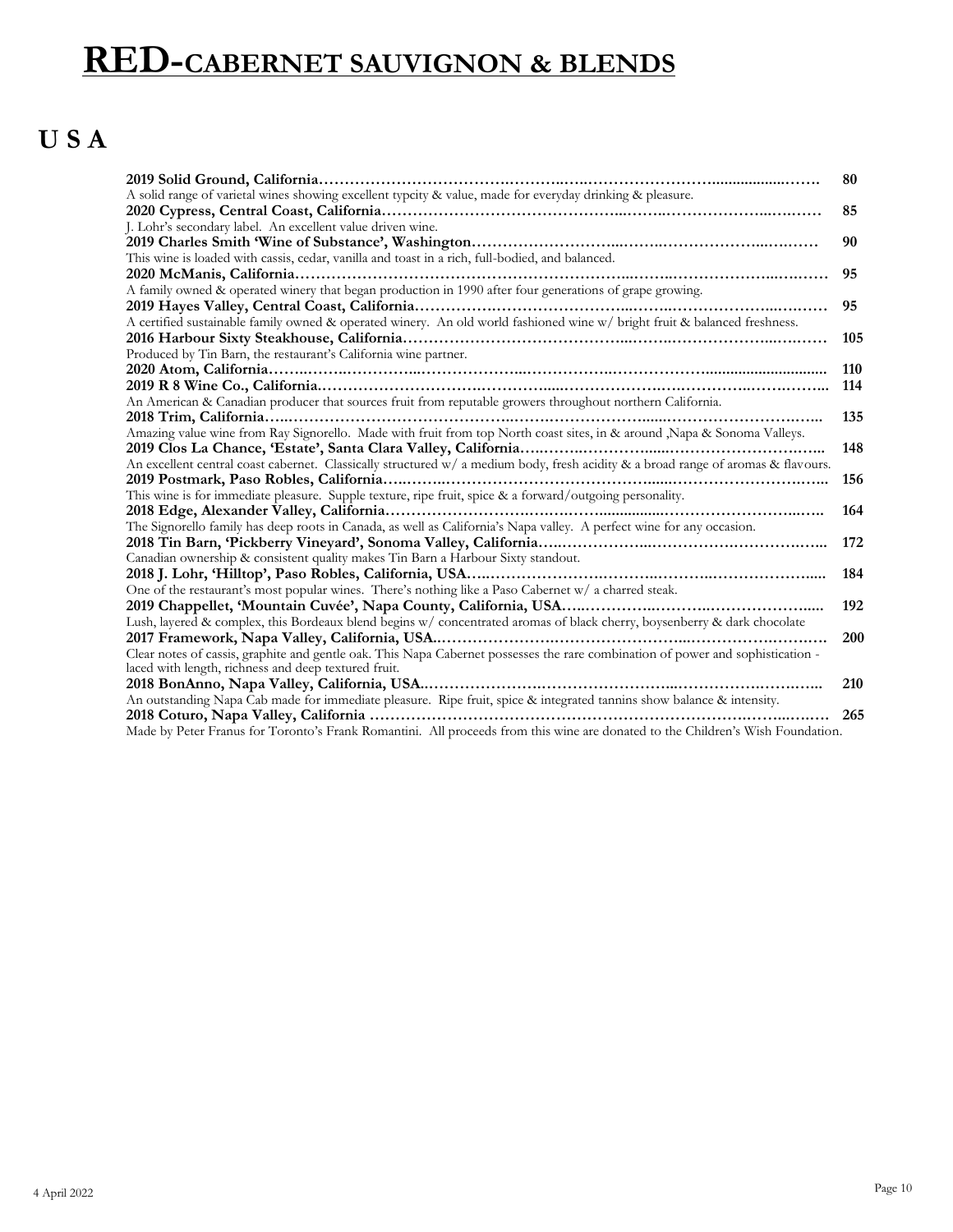// RED-CABERNET SAUVIGNON & BLENDS
# RED-CABERNET SAUVIGNON & BLENDS

## U S A

| Wine | Price |
|---|---|
| **2019 Solid Ground, California** <br> A solid range of varietal wines showing excellent typcity & value, made for everyday drinking & pleasure. | **80** |
| **2020 Cypress, Central Coast, California** <br> J. Lohr's secondary label. An excellent value driven wine. | **85** |
| **2019 Charles Smith 'Wine of Substance', Washington** <br> This wine is loaded with cassis, cedar, vanilla and toast in a rich, full-bodied, and balanced. | **90** |
| **2020 McManis, California** <br> A family owned & operated winery that began production in 1990 after four generations of grape growing. | **95** |
| **2019 Hayes Valley, Central Coast, California** <br> A certified sustainable family owned & operated winery. An old world fashioned wine w/ bright fruit & balanced freshness. | **95** |
| **2016 Harbour Sixty Steakhouse, California** <br> Produced by Tin Barn, the restaurant's California wine partner. | **105** |
| **2020 Atom, California** | **110** |
| **2019 R 8 Wine Co., California** <br> An American & Canadian producer that sources fruit from reputable growers throughout northern California. | **114** |
| **2018 Trim, California** <br> Amazing value wine from Ray Signorello. Made with fruit from top North coast sites, in & around ,Napa & Sonoma Valleys. | **135** |
| **2019 Clos La Chance, 'Estate', Santa Clara Valley, California** <br> An excellent central coast cabernet. Classically structured w/ a medium body, fresh acidity & a broad range of aromas & flavours. | **148** |
| **2019 Postmark, Paso Robles, California** <br> This wine is for immediate pleasure. Supple texture, ripe fruit, spice & a forward/outgoing personality. | **156** |
| **2018 Edge, Alexander Valley, California** <br> The Signorello family has deep roots in Canada, as well as California's Napa valley. A perfect wine for any occasion. | **164** |
| **2018 Tin Barn, 'Pickberry Vineyard', Sonoma Valley, California** <br> Canadian ownership & consistent quality makes Tin Barn a Harbour Sixty standout. | **172** |
| **2018 J. Lohr, 'Hilltop', Paso Robles, California, USA** <br> One of the restaurant's most popular wines. There's nothing like a Paso Cabernet w/ a charred steak. | **184** |
| **2019 Chappellet, 'Mountain Cuvée', Napa County, California, USA** <br> Lush, layered & complex, this Bordeaux blend begins w/ concentrated aromas of black cherry, boysenberry & dark chocolate | **192** |
| **2017 Framework, Napa Valley, California, USA** <br> Clear notes of cassis, graphite and gentle oak. This Napa Cabernet possesses the rare combination of power and sophistication - laced with length, richness and deep textured fruit. | **200** |
| **2018 BonAnno, Napa Valley, California, USA** <br> An outstanding Napa Cab made for immediate pleasure. Ripe fruit, spice & integrated tannins show balance & intensity. | **210** |
| **2018 Coturo, Napa Valley, California** <br> Made by Peter Franus for Toronto's Frank Romantini. All proceeds from this wine are donated to the Children's Wish Foundation. | **265** |

4 April 2022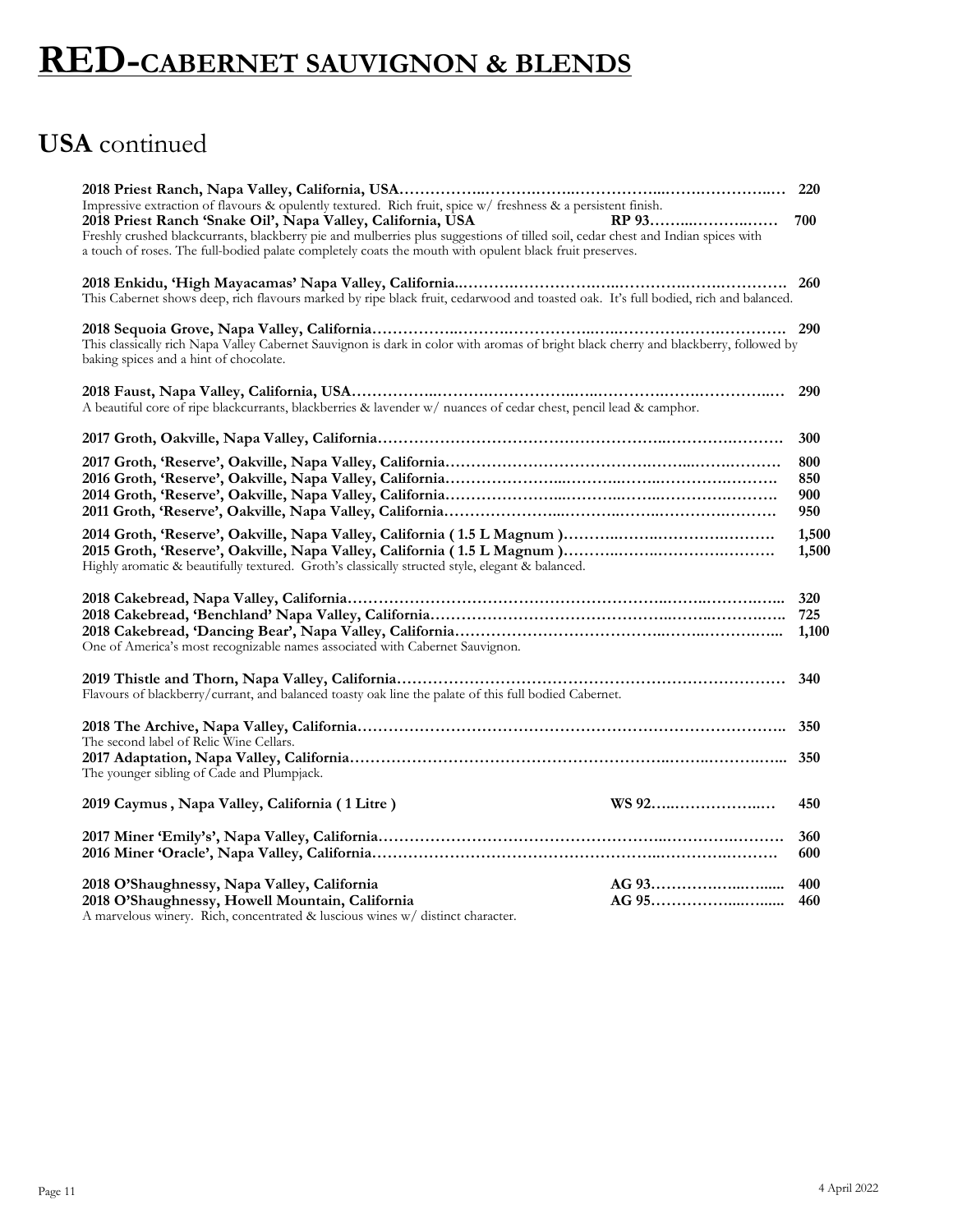# RED-CABERNET SAUVIGNON & BLENDS

## USA continued

**2018 Priest Ranch, Napa Valley, California, USA……………………………………………………………… 220**
Impressive extraction of flavours & opulently textured. Rich fruit, spice w/ freshness & a persistent finish.
**2018 Priest Ranch 'Snake Oil', Napa Valley, California, USA RP 93…………………… 700**
Freshly crushed blackcurrants, blackberry pie and mulberries plus suggestions of tilled soil, cedar chest and Indian spices with a touch of roses. The full-bodied palate completely coats the mouth with opulent black fruit preserves.

**2018 Enkidu, 'High Mayacamas' Napa Valley, California……………………………………………………… 260**
This Cabernet shows deep, rich flavours marked by ripe black fruit, cedarwood and toasted oak. It's full bodied, rich and balanced.

**2018 Sequoia Grove, Napa Valley, California………………………………………………………………… 290**
This classically rich Napa Valley Cabernet Sauvignon is dark in color with aromas of bright black cherry and blackberry, followed by baking spices and a hint of chocolate.

**2018 Faust, Napa Valley, California, USA…………………………………………………………………… 290**
A beautiful core of ripe blackcurrants, blackberries & lavender w/ nuances of cedar chest, pencil lead & camphor.

**2017 Groth, Oakville, Napa Valley, California………………………………………………………………… 300**

**2017 Groth, 'Reserve', Oakville, Napa Valley, California…………………………………………………… 800**
**2016 Groth, 'Reserve', Oakville, Napa Valley, California…………………………………………………… 850**
**2014 Groth, 'Reserve', Oakville, Napa Valley, California…………………………………………………… 900**
**2011 Groth, 'Reserve', Oakville, Napa Valley, California…………………………………………………… 950**

**2014 Groth, 'Reserve', Oakville, Napa Valley, California ( 1.5 L Magnum )……………………………… 1,500**
**2015 Groth, 'Reserve', Oakville, Napa Valley, California ( 1.5 L Magnum )……………………………… 1,500**
Highly aromatic & beautifully textured. Groth's classically structed style, elegant & balanced.

**2018 Cakebread, Napa Valley, California……………………………………………………………………… 320**
**2018 Cakebread, 'Benchland' Napa Valley, California……………………………………………………… 725**
**2018 Cakebread, 'Dancing Bear', Napa Valley, California…………………………………………………… 1,100**
One of America's most recognizable names associated with Cabernet Sauvignon.

**2019 Thistle and Thorn, Napa Valley, California……………………………………………………………… 340**
Flavours of blackberry/currant, and balanced toasty oak line the palate of this full bodied Cabernet.

**2018 The Archive, Napa Valley, California…………………………………………………………………… 350**
The second label of Relic Wine Cellars.
**2017 Adaptation, Napa Valley, California……………………………………………………………………… 350**
The younger sibling of Cade and Plumpjack.

**2019 Caymus , Napa Valley, California ( 1 Litre ) WS 92…………………… 450**

**2017 Miner 'Emily's', Napa Valley, California………………………………………………………………… 360**
**2016 Miner 'Oracle', Napa Valley, California………………………………………………………………… 600**

**2018 O'Shaughnessy, Napa Valley, California AG 93…………………… 400**
**2018 O'Shaughnessy, Howell Mountain, California AG 95…………………… 460**
A marvelous winery. Rich, concentrated & luscious wines w/ distinct character.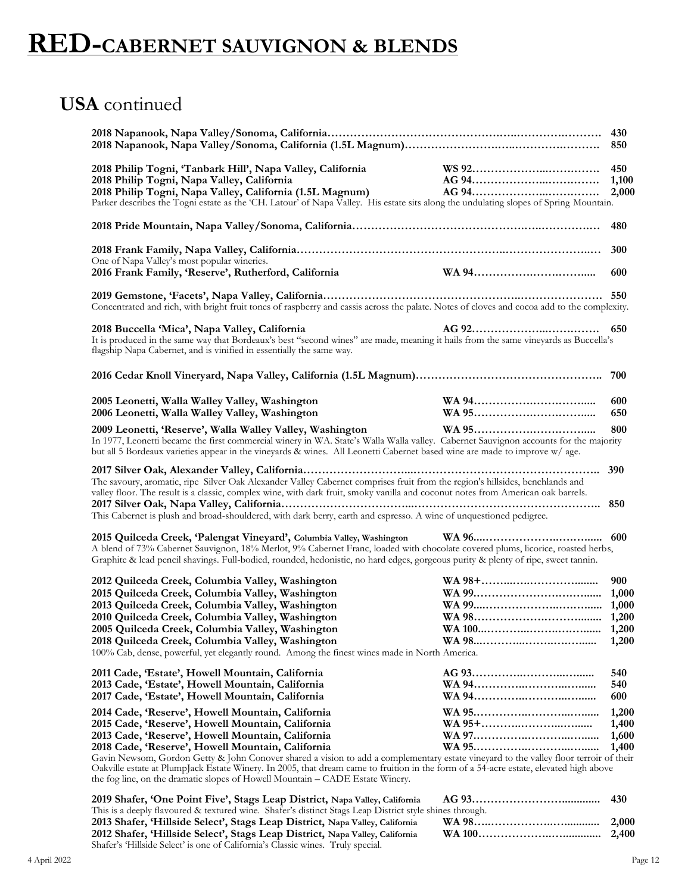# RED-CABERNET SAUVIGNON & BLENDS

## USA continued

| Wine | Rating | Price |
|---|---|---|
| **2018 Napanook, Napa Valley/Sonoma, California** | | **430** |
| **2018 Napanook, Napa Valley/Sonoma, California (1.5L Magnum)** | | **850** |
| **2018 Philip Togni, 'Tanbark Hill', Napa Valley, California** | **WS 92** | **450** |
| **2018 Philip Togni, Napa Valley, California** | **AG 94** | **1,100** |
| **2018 Philip Togni, Napa Valley, California (1.5L Magnum)** | **AG 94** | **2,000** |

Parker describes the Togni estate as the 'CH. Latour' of Napa Valley. His estate sits along the undulating slopes of Spring Mountain.

| Wine | Rating | Price |
|---|---|---|
| **2018 Pride Mountain, Napa Valley/Sonoma, California** | | **480** |
| **2018 Frank Family, Napa Valley, California** | | **300** |

One of Napa Valley's most popular wineries.

| Wine | Rating | Price |
|---|---|---|
| **2016 Frank Family, 'Reserve', Rutherford, California** | **WA 94** | **600** |
| **2019 Gemstone, 'Facets', Napa Valley, California** | | **550** |

Concentrated and rich, with bright fruit tones of raspberry and cassis across the palate. Notes of cloves and cocoa add to the complexity.

| Wine | Rating | Price |
|---|---|---|
| **2018 Buccella 'Mica', Napa Valley, California** | **AG 92** | **650** |

It is produced in the same way that Bordeaux's best "second wines" are made, meaning it hails from the same vineyards as Buccella's flagship Napa Cabernet, and is vinified in essentially the same way.

| Wine | Rating | Price |
|---|---|---|
| **2016 Cedar Knoll Vineyard, Napa Valley, California (1.5L Magnum)** | | **700** |
| **2005 Leonetti, Walla Walley Valley, Washington** | **WA 94** | **600** |
| **2006 Leonetti, Walla Walley Valley, Washington** | **WA 95** | **650** |
| **2009 Leonetti, 'Reserve', Walla Walley Valley, Washington** | **WA 95** | **800** |

In 1977, Leonetti became the first commercial winery in WA. State's Walla Walla valley. Cabernet Sauvignon accounts for the majority but all 5 Bordeaux varieties appear in the vineyards & wines. All Leonetti Cabernet based wine are made to improve w/ age.

| Wine | Rating | Price |
|---|---|---|
| **2017 Silver Oak, Alexander Valley, California** | | **390** |

The savoury, aromatic, ripe Silver Oak Alexander Valley Cabernet comprises fruit from the region's hillsides, benchlands and valley floor. The result is a classic, complex wine, with dark fruit, smoky vanilla and coconut notes from American oak barrels.

| Wine | Rating | Price |
|---|---|---|
| **2017 Silver Oak, Napa Valley, California** | | **850** |

This Cabernet is plush and broad-shouldered, with dark berry, earth and espresso. A wine of unquestioned pedigree.

| Wine | Rating | Price |
|---|---|---|
| **2015 Quilceda Creek, 'Palengat Vineyard', Columbia Valley, Washington** | **WA 96** | **600** |

A blend of 73% Cabernet Sauvignon, 18% Merlot, 9% Cabernet Franc, loaded with chocolate covered plums, licorice, roasted herbs, Graphite & lead pencil shavings. Full-bodied, rounded, hedonistic, no hard edges, gorgeous purity & plenty of ripe, sweet tannin.

| Wine | Rating | Price |
|---|---|---|
| **2012 Quilceda Creek, Columbia Valley, Washington** | **WA 98+** | **900** |
| **2015 Quilceda Creek, Columbia Valley, Washington** | **WA 99** | **1,000** |
| **2013 Quilceda Creek, Columbia Valley, Washington** | **WA 99** | **1,000** |
| **2010 Quilceda Creek, Columbia Valley, Washington** | **WA 98** | **1,200** |
| **2005 Quilceda Creek, Columbia Valley, Washington** | **WA 100** | **1,200** |
| **2018 Quilceda Creek, Columbia Valley, Washington** | **WA 98** | **1,200** |

100% Cab, dense, powerful, yet elegantly round. Among the finest wines made in North America.

| Wine | Rating | Price |
|---|---|---|
| **2011 Cade, 'Estate', Howell Mountain, California** | **AG 93** | **540** |
| **2013 Cade, 'Estate', Howell Mountain, California** | **WA 94** | **540** |
| **2017 Cade, 'Estate', Howell Mountain, California** | **WA 94** | **600** |
| **2014 Cade, 'Reserve', Howell Mountain, California** | **WA 95** | **1,200** |
| **2015 Cade, 'Reserve', Howell Mountain, California** | **WA 95+** | **1,400** |
| **2013 Cade, 'Reserve', Howell Mountain, California** | **WA 97** | **1,600** |
| **2018 Cade, 'Reserve', Howell Mountain, California** | **WA 95** | **1,400** |

Gavin Newsom, Gordon Getty & John Conover shared a vision to add a complementary estate vineyard to the valley floor terroir of their Oakville estate at PlumpJack Estate Winery. In 2005, that dream came to fruition in the form of a 54-acre estate, elevated high above the fog line, on the dramatic slopes of Howell Mountain – CADE Estate Winery.

| Wine | Rating | Price |
|---|---|---|
| **2019 Shafer, 'One Point Five', Stags Leap District, Napa Valley, California** | **AG 93** | **430** |

This is a deeply flavoured & textured wine. Shafer's distinct Stags Leap District style shines through.

| Wine | Rating | Price |
|---|---|---|
| **2013 Shafer, 'Hillside Select', Stags Leap District, Napa Valley, California** | **WA 98** | **2,000** |
| **2012 Shafer, 'Hillside Select', Stags Leap District, Napa Valley, California** | **WA 100** | **2,400** |

Shafer's 'Hillside Select' is one of California's Classic wines. Truly special.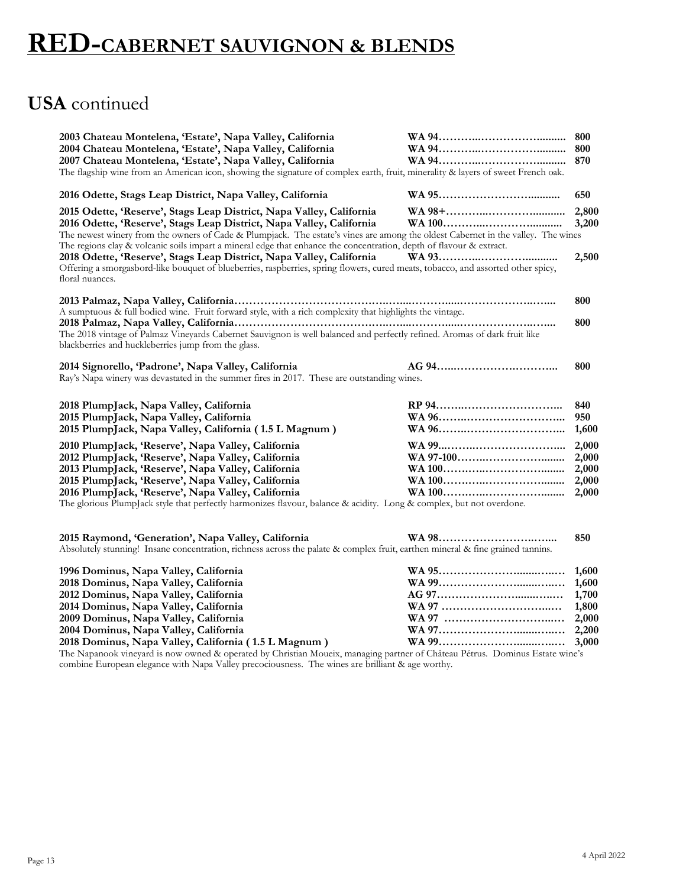# RED-CABERNET SAUVIGNON & BLENDS

## USA continued

| Wine | Rating | Price |
|---|---|---|
| **2003 Chateau Montelena, 'Estate', Napa Valley, California** | **WA 94** | **800** |
| **2004 Chateau Montelena, 'Estate', Napa Valley, California** | **WA 94** | **800** |
| **2007 Chateau Montelena, 'Estate', Napa Valley, California** | **WA 94** | **870** |

The flagship wine from an American icon, showing the signature of complex earth, fruit, minerality & layers of sweet French oak.

| Wine | Rating | Price |
|---|---|---|
| **2016 Odette, Stags Leap District, Napa Valley, California** | **WA 95** | **650** |
| **2015 Odette, 'Reserve', Stags Leap District, Napa Valley, California** | **WA 98+** | **2,800** |
| **2016 Odette, 'Reserve', Stags Leap District, Napa Valley, California** | **WA 100** | **3,200** |

The newest winery from the owners of Cade & Plumpjack. The estate's vines are among the oldest Cabernet in the valley. The wines The regions clay & volcanic soils impart a mineral edge that enhance the concentration, depth of flavour & extract.

| Wine | Rating | Price |
|---|---|---|
| **2018 Odette, 'Reserve', Stags Leap District, Napa Valley, California** | **WA 93** | **2,500** |

Offering a smorgasbord-like bouquet of blueberries, raspberries, spring flowers, cured meats, tobacco, and assorted other spicy, floral nuances.

| Wine | Rating | Price |
|---|---|---|
| **2013 Palmaz, Napa Valley, California** | | **800** |

A sumptuous & full bodied wine. Fruit forward style, with a rich complexity that highlights the vintage.

| Wine | Rating | Price |
|---|---|---|
| **2018 Palmaz, Napa Valley, California** | | **800** |

The 2018 vintage of Palmaz Vineyards Cabernet Sauvignon is well balanced and perfectly refined. Aromas of dark fruit like blackberries and huckleberries jump from the glass.

| Wine | Rating | Price |
|---|---|---|
| **2014 Signorello, 'Padrone', Napa Valley, California** | **AG 94** | **800** |

Ray's Napa winery was devastated in the summer fires in 2017. These are outstanding wines.

| Wine | Rating | Price |
|---|---|---|
| **2018 PlumpJack, Napa Valley, California** | **RP 94** | **840** |
| **2015 PlumpJack, Napa Valley, California** | **WA 96** | **950** |
| **2015 PlumpJack, Napa Valley, California ( 1.5 L Magnum )** | **WA 96** | **1,600** |
| **2010 PlumpJack, 'Reserve', Napa Valley, California** | **WA 99** | **2,000** |
| **2012 PlumpJack, 'Reserve', Napa Valley, California** | **WA 97-100** | **2,000** |
| **2013 PlumpJack, 'Reserve', Napa Valley, California** | **WA 100** | **2,000** |
| **2015 PlumpJack, 'Reserve', Napa Valley, California** | **WA 100** | **2,000** |
| **2016 PlumpJack, 'Reserve', Napa Valley, California** | **WA 100** | **2,000** |

The glorious PlumpJack style that perfectly harmonizes flavour, balance & acidity. Long & complex, but not overdone.

| Wine | Rating | Price |
|---|---|---|
| **2015 Raymond, 'Generation', Napa Valley, California** | **WA 98** | **850** |

Absolutely stunning! Insane concentration, richness across the palate & complex fruit, earthen mineral & fine grained tannins.

| Wine | Rating | Price |
|---|---|---|
| **1996 Dominus, Napa Valley, California** | **WA 95** | **1,600** |
| **2018 Dominus, Napa Valley, California** | **WA 99** | **1,600** |
| **2012 Dominus, Napa Valley, California** | **AG 97** | **1,700** |
| **2014 Dominus, Napa Valley, California** | **WA 97** | **1,800** |
| **2009 Dominus, Napa Valley, California** | **WA 97** | **2,000** |
| **2004 Dominus, Napa Valley, California** | **WA 97** | **2,200** |
| **2018 Dominus, Napa Valley, California ( 1.5 L Magnum )** | **WA 99** | **3,000** |

The Napanook vineyard is now owned & operated by Christian Moueix, managing partner of Château Pétrus. Dominus Estate wine's combine European elegance with Napa Valley precociousness. The wines are brilliant & age worthy.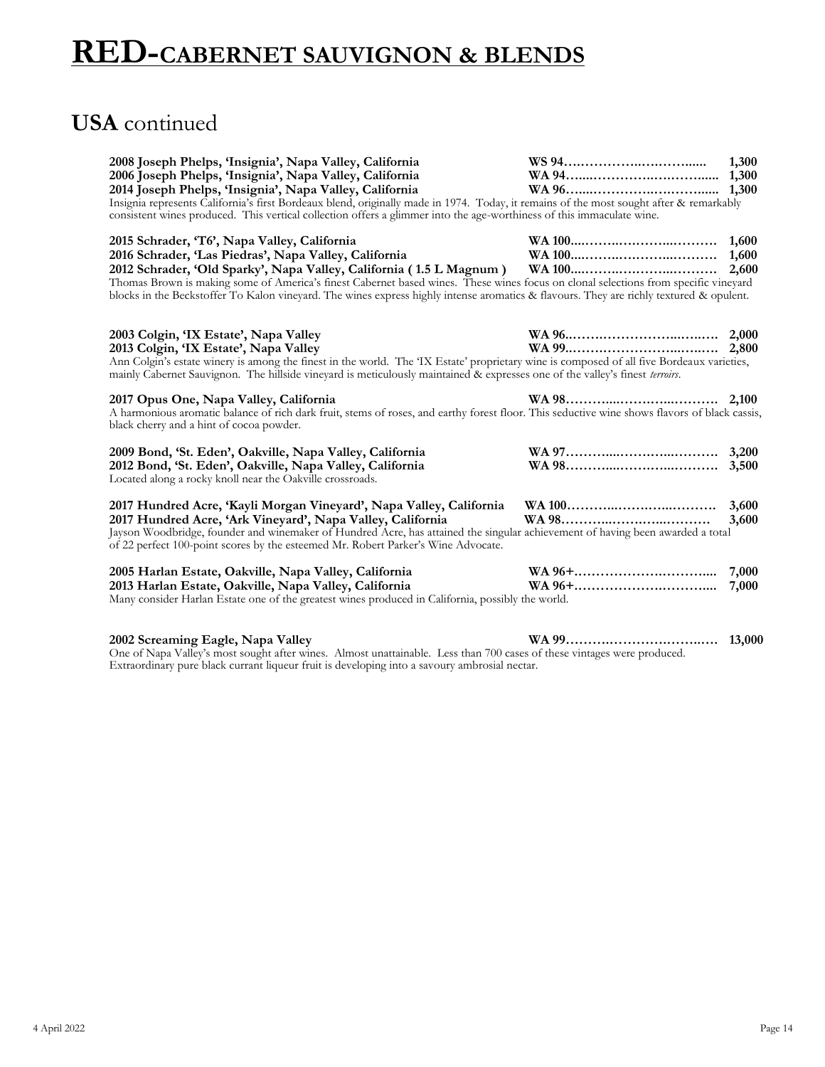# RED-CABERNET SAUVIGNON & BLENDS

## USA continued

**2008 Joseph Phelps, 'Insignia', Napa Valley, California** **WS 94……………………………...... 1,300**
**2006 Joseph Phelps, 'Insignia', Napa Valley, California** **WA 94……………………………...... 1,300**
**2014 Joseph Phelps, 'Insignia', Napa Valley, California** **WA 96……………………………...... 1,300**
Insignia represents California's first Bordeaux blend, originally made in 1974. Today, it remains of the most sought after & remarkably consistent wines produced. This vertical collection offers a glimmer into the age-worthiness of this immaculate wine.

**2015 Schrader, 'T6', Napa Valley, California** **WA 100……………………………… 1,600**
**2016 Schrader, 'Las Piedras', Napa Valley, California** **WA 100……………………………… 1,600**
**2012 Schrader, 'Old Sparky', Napa Valley, California ( 1.5 L Magnum )** **WA 100……………………………… 2,600**
Thomas Brown is making some of America's finest Cabernet based wines. These wines focus on clonal selections from specific vineyard blocks in the Beckstoffer To Kalon vineyard. The wines express highly intense aromatics & flavours. They are richly textured & opulent.

**2003 Colgin, 'IX Estate', Napa Valley** **WA 96……………………………… 2,000**
**2013 Colgin, 'IX Estate', Napa Valley** **WA 99……………………………… 2,800**
Ann Colgin's estate winery is among the finest in the world. The 'IX Estate' proprietary wine is composed of all five Bordeaux varieties, mainly Cabernet Sauvignon. The hillside vineyard is meticulously maintained & expresses one of the valley's finest *terroirs*.

**2017 Opus One, Napa Valley, California** **WA 98……………………………… 2,100**
A harmonious aromatic balance of rich dark fruit, stems of roses, and earthy forest floor. This seductive wine shows flavors of black cassis, black cherry and a hint of cocoa powder.

**2009 Bond, 'St. Eden', Oakville, Napa Valley, California** **WA 97……………………………… 3,200**
**2012 Bond, 'St. Eden', Oakville, Napa Valley, California** **WA 98……………………………… 3,500**
Located along a rocky knoll near the Oakville crossroads.

**2017 Hundred Acre, 'Kayli Morgan Vineyard', Napa Valley, California** **WA 100……………………………… 3,600**
**2017 Hundred Acre, 'Ark Vineyard', Napa Valley, California** **WA 98……………………………… 3,600**
Jayson Woodbridge, founder and winemaker of Hundred Acre, has attained the singular achievement of having been awarded a total of 22 perfect 100-point scores by the esteemed Mr. Robert Parker's Wine Advocate.

**2005 Harlan Estate, Oakville, Napa Valley, California** **WA 96+……………………………... 7,000**
**2013 Harlan Estate, Oakville, Napa Valley, California** **WA 96+……………………………... 7,000**
Many consider Harlan Estate one of the greatest wines produced in California, possibly the world.

**2002 Screaming Eagle, Napa Valley** **WA 99……………………………… 13,000**
One of Napa Valley's most sought after wines. Almost unattainable. Less than 700 cases of these vintages were produced. Extraordinary pure black currant liqueur fruit is developing into a savoury ambrosial nectar.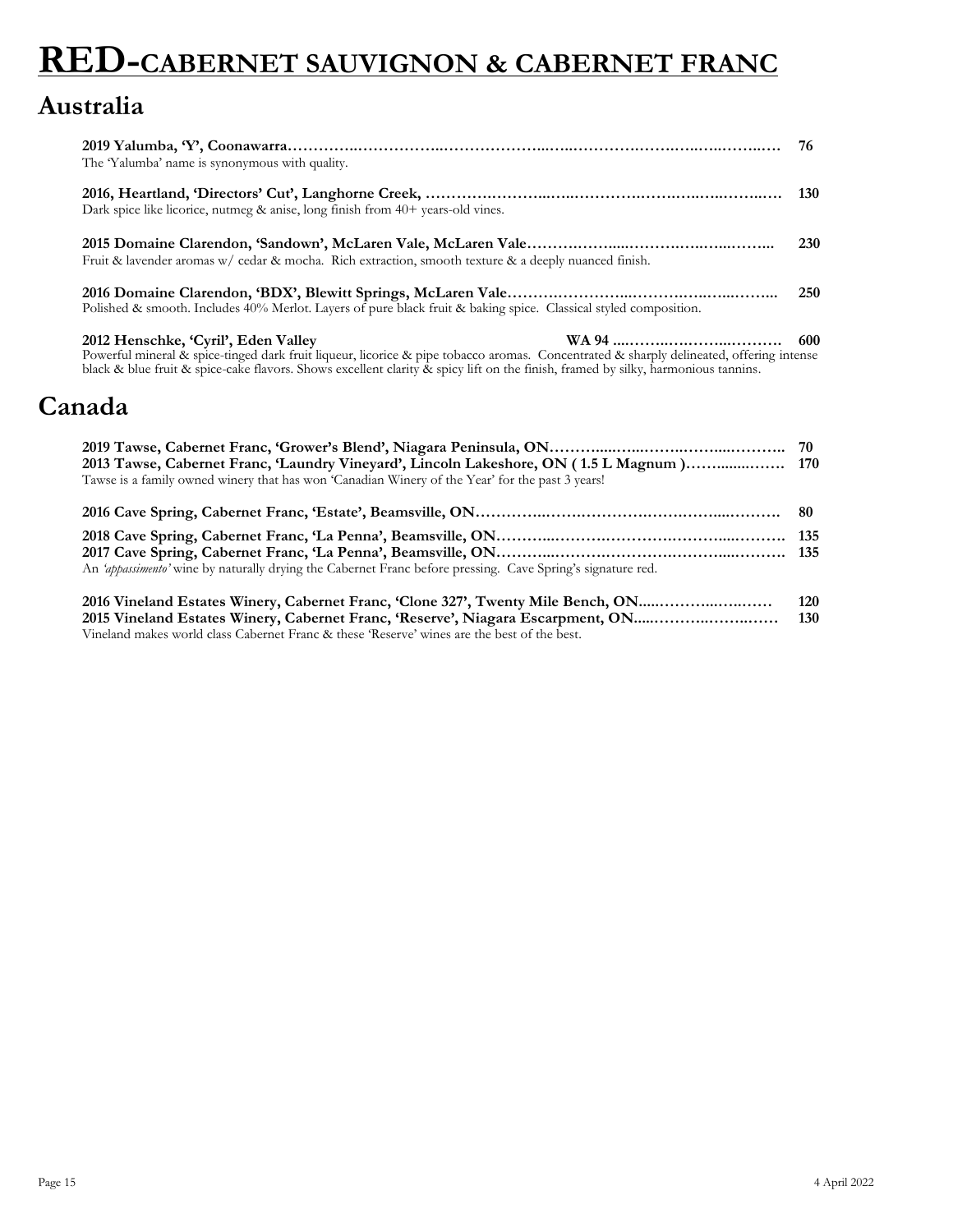# RED-CABERNET SAUVIGNON & CABERNET FRANC

## Australia

**2019 Yalumba, 'Y', Coonawarra…………………………………………………………………………… 76**
The 'Yalumba' name is synonymous with quality.

**2016, Heartland, 'Directors' Cut', Langhorne Creek, ………………………………………………………… 130**
Dark spice like licorice, nutmeg & anise, long finish from 40+ years-old vines.

**2015 Domaine Clarendon, 'Sandown', McLaren Vale, McLaren Vale………………………………………… 230**
Fruit & lavender aromas w/ cedar & mocha. Rich extraction, smooth texture & a deeply nuanced finish.

**2016 Domaine Clarendon, 'BDX', Blewitt Springs, McLaren Vale…………………………………………… 250**
Polished & smooth. Includes 40% Merlot. Layers of pure black fruit & baking spice. Classical styled composition.

**2012 Henschke, 'Cyril', Eden Valley WA 94 ……………………………… 600**
Powerful mineral & spice-tinged dark fruit liqueur, licorice & pipe tobacco aromas. Concentrated & sharply delineated, offering intense black & blue fruit & spice-cake flavors. Shows excellent clarity & spicy lift on the finish, framed by silky, harmonious tannins.

## Canada

**2019 Tawse, Cabernet Franc, 'Grower's Blend', Niagara Peninsula, ON……………………………………… 70**
**2013 Tawse, Cabernet Franc, 'Laundry Vineyard', Lincoln Lakeshore, ON ( 1.5 L Magnum )……………… 170**
Tawse is a family owned winery that has won 'Canadian Winery of the Year' for the past 3 years!

**2016 Cave Spring, Cabernet Franc, 'Estate', Beamsville, ON……………………………………………… 80**

**2018 Cave Spring, Cabernet Franc, 'La Penna', Beamsville, ON…………………………………………… 135**
**2017 Cave Spring, Cabernet Franc, 'La Penna', Beamsville, ON…………………………………………… 135**
An *'appassimento'* wine by naturally drying the Cabernet Franc before pressing. Cave Spring's signature red.

**2016 Vineland Estates Winery, Cabernet Franc, 'Clone 327', Twenty Mile Bench, ON……………………… 120**
**2015 Vineland Estates Winery, Cabernet Franc, 'Reserve', Niagara Escarpment, ON………………………… 130**
Vineland makes world class Cabernet Franc & these 'Reserve' wines are the best of the best.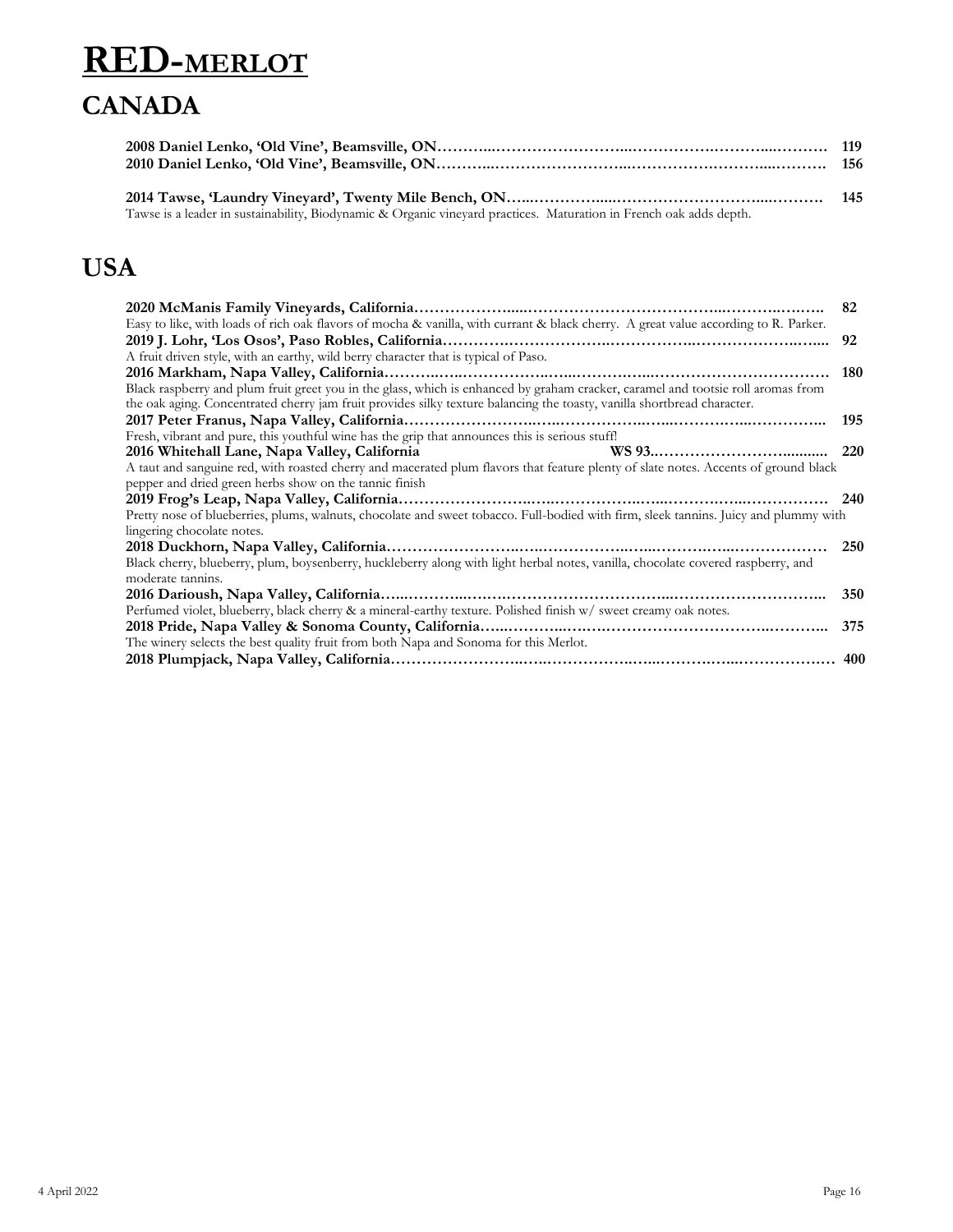# RED-MERLOT

## CANADA

**2008 Daniel Lenko, 'Old Vine', Beamsville, ON** ……… **119**
**2010 Daniel Lenko, 'Old Vine', Beamsville, ON** ……… **156**

**2014 Tawse, 'Laundry Vineyard', Twenty Mile Bench, ON** ……… **145**
Tawse is a leader in sustainability, Biodynamic & Organic vineyard practices. Maturation in French oak adds depth.

## USA

**2020 McManis Family Vineyards, California** ……… **82**
Easy to like, with loads of rich oak flavors of mocha & vanilla, with currant & black cherry. A great value according to R. Parker.

**2019 J. Lohr, 'Los Osos', Paso Robles, California** ……… **92**
A fruit driven style, with an earthy, wild berry character that is typical of Paso.

**2016 Markham, Napa Valley, California** ……… **180**
Black raspberry and plum fruit greet you in the glass, which is enhanced by graham cracker, caramel and tootsie roll aromas from the oak aging. Concentrated cherry jam fruit provides silky texture balancing the toasty, vanilla shortbread character.

**2017 Peter Franus, Napa Valley, California** ……… **195**
Fresh, vibrant and pure, this youthful wine has the grip that announces this is serious stuff!

**2016 Whitehall Lane, Napa Valley, California WS 93.** ……… **220**
A taut and sanguine red, with roasted cherry and macerated plum flavors that feature plenty of slate notes. Accents of ground black pepper and dried green herbs show on the tannic finish

**2019 Frog's Leap, Napa Valley, California** ……… **240**
Pretty nose of blueberries, plums, walnuts, chocolate and sweet tobacco. Full-bodied with firm, sleek tannins. Juicy and plummy with lingering chocolate notes.

**2018 Duckhorn, Napa Valley, California** ……… **250**
Black cherry, blueberry, plum, boysenberry, huckleberry along with light herbal notes, vanilla, chocolate covered raspberry, and moderate tannins.

**2016 Darioush, Napa Valley, California** ……… **350**
Perfumed violet, blueberry, black cherry & a mineral-earthy texture. Polished finish w/ sweet creamy oak notes.

**2018 Pride, Napa Valley & Sonoma County, California** ……… **375**
The winery selects the best quality fruit from both Napa and Sonoma for this Merlot.

**2018 Plumpjack, Napa Valley, California** ……… **400**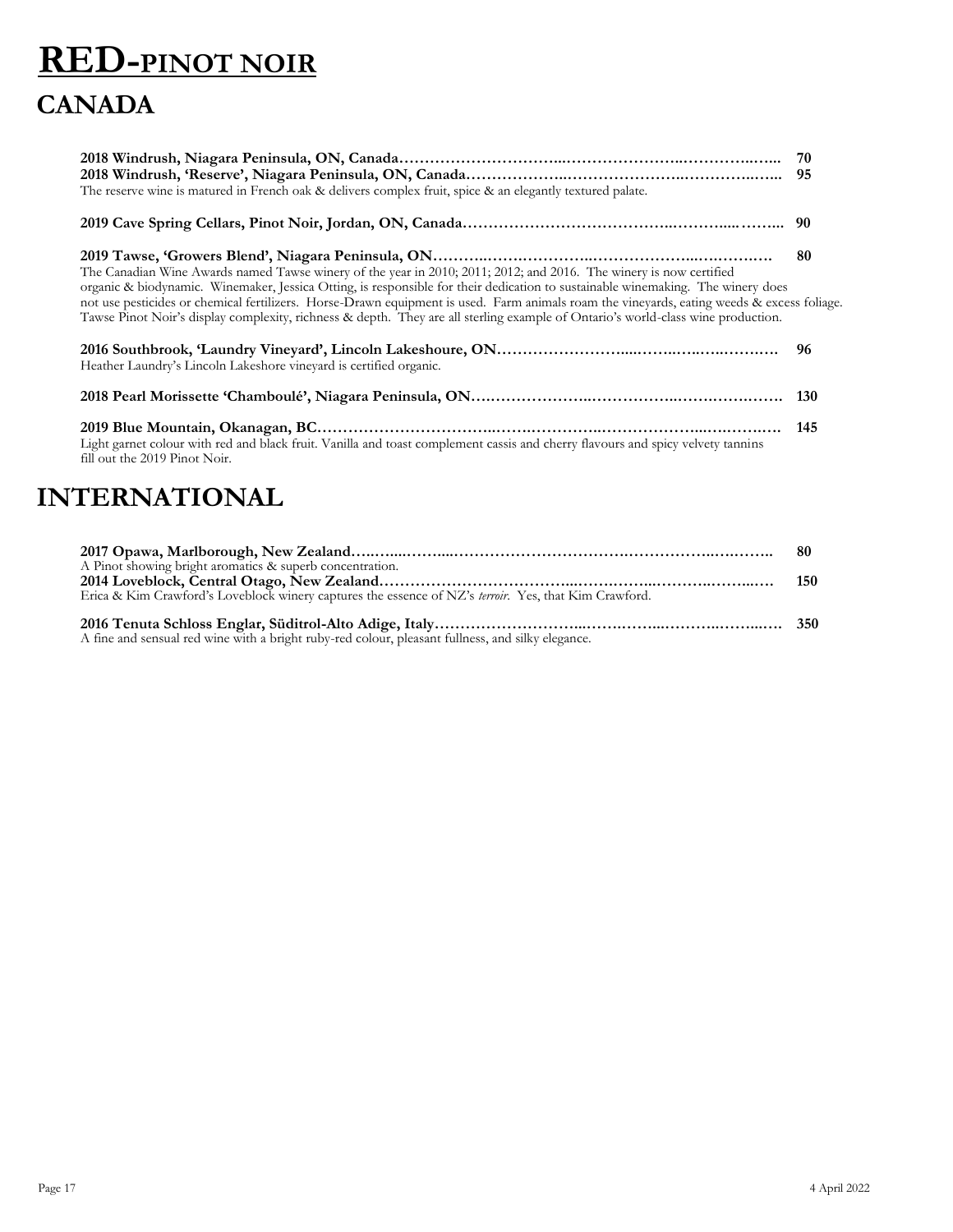# RED-PINOT NOIR

## CANADA

**2018 Windrush, Niagara Peninsula, ON, Canada…………………………...……………………..…………..…... 70**
**2018 Windrush, 'Reserve', Niagara Peninsula, ON, Canada………………..……………………..…………..…... 95**
The reserve wine is matured in French oak & delivers complex fruit, spice & an elegantly textured palate.

**2019 Cave Spring Cellars, Pinot Noir, Jordan, ON, Canada…………………………………..………...……... 90**

**2019 Tawse, 'Growers Blend', Niagara Peninsula, ON………..…….……………..………………...…………. 80**
The Canadian Wine Awards named Tawse winery of the year in 2010; 2011; 2012; and 2016. The winery is now certified organic & biodynamic. Winemaker, Jessica Otting, is responsible for their dedication to sustainable winemaking. The winery does not use pesticides or chemical fertilizers. Horse-Drawn equipment is used. Farm animals roam the vineyards, eating weeds & excess foliage. Tawse Pinot Noir's display complexity, richness & depth. They are all sterling example of Ontario's world-class wine production.

**2016 Southbrook, 'Laundry Vineyard', Lincoln Lakeshoure, ON……………………...……….…..….………. 96**
Heather Laundry's Lincoln Lakeshore vineyard is certified organic.

**2018 Pearl Morissette 'Chamboulé', Niagara Peninsula, ON….………………..……………..………….……. 130**

**2019 Blue Mountain, Okanagan, BC……………………………..……….………….……………...…….……. 145**
Light garnet colour with red and black fruit. Vanilla and toast complement cassis and cherry flavours and spicy velvety tannins fill out the 2019 Pinot Noir.

## INTERNATIONAL

**2017 Opawa, Marlborough, New Zealand…..…...……...……………………………….…………….……….. 80**
A Pinot showing bright aromatics & superb concentration.
**2014 Loveblock, Central Otago, New Zealand………………………………...…….……..……….……...…. 150**
Erica & Kim Crawford's Loveblock winery captures the essence of NZ's *terroir*. Yes, that Kim Crawford.

**2016 Tenuta Schloss Englar, Süditrol-Alto Adige, Italy………………………...…….……...……….……..…. 350**
A fine and sensual red wine with a bright ruby-red colour, pleasant fullness, and silky elegance.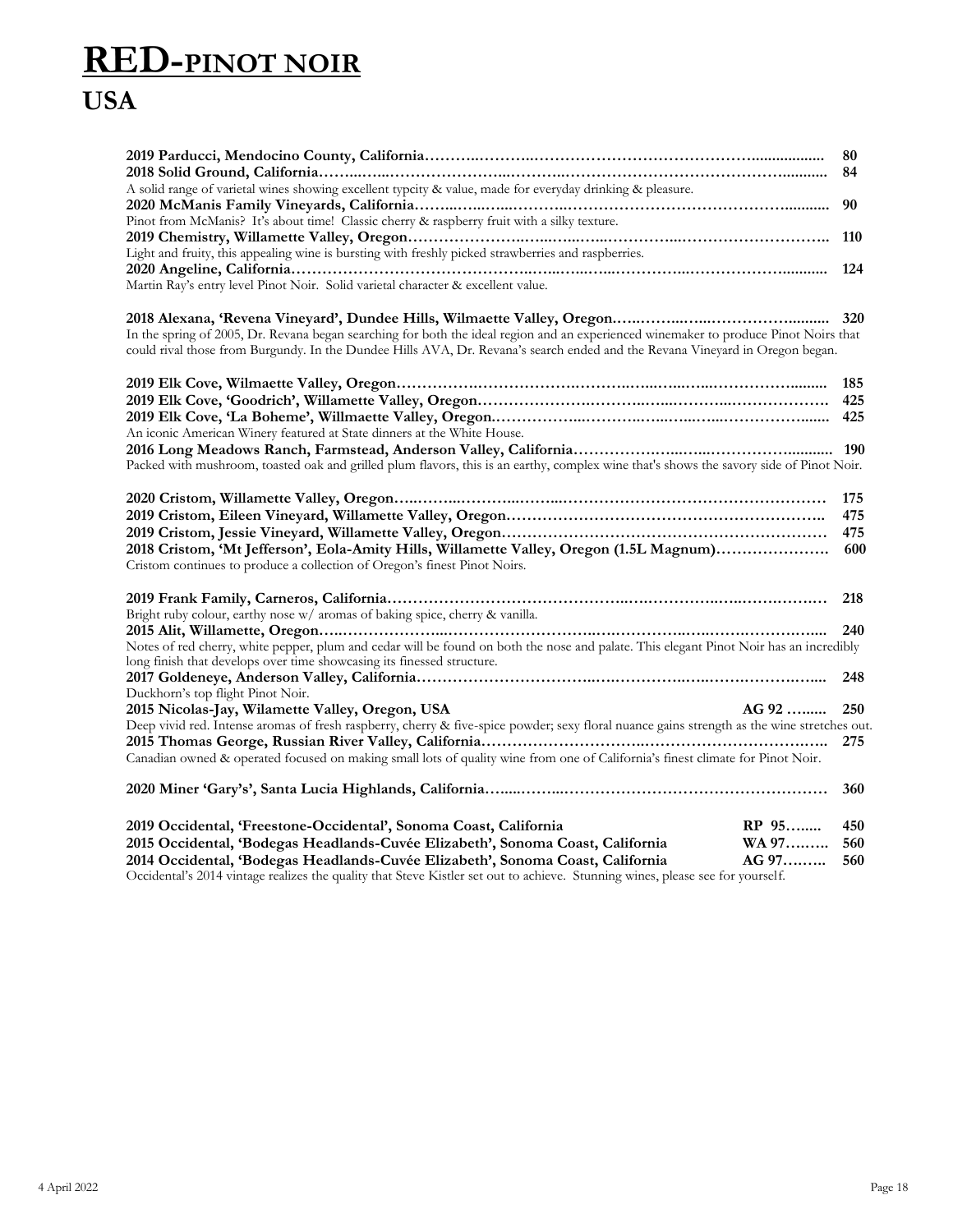# RED-PINOT NOIR

## USA

**2019 Parducci, Mendocino County, California** ........................................ **80**

**2018 Solid Ground, California** ........................................ **84**

A solid range of varietal wines showing excellent typcity & value, made for everyday drinking & pleasure.

**2020 McManis Family Vineyards, California** ........................................ **90**

Pinot from McManis? It's about time! Classic cherry & raspberry fruit with a silky texture.

**2019 Chemistry, Willamette Valley, Oregon** ........................................ **110**

Light and fruity, this appealing wine is bursting with freshly picked strawberries and raspberries.

**2020 Angeline, California** ........................................ **124**

Martin Ray's entry level Pinot Noir. Solid varietal character & excellent value.

**2018 Alexana, 'Revena Vineyard', Dundee Hills, Wilmaette Valley, Oregon** ........................................ **320**

In the spring of 2005, Dr. Revana began searching for both the ideal region and an experienced winemaker to produce Pinot Noirs that could rival those from Burgundy. In the Dundee Hills AVA, Dr. Revana's search ended and the Revana Vineyard in Oregon began.

**2019 Elk Cove, Wilmaette Valley, Oregon** ........................................ **185**

**2019 Elk Cove, 'Goodrich', Willamette Valley, Oregon** ........................................ **425**

**2019 Elk Cove, 'La Boheme', Willmaette Valley, Oregon** ........................................ **425**

An iconic American Winery featured at State dinners at the White House.

**2016 Long Meadows Ranch, Farmstead, Anderson Valley, California** ........................................ **190**

Packed with mushroom, toasted oak and grilled plum flavors, this is an earthy, complex wine that's shows the savory side of Pinot Noir.

**2020 Cristom, Willamette Valley, Oregon** ........................................ **175**

**2019 Cristom, Eileen Vineyard, Willamette Valley, Oregon** ........................................ **475**

**2019 Cristom, Jessie Vineyard, Willamette Valley, Oregon** ........................................ **475**

**2018 Cristom, 'Mt Jefferson', Eola-Amity Hills, Willamette Valley, Oregon (1.5L Magnum)** ........................................ **600**

Cristom continues to produce a collection of Oregon's finest Pinot Noirs.

**2019 Frank Family, Carneros, California** ........................................ **218**

Bright ruby colour, earthy nose w/ aromas of baking spice, cherry & vanilla.

**2015 Alit, Willamette, Oregon** ........................................ **240**

Notes of red cherry, white pepper, plum and cedar will be found on both the nose and palate. This elegant Pinot Noir has an incredibly long finish that develops over time showcasing its finessed structure.

**2017 Goldeneye, Anderson Valley, California** ........................................ **248**

Duckhorn's top flight Pinot Noir.

**2015 Nicolas-Jay, Wilamette Valley, Oregon, USA** AG 92 ........ **250**

Deep vivid red. Intense aromas of fresh raspberry, cherry & five-spice powder; sexy floral nuance gains strength as the wine stretches out.

**2015 Thomas George, Russian River Valley, California** ........................................ **275**

Canadian owned & operated focused on making small lots of quality wine from one of California's finest climate for Pinot Noir.

**2020 Miner 'Gary's', Santa Lucia Highlands, California** ........................................ **360**

**2019 Occidental, 'Freestone-Occidental', Sonoma Coast, California** RP 95....... **450**

**2015 Occidental, 'Bodegas Headlands-Cuvée Elizabeth', Sonoma Coast, California** WA 97......... **560**

**2014 Occidental, 'Bodegas Headlands-Cuvée Elizabeth', Sonoma Coast, California** AG 97......... **560**

Occidental's 2014 vintage realizes the quality that Steve Kistler set out to achieve. Stunning wines, please see for yourself.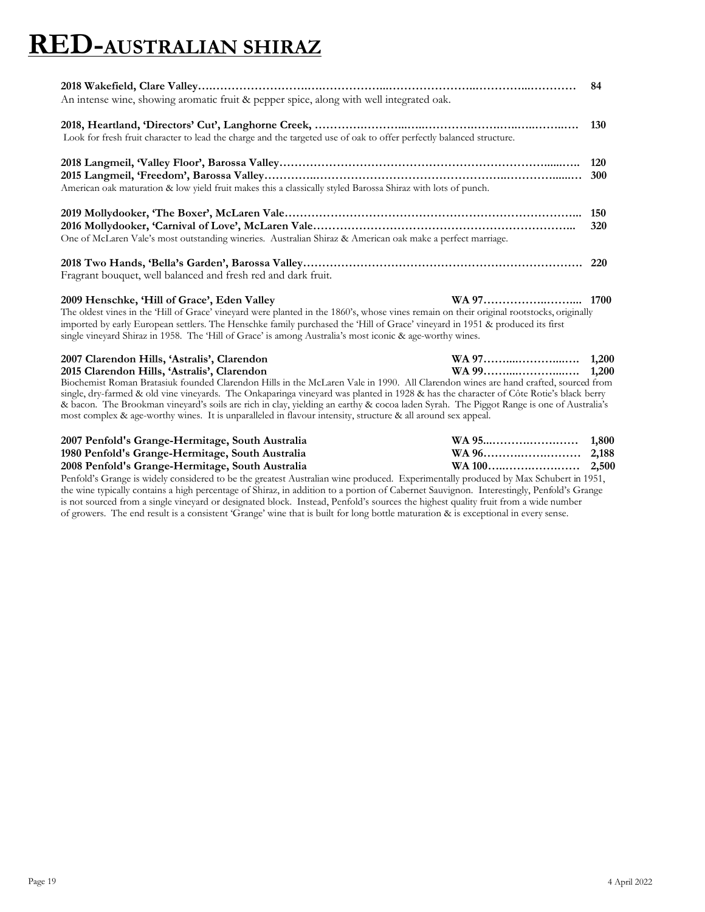# RED-AUSTRALIAN SHIRAZ

**2018 Wakefield, Clare Valley…………………………………………………………………………………… 84**
An intense wine, showing aromatic fruit & pepper spice, along with well integrated oak.

**2018, Heartland, 'Directors' Cut', Langhorne Creek, ……………………………………………………… 130**
Look for fresh fruit character to lead the charge and the targeted use of oak to offer perfectly balanced structure.

**2018 Langmeil, 'Valley Floor', Barossa Valley………………………………………………………………… 120**
**2015 Langmeil, 'Freedom', Barossa Valley……………………………………………………………………… 300**
American oak maturation & low yield fruit makes this a classically styled Barossa Shiraz with lots of punch.

**2019 Mollydooker, 'The Boxer', McLaren Vale……………………………………………………………… 150**
**2016 Mollydooker, 'Carnival of Love', McLaren Vale………………………………………………………… 320**
One of McLaren Vale's most outstanding wineries. Australian Shiraz & American oak make a perfect marriage.

**2018 Two Hands, 'Bella's Garden', Barossa Valley…………………………………………………………… 220**
Fragrant bouquet, well balanced and fresh red and dark fruit.

**2009 Henschke, 'Hill of Grace', Eden Valley WA 97……………………… 1700**
The oldest vines in the 'Hill of Grace' vineyard were planted in the 1860's, whose vines remain on their original rootstocks, originally imported by early European settlers. The Henschke family purchased the 'Hill of Grace' vineyard in 1951 & produced its first single vineyard Shiraz in 1958. The 'Hill of Grace' is among Australia's most iconic & age-worthy wines.

**2007 Clarendon Hills, 'Astralis', Clarendon WA 97……………………… 1,200**
**2015 Clarendon Hills, 'Astralis', Clarendon WA 99……………………… 1,200**
Biochemist Roman Bratasiuk founded Clarendon Hills in the McLaren Vale in 1990. All Clarendon wines are hand crafted, sourced from single, dry-farmed & old vine vineyards. The Onkaparinga vineyard was planted in 1928 & has the character of Côte Rotie's black berry & bacon. The Brookman vineyard's soils are rich in clay, yielding an earthy & cocoa laden Syrah. The Piggot Range is one of Australia's most complex & age-worthy wines. It is unparalleled in flavour intensity, structure & all around sex appeal.

**2007 Penfold's Grange-Hermitage, South Australia WA 95……………………… 1,800**
**1980 Penfold's Grange-Hermitage, South Australia WA 96……………………… 2,188**
**2008 Penfold's Grange-Hermitage, South Australia WA 100……………………… 2,500**
Penfold's Grange is widely considered to be the greatest Australian wine produced. Experimentally produced by Max Schubert in 1951, the wine typically contains a high percentage of Shiraz, in addition to a portion of Cabernet Sauvignon. Interestingly, Penfold's Grange is not sourced from a single vineyard or designated block. Instead, Penfold's sources the highest quality fruit from a wide number of growers. The end result is a consistent 'Grange' wine that is built for long bottle maturation & is exceptional in every sense.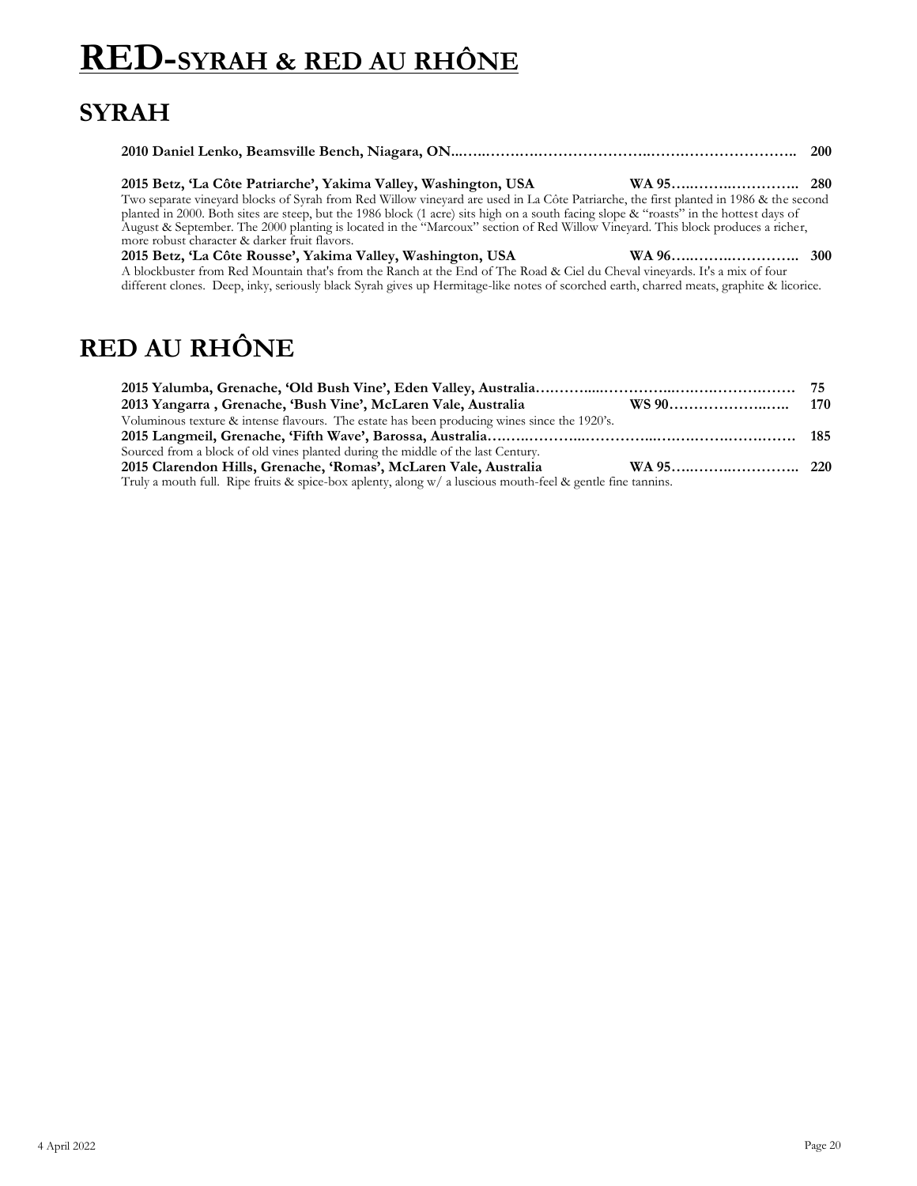# RED-SYRAH & RED AU RHÔNE

## SYRAH

**2010 Daniel Lenko, Beamsville Bench, Niagara, ON....................................................................................... 200**

**2015 Betz, 'La Côte Patriarche', Yakima Valley, Washington, USA WA 95.............................. 280**
Two separate vineyard blocks of Syrah from Red Willow vineyard are used in La Côte Patriarche, the first planted in 1986 & the second planted in 2000. Both sites are steep, but the 1986 block (1 acre) sits high on a south facing slope & "roasts" in the hottest days of August & September. The 2000 planting is located in the "Marcoux" section of Red Willow Vineyard. This block produces a richer, more robust character & darker fruit flavors.

**2015 Betz, 'La Côte Rousse', Yakima Valley, Washington, USA WA 96.............................. 300**
A blockbuster from Red Mountain that's from the Ranch at the End of The Road & Ciel du Cheval vineyards. It's a mix of four different clones. Deep, inky, seriously black Syrah gives up Hermitage-like notes of scorched earth, charred meats, graphite & licorice.

## RED AU RHÔNE

**2015 Yalumba, Grenache, 'Old Bush Vine', Eden Valley, Australia.............................................................. 75**

**2013 Yangarra , Grenache, 'Bush Vine', McLaren Vale, Australia WS 90.............................. 170**
Voluminous texture & intense flavours. The estate has been producing wines since the 1920's.

**2015 Langmeil, Grenache, 'Fifth Wave', Barossa, Australia.............................................................. 185**
Sourced from a block of old vines planted during the middle of the last Century.

**2015 Clarendon Hills, Grenache, 'Romas', McLaren Vale, Australia WA 95.............................. 220**
Truly a mouth full. Ripe fruits & spice-box aplenty, along w/ a luscious mouth-feel & gentle fine tannins.

4 April 2022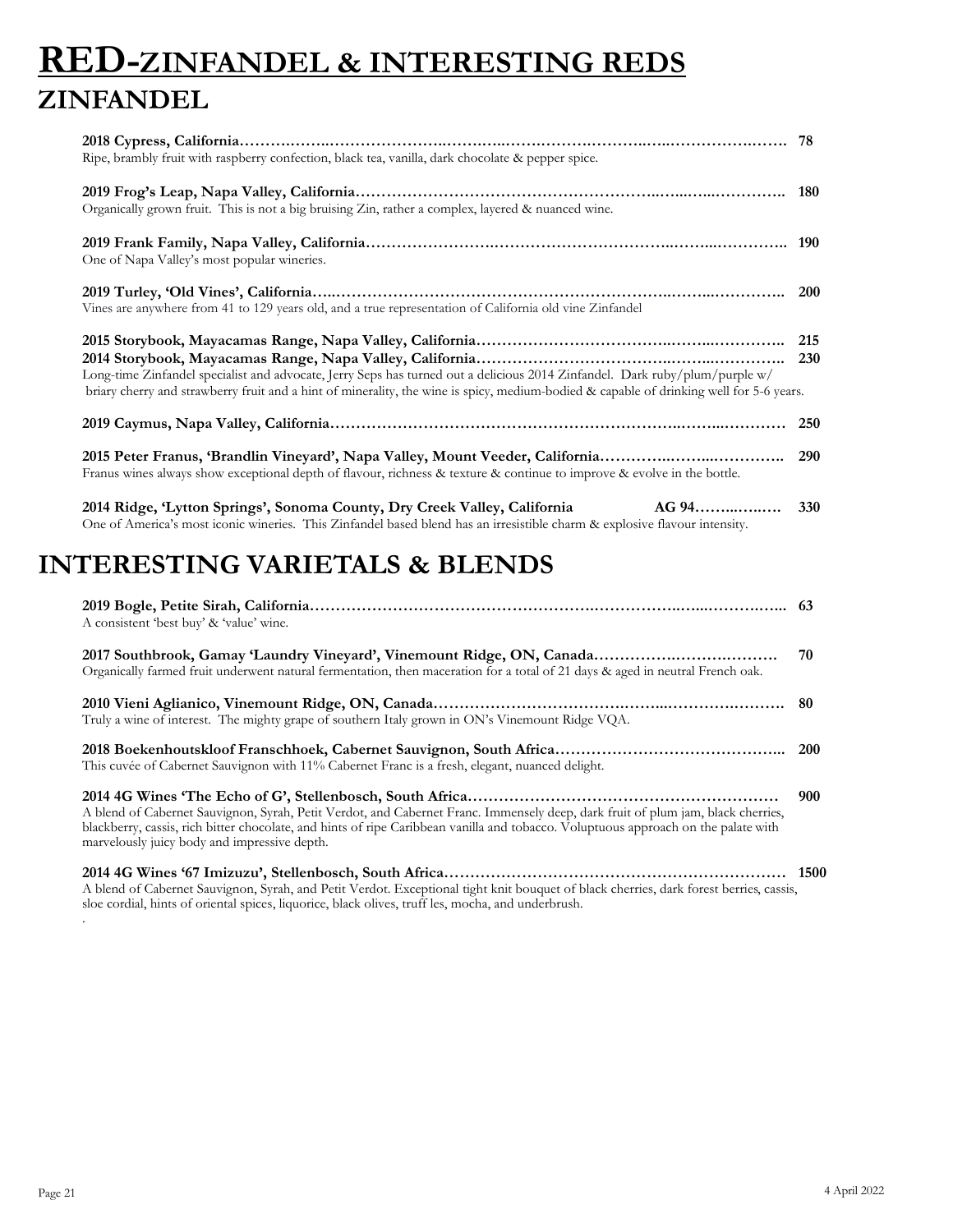# RED-ZINFANDEL & INTERESTING REDS

## ZINFANDEL

**2018 Cypress, California……………………………………………………………………………………………… 78**
Ripe, brambly fruit with raspberry confection, black tea, vanilla, dark chocolate & pepper spice.

**2019 Frog's Leap, Napa Valley, California……………………………………………………………………………… 180**
Organically grown fruit. This is not a big bruising Zin, rather a complex, layered & nuanced wine.

**2019 Frank Family, Napa Valley, California……………………………………………………………………………… 190**
One of Napa Valley's most popular wineries.

**2019 Turley, 'Old Vines', California……………………………………………………………………………………… 200**
Vines are anywhere from 41 to 129 years old, and a true representation of California old vine Zinfandel

**2015 Storybook, Mayacamas Range, Napa Valley, California……………………………………………………… 215**
**2014 Storybook, Mayacamas Range, Napa Valley, California……………………………………………………… 230**
Long-time Zinfandel specialist and advocate, Jerry Seps has turned out a delicious 2014 Zinfandel. Dark ruby/plum/purple w/ briary cherry and strawberry fruit and a hint of minerality, the wine is spicy, medium-bodied & capable of drinking well for 5-6 years.

**2019 Caymus, Napa Valley, California…………………………………………………………………………………… 250**

**2015 Peter Franus, 'Brandlin Vineyard', Napa Valley, Mount Veeder, California……………………………… 290**
Franus wines always show exceptional depth of flavour, richness & texture & continue to improve & evolve in the bottle.

**2014 Ridge, 'Lytton Springs', Sonoma County, Dry Creek Valley, California AG 94………………… 330**
One of America's most iconic wineries. This Zinfandel based blend has an irresistible charm & explosive flavour intensity.

## INTERESTING VARIETALS & BLENDS

**2019 Bogle, Petite Sirah, California……………………………………………………………………………………… 63**
A consistent 'best buy' & 'value' wine.

**2017 Southbrook, Gamay 'Laundry Vineyard', Vinemount Ridge, ON, Canada……………………………… 70**
Organically farmed fruit underwent natural fermentation, then maceration for a total of 21 days & aged in neutral French oak.

**2010 Vieni Aglianico, Vinemount Ridge, ON, Canada………………………………………………………………… 80**
Truly a wine of interest. The mighty grape of southern Italy grown in ON's Vinemount Ridge VQA.

**2018 Boekenhoutskloof Franschhoek, Cabernet Sauvignon, South Africa……………………………………… 200**
This cuvée of Cabernet Sauvignon with 11% Cabernet Franc is a fresh, elegant, nuanced delight.

**2014 4G Wines 'The Echo of G', Stellenbosch, South Africa…………………………………………………… 900**
A blend of Cabernet Sauvignon, Syrah, Petit Verdot, and Cabernet Franc. Immensely deep, dark fruit of plum jam, black cherries, blackberry, cassis, rich bitter chocolate, and hints of ripe Caribbean vanilla and tobacco. Voluptuous approach on the palate with marvelously juicy body and impressive depth.

**2014 4G Wines '67 Imizuzu', Stellenbosch, South Africa……………………………………………………… 1500**
A blend of Cabernet Sauvignon, Syrah, and Petit Verdot. Exceptional tight knit bouquet of black cherries, dark forest berries, cassis, sloe cordial, hints of oriental spices, liquorice, black olives, truff les, mocha, and underbrush.
.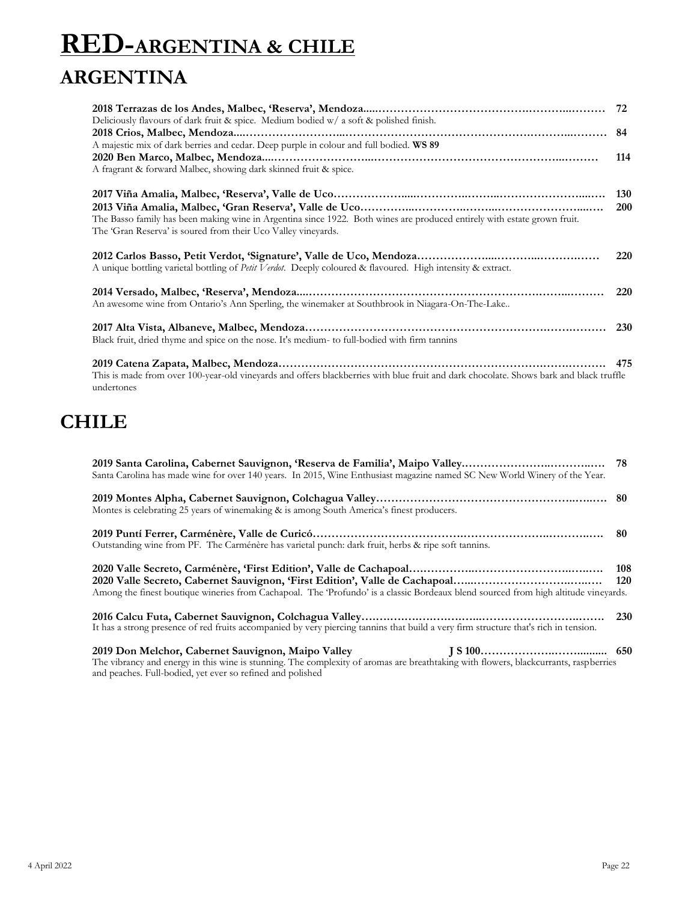# RED-ARGENTINA & CHILE

## ARGENTINA

**2018 Terrazas de los Andes, Malbec, 'Reserva', Mendoza** ........ **72**
Deliciously flavours of dark fruit & spice. Medium bodied w/ a soft & polished finish.

**2018 Crios, Malbec, Mendoza** ........ **84**
A majestic mix of dark berries and cedar. Deep purple in colour and full bodied. **WS 89**

**2020 Ben Marco, Malbec, Mendoza** ........ **114**
A fragrant & forward Malbec, showing dark skinned fruit & spice.

**2017 Viña Amalia, Malbec, 'Reserva', Valle de Uco** ........ **130**
**2013 Viña Amalia, Malbec, 'Gran Reserva', Valle de Uco** ........ **200**
The Basso family has been making wine in Argentina since 1922. Both wines are produced entirely with estate grown fruit. The 'Gran Reserva' is soured from their Uco Valley vineyards.

**2012 Carlos Basso, Petit Verdot, 'Signature', Valle de Uco, Mendoza** ........ **220**
A unique bottling varietal bottling of *Petit Verdot*. Deeply coloured & flavoured. High intensity & extract.

**2014 Versado, Malbec, 'Reserva', Mendoza** ........ **220**
An awesome wine from Ontario's Ann Sperling, the winemaker at Southbrook in Niagara-On-The-Lake..

**2017 Alta Vista, Albaneve, Malbec, Mendoza** ........ **230**
Black fruit, dried thyme and spice on the nose. It's medium- to full-bodied with firm tannins

**2019 Catena Zapata, Malbec, Mendoza** ........ **475**
This is made from over 100-year-old vineyards and offers blackberries with blue fruit and dark chocolate. Shows bark and black truffle undertones

## CHILE

**2019 Santa Carolina, Cabernet Sauvignon, 'Reserva de Familia', Maipo Valley** ........ **78**
Santa Carolina has made wine for over 140 years. In 2015, Wine Enthusiast magazine named SC New World Winery of the Year.

**2019 Montes Alpha, Cabernet Sauvignon, Colchagua Valley** ........ **80**
Montes is celebrating 25 years of winemaking & is among South America's finest producers.

**2019 Puntí Ferrer, Carménère, Valle de Curicó** ........ **80**
Outstanding wine from PF. The Carménère has varietal punch: dark fruit, herbs & ripe soft tannins.

**2020 Valle Secreto, Carménère, 'First Edition', Valle de Cachapoal** ........ **108**
**2020 Valle Secreto, Cabernet Sauvignon, 'First Edition', Valle de Cachapoal** ........ **120**
Among the finest boutique wineries from Cachapoal. The 'Profundo' is a classic Bordeaux blend sourced from high altitude vineyards.

**2016 Calcu Futa, Cabernet Sauvignon, Colchagua Valley** ........ **230**
It has a strong presence of red fruits accompanied by very piercing tannins that build a very firm structure that's rich in tension.

**2019 Don Melchor, Cabernet Sauvignon, Maipo Valley J S 100** ........ **650**
The vibrancy and energy in this wine is stunning. The complexity of aromas are breathtaking with flowers, blackcurrants, raspberries and peaches. Full-bodied, yet ever so refined and polished

4 April 2022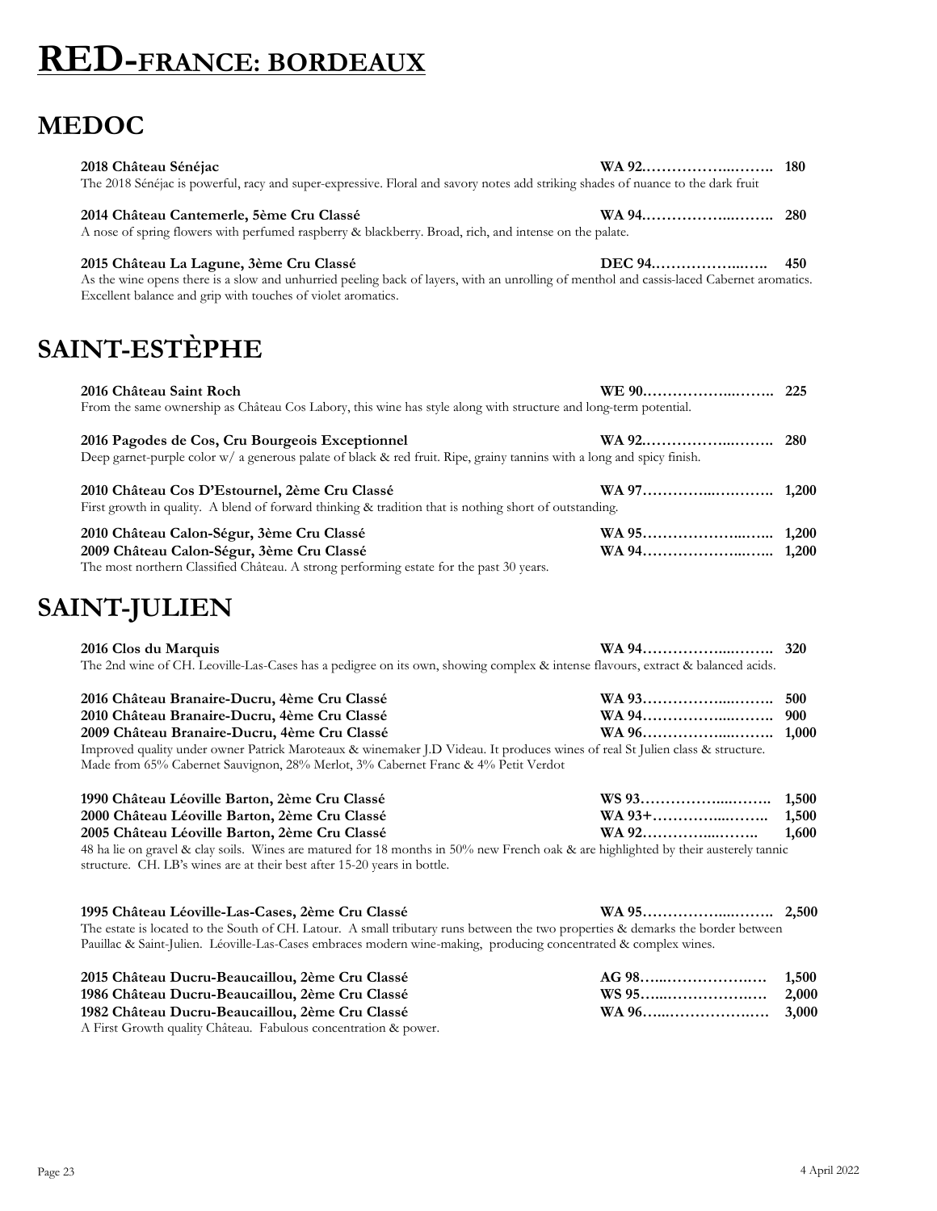# RED-FRANCE: BORDEAUX

## MEDOC

**2018 Château Sénéjac** **WA 92……………………… 180**
The 2018 Sénéjac is powerful, racy and super-expressive. Floral and savory notes add striking shades of nuance to the dark fruit

**2014 Château Cantemerle, 5ème Cru Classé** **WA 94……………………… 280**
A nose of spring flowers with perfumed raspberry & blackberry. Broad, rich, and intense on the palate.

**2015 Château La Lagune, 3ème Cru Classé** **DEC 94……………………… 450**
As the wine opens there is a slow and unhurried peeling back of layers, with an unrolling of menthol and cassis-laced Cabernet aromatics. Excellent balance and grip with touches of violet aromatics.

## SAINT-ESTÈPHE

**2016 Château Saint Roch** **WE 90……………………… 225**
From the same ownership as Château Cos Labory, this wine has style along with structure and long-term potential.

**2016 Pagodes de Cos, Cru Bourgeois Exceptionnel** **WA 92……………………… 280**
Deep garnet-purple color w/ a generous palate of black & red fruit. Ripe, grainy tannins with a long and spicy finish.

**2010 Château Cos D'Estournel, 2ème Cru Classé** **WA 97……………………… 1,200**
First growth in quality. A blend of forward thinking & tradition that is nothing short of outstanding.

**2010 Château Calon-Ségur, 3ème Cru Classé** **WA 95……………………… 1,200**
**2009 Château Calon-Ségur, 3ème Cru Classé** **WA 94……………………… 1,200**
The most northern Classified Château. A strong performing estate for the past 30 years.

## SAINT-JULIEN

**2016 Clos du Marquis** **WA 94……………………… 320**
The 2nd wine of CH. Leoville-Las-Cases has a pedigree on its own, showing complex & intense flavours, extract & balanced acids.

**2016 Château Branaire-Ducru, 4ème Cru Classé** **WA 93……………………… 500**
**2010 Château Branaire-Ducru, 4ème Cru Classé** **WA 94……………………… 900**
**2009 Château Branaire-Ducru, 4ème Cru Classé** **WA 96……………………… 1,000**
Improved quality under owner Patrick Maroteaux & winemaker J.D Videau. It produces wines of real St Julien class & structure. Made from 65% Cabernet Sauvignon, 28% Merlot, 3% Cabernet Franc & 4% Petit Verdot

**1990 Château Léoville Barton, 2ème Cru Classé** **WS 93……………………… 1,500**
**2000 Château Léoville Barton, 2ème Cru Classé** **WA 93+……………………… 1,500**
**2005 Château Léoville Barton, 2ème Cru Classé** **WA 92……………………… 1,600**
48 ha lie on gravel & clay soils. Wines are matured for 18 months in 50% new French oak & are highlighted by their austerely tannic structure. CH. LB's wines are at their best after 15-20 years in bottle.

**1995 Château Léoville-Las-Cases, 2ème Cru Classé** **WA 95……………………… 2,500**
The estate is located to the South of CH. Latour. A small tributary runs between the two properties & demarks the border between Pauillac & Saint-Julien. Léoville-Las-Cases embraces modern wine-making, producing concentrated & complex wines.

**2015 Château Ducru-Beaucaillou, 2ème Cru Classé** **AG 98……………………… 1,500**
**1986 Château Ducru-Beaucaillou, 2ème Cru Classé** **WS 95……………………… 2,000**
**1982 Château Ducru-Beaucaillou, 2ème Cru Classé** **WA 96……………………… 3,000**
A First Growth quality Château. Fabulous concentration & power.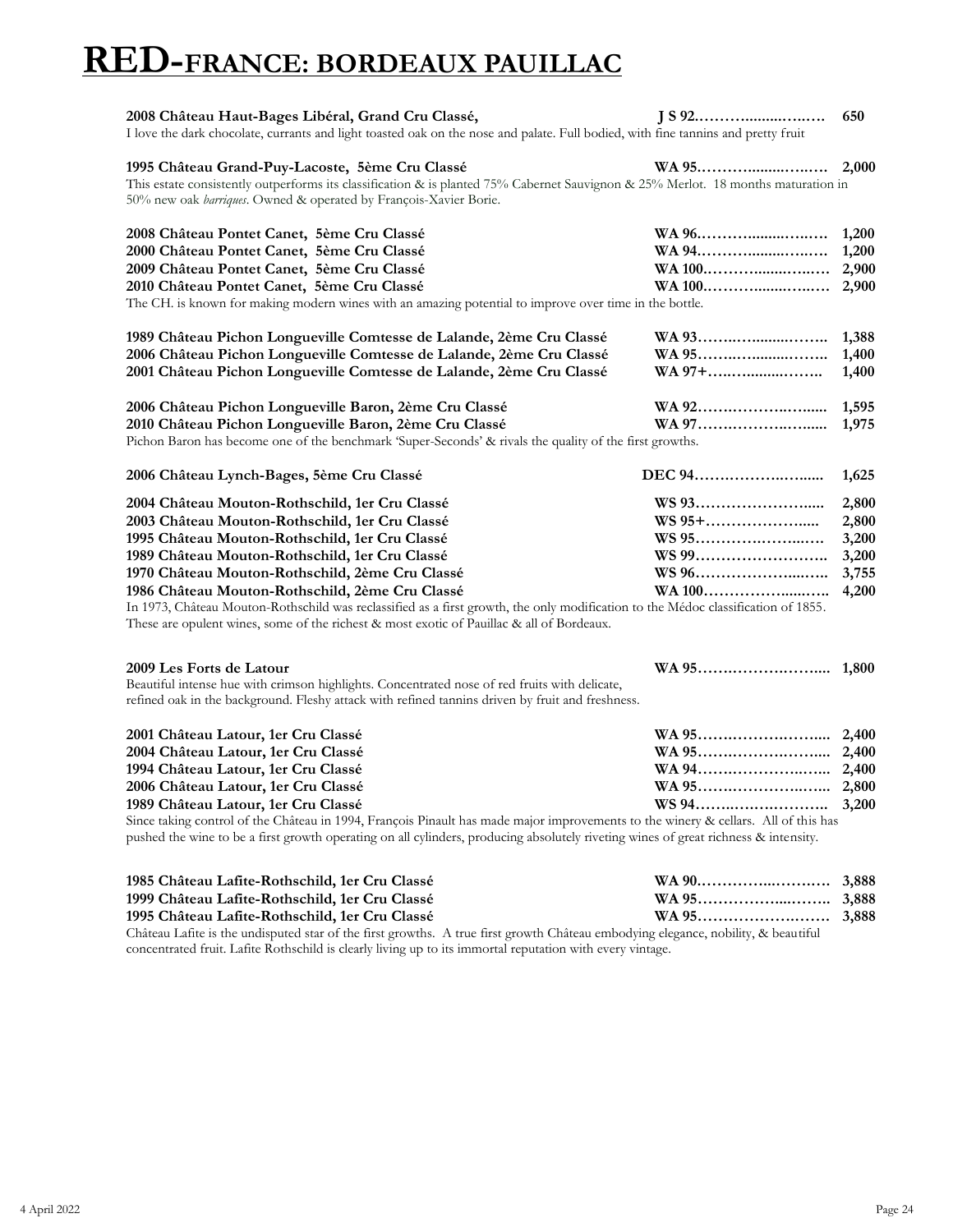# RED-FRANCE: BORDEAUX PAUILLAC

**2008 Château Haut-Bages Libéral, Grand Cru Classé,** **J S 92……….......…….. 650**
I love the dark chocolate, currants and light toasted oak on the nose and palate. Full bodied, with fine tannins and pretty fruit

**1995 Château Grand-Puy-Lacoste, 5ème Cru Classé** **WA 95……….......…….. 2,000**
This estate consistently outperforms its classification & is planted 75% Cabernet Sauvignon & 25% Merlot. 18 months maturation in 50% new oak *barriques*. Owned & operated by François-Xavier Borie.

**2008 Château Pontet Canet, 5ème Cru Classé** **WA 96……….......…….. 1,200**
**2000 Château Pontet Canet, 5ème Cru Classé** **WA 94……….......…….. 1,200**
**2009 Château Pontet Canet, 5ème Cru Classé** **WA 100……….......…….. 2,900**
**2010 Château Pontet Canet, 5ème Cru Classé** **WA 100……….......…….. 2,900**
The CH. is known for making modern wines with an amazing potential to improve over time in the bottle.

**1989 Château Pichon Longueville Comtesse de Lalande, 2ème Cru Classé** **WA 93……….......…….. 1,388**
**2006 Château Pichon Longueville Comtesse de Lalande, 2ème Cru Classé** **WA 95……….......…….. 1,400**
**2001 Château Pichon Longueville Comtesse de Lalande, 2ème Cru Classé** **WA 97+……….......…….. 1,400**

**2006 Château Pichon Longueville Baron, 2ème Cru Classé** **WA 92……………….…..... 1,595**
**2010 Château Pichon Longueville Baron, 2ème Cru Classé** **WA 97……………….…..... 1,975**
Pichon Baron has become one of the benchmark 'Super-Seconds' & rivals the quality of the first growths.

**2006 Château Lynch-Bages, 5ème Cru Classé** **DEC 94……………….…..... 1,625**

**2004 Château Mouton-Rothschild, 1er Cru Classé** **WS 93……………………..... 2,800**
**2003 Château Mouton-Rothschild, 1er Cru Classé** **WS 95+………………..... 2,800**
**1995 Château Mouton-Rothschild, 1er Cru Classé** **WS 95……………….…..… 3,200**
**1989 Château Mouton-Rothschild, 1er Cru Classé** **WS 99……………………... 3,200**
**1970 Château Mouton-Rothschild, 2ème Cru Classé** **WS 96………………...….. 3,755**
**1986 Château Mouton-Rothschild, 2ème Cru Classé** **WA 100……………....….. 4,200**
In 1973, Château Mouton-Rothschild was reclassified as a first growth, the only modification to the Médoc classification of 1855. These are opulent wines, some of the richest & most exotic of Pauillac & all of Bordeaux.

**2009 Les Forts de Latour** **WA 95……………………... 1,800**
Beautiful intense hue with crimson highlights. Concentrated nose of red fruits with delicate, refined oak in the background. Fleshy attack with refined tannins driven by fruit and freshness.

**2001 Château Latour, 1er Cru Classé** **WA 95……………………... 2,400**
**2004 Château Latour, 1er Cru Classé** **WA 95……………………... 2,400**
**1994 Château Latour, 1er Cru Classé** **WA 94……………………... 2,400**
**2006 Château Latour, 1er Cru Classé** **WA 95……………………... 2,800**
**1989 Château Latour, 1er Cru Classé** **WS 94……………………... 3,200**
Since taking control of the Château in 1994, François Pinault has made major improvements to the winery & cellars. All of this has pushed the wine to be a first growth operating on all cylinders, producing absolutely riveting wines of great richness & intensity.

**1985 Château Lafite-Rothschild, 1er Cru Classé** **WA 90………….………… 3,888**
**1999 Château Lafite-Rothschild, 1er Cru Classé** **WA 95………….………… 3,888**
**1995 Château Lafite-Rothschild, 1er Cru Classé** **WA 95………….………… 3,888**
Château Lafite is the undisputed star of the first growths. A true first growth Château embodying elegance, nobility, & beautiful concentrated fruit. Lafite Rothschild is clearly living up to its immortal reputation with every vintage.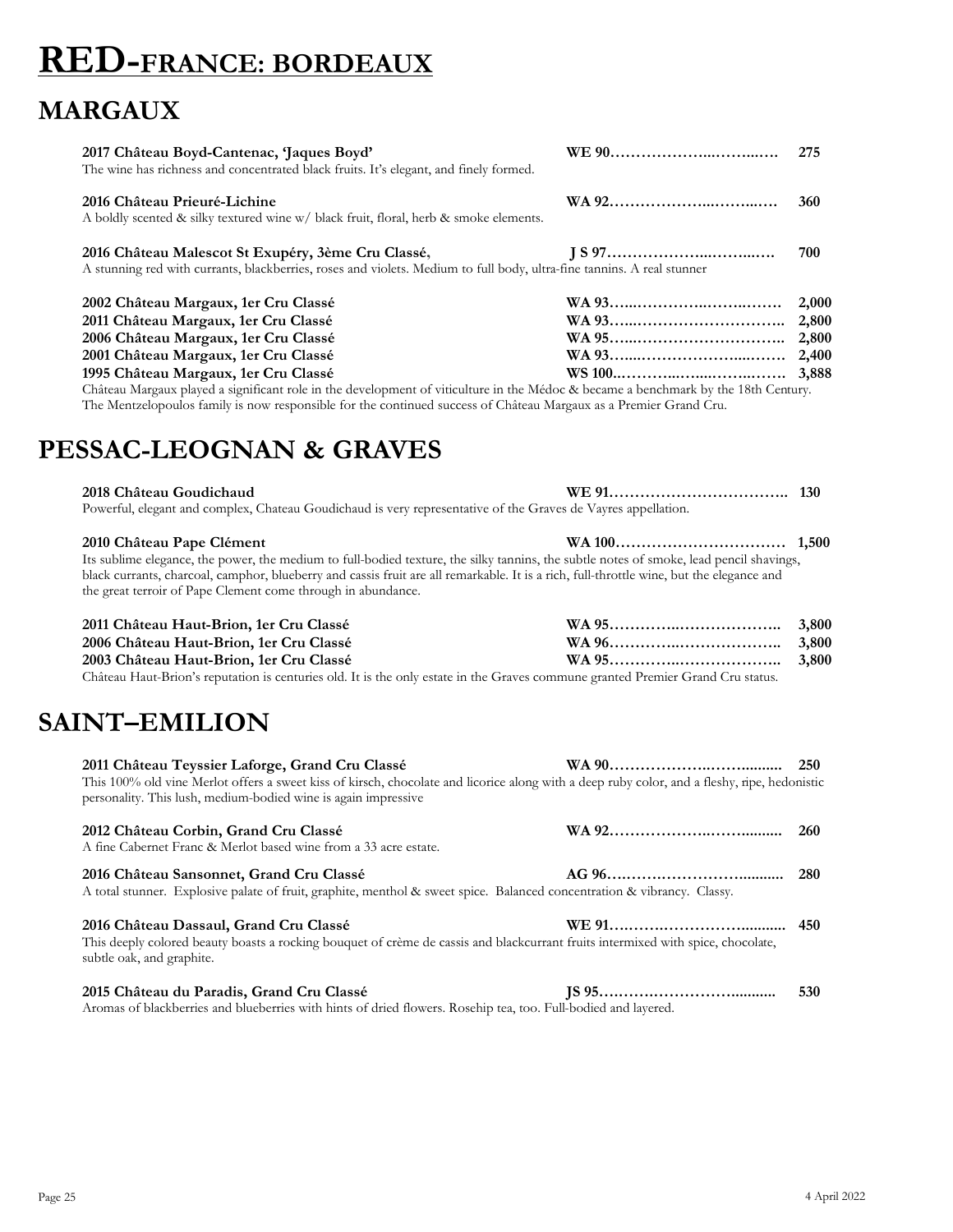# RED-FRANCE: BORDEAUX

## MARGAUX

**2017 Château Boyd-Cantenac, 'Jaques Boyd'** **WE 90………………..……..…. 275**
The wine has richness and concentrated black fruits. It's elegant, and finely formed.

**2016 Château Prieuré-Lichine** **WA 92………………..……..…. 360**
A boldly scented & silky textured wine w/ black fruit, floral, herb & smoke elements.

**2016 Château Malescot St Exupéry, 3ème Cru Classé,** **J S 97………………..……..…. 700**
A stunning red with currants, blackberries, roses and violets. Medium to full body, ultra-fine tannins. A real stunner

**2002 Château Margaux, 1er Cru Classé** **WA 93…..…………..……..……… 2,000**
**2011 Château Margaux, 1er Cru Classé** **WA 93…..………………………….. 2,800**
**2006 Château Margaux, 1er Cru Classé** **WA 95…..………………………….. 2,800**
**2001 Château Margaux, 1er Cru Classé** **WA 93…..……………………...…… 2,400**
**1995 Château Margaux, 1er Cru Classé** **WS 100..………..…...……..……. 3,888**
Château Margaux played a significant role in the development of viticulture in the Médoc & became a benchmark by the 18th Century. The Mentzelopoulos family is now responsible for the continued success of Château Margaux as a Premier Grand Cru.

## PESSAC-LEOGNAN & GRAVES

**2018 Château Goudichaud** **WE 91…………………………….. 130**
Powerful, elegant and complex, Chateau Goudichaud is very representative of the Graves de Vayres appellation.

**2010 Château Pape Clément** **WA 100…………………………… 1,500**
Its sublime elegance, the power, the medium to full-bodied texture, the silky tannins, the subtle notes of smoke, lead pencil shavings, black currants, charcoal, camphor, blueberry and cassis fruit are all remarkable. It is a rich, full-throttle wine, but the elegance and the great terroir of Pape Clement come through in abundance.

**2011 Château Haut-Brion, 1er Cru Classé** **WA 95…………..……………….. 3,800**
**2006 Château Haut-Brion, 1er Cru Classé** **WA 96…………..……………….. 3,800**
**2003 Château Haut-Brion, 1er Cru Classé** **WA 95…………..……………….. 3,800**
Château Haut-Brion's reputation is centuries old. It is the only estate in the Graves commune granted Premier Grand Cru status.

## SAINT–EMILION

**2011 Château Teyssier Laforge, Grand Cru Classé** **WA 90………………..……......... 250**
This 100% old vine Merlot offers a sweet kiss of kirsch, chocolate and licorice along with a deep ruby color, and a fleshy, ripe, hedonistic personality. This lush, medium-bodied wine is again impressive

**2012 Château Corbin, Grand Cru Classé** **WA 92………………..……......... 260**
A fine Cabernet Franc & Merlot based wine from a 33 acre estate.

**2016 Château Sansonnet, Grand Cru Classé** **AG 96….……….…………........... 280**
A total stunner. Explosive palate of fruit, graphite, menthol & sweet spice. Balanced concentration & vibrancy. Classy.

**2016 Château Dassaul, Grand Cru Classé** **WE 91….……….…………........... 450**
This deeply colored beauty boasts a rocking bouquet of crème de cassis and blackcurrant fruits intermixed with spice, chocolate, subtle oak, and graphite.

**2015 Château du Paradis, Grand Cru Classé** **JS 95….……….…………........... 530**
Aromas of blackberries and blueberries with hints of dried flowers. Rosehip tea, too. Full-bodied and layered.

4 April 2022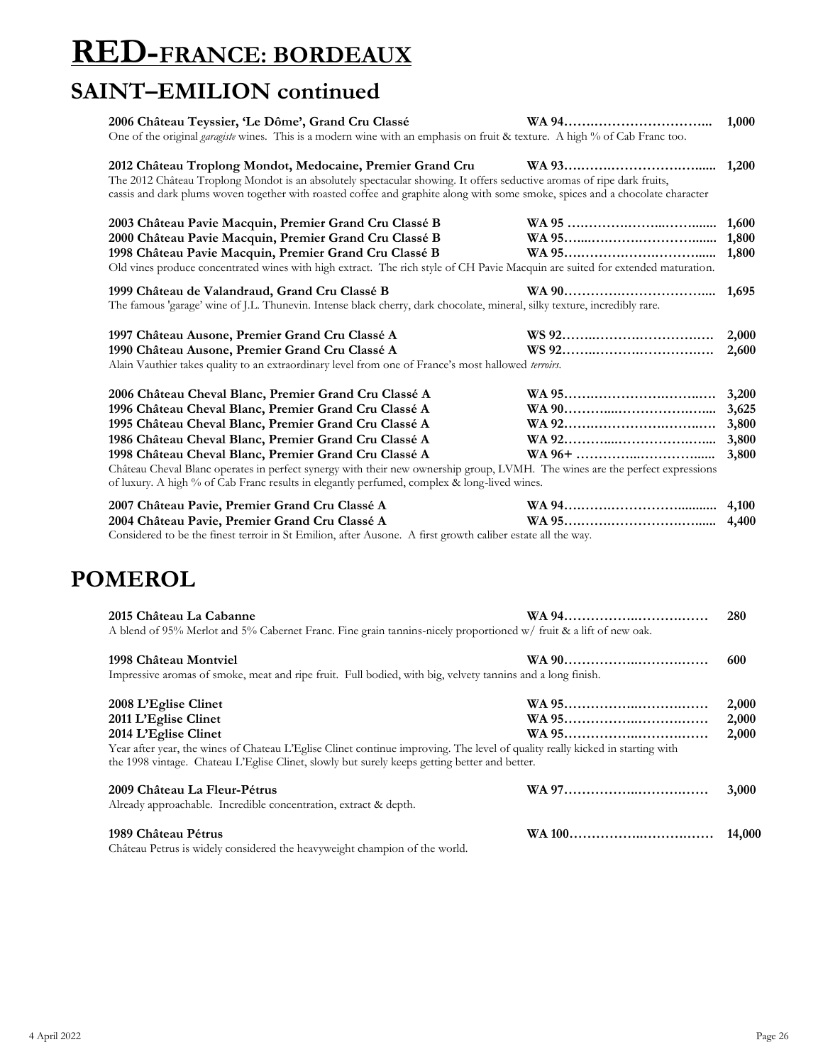# RED-FRANCE: BORDEAUX

## SAINT–EMILION continued

**2006 Château Teyssier, 'Le Dôme', Grand Cru Classé** **WA 94**……………………………... **1,000**
One of the original *garagiste* wines. This is a modern wine with an emphasis on fruit & texture. A high % of Cab Franc too.

**2012 Château Troplong Mondot, Medocaine, Premier Grand Cru** **WA 93**……………………………...... **1,200**
The 2012 Château Troplong Mondot is an absolutely spectacular showing. It offers seductive aromas of ripe dark fruits, cassis and dark plums woven together with roasted coffee and graphite along with some smoke, spices and a chocolate character

**2003 Château Pavie Macquin, Premier Grand Cru Classé B** **WA 95** ……………………………...... **1,600**
**2000 Château Pavie Macquin, Premier Grand Cru Classé B** **WA 95**……………………………...... **1,800**
**1998 Château Pavie Macquin, Premier Grand Cru Classé B** **WA 95**……………………………...... **1,800**
Old vines produce concentrated wines with high extract. The rich style of CH Pavie Macquin are suited for extended maturation.

**1999 Château de Valandraud, Grand Cru Classé B** **WA 90**……………………………... **1,695**
The famous 'garage' wine of J.L. Thunevin. Intense black cherry, dark chocolate, mineral, silky texture, incredibly rare.

**1997 Château Ausone, Premier Grand Cru Classé A** **WS 92**……………………………… **2,000**
**1990 Château Ausone, Premier Grand Cru Classé A** **WS 92**……………………………… **2,600**
Alain Vauthier takes quality to an extraordinary level from one of France's most hallowed *terroirs*.

**2006 Château Cheval Blanc, Premier Grand Cru Classé A** **WA 95**……………………………… **3,200**
**1996 Château Cheval Blanc, Premier Grand Cru Classé A** **WA 90**……………………………... **3,625**
**1995 Château Cheval Blanc, Premier Grand Cru Classé A** **WA 92**……………………………… **3,800**
**1986 Château Cheval Blanc, Premier Grand Cru Classé A** **WA 92**……………………………... **3,800**
**1998 Château Cheval Blanc, Premier Grand Cru Classé A** **WA 96+** ……………………………...... **3,800**
Château Cheval Blanc operates in perfect synergy with their new ownership group, LVMH. The wines are the perfect expressions of luxury. A high % of Cab Franc results in elegantly perfumed, complex & long-lived wines.

**2007 Château Pavie, Premier Grand Cru Classé A** **WA 94**……………………………........ **4,100**
**2004 Château Pavie, Premier Grand Cru Classé A** **WA 95**……………………………...... **4,400**
Considered to be the finest terroir in St Emilion, after Ausone. A first growth caliber estate all the way.

## POMEROL

**2015 Château La Cabanne** **WA 94**……………………………… **280**
A blend of 95% Merlot and 5% Cabernet Franc. Fine grain tannins-nicely proportioned w/ fruit & a lift of new oak.

**1998 Château Montviel** **WA 90**……………………………… **600**
Impressive aromas of smoke, meat and ripe fruit. Full bodied, with big, velvety tannins and a long finish.

**2008 L'Eglise Clinet** **WA 95**……………………………… **2,000**
**2011 L'Eglise Clinet** **WA 95**……………………………… **2,000**
**2014 L'Eglise Clinet** **WA 95**……………………………… **2,000**
Year after year, the wines of Chateau L'Eglise Clinet continue improving. The level of quality really kicked in starting with the 1998 vintage. Chateau L'Eglise Clinet, slowly but surely keeps getting better and better.

**2009 Château La Fleur-Pétrus** **WA 97**……………………………… **3,000**
Already approachable. Incredible concentration, extract & depth.

**1989 Château Pétrus** **WA 100**……………………………… **14,000**
Château Petrus is widely considered the heavyweight champion of the world.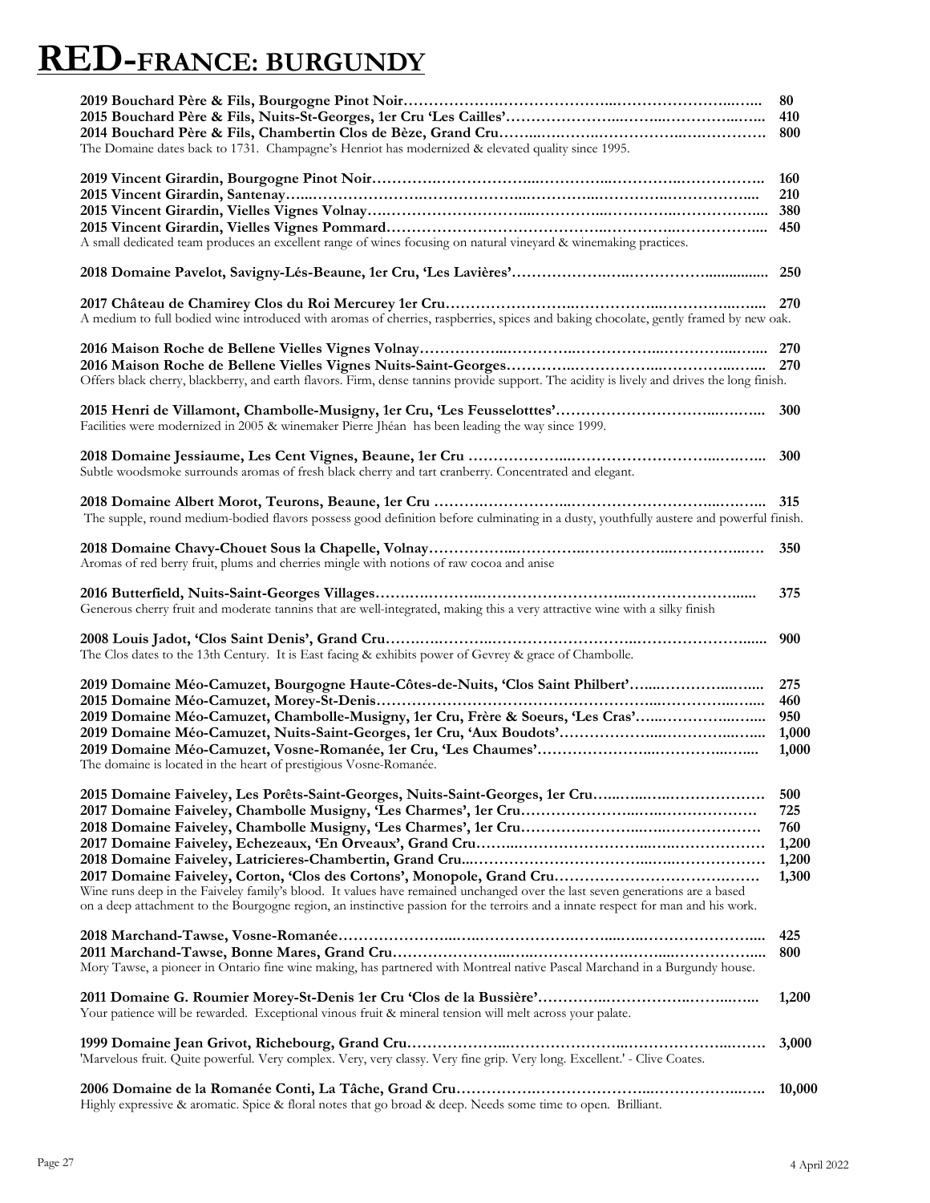# RED-FRANCE: BURGUNDY

**2019 Bouchard Père & Fils, Bourgogne Pinot Noir** …… 80
**2015 Bouchard Père & Fils, Nuits-St-Georges, 1er Cru 'Les Cailles'** …… 410
**2014 Bouchard Père & Fils, Chambertin Clos de Bèze, Grand Cru** …… 800
The Domaine dates back to 1731. Champagne's Henriot has modernized & elevated quality since 1995.

**2019 Vincent Girardin, Bourgogne Pinot Noir** …… 160
**2015 Vincent Girardin, Santenay** …… 210
**2015 Vincent Girardin, Vielles Vignes Volnay** …… 380
**2015 Vincent Girardin, Vielles Vignes Pommard** …… 450
A small dedicated team produces an excellent range of wines focusing on natural vineyard & winemaking practices.

**2018 Domaine Pavelot, Savigny-Lés-Beaune, 1er Cru, 'Les Lavières'** …… 250

**2017 Château de Chamirey Clos du Roi Mercurey 1er Cru** …… 270
A medium to full bodied wine introduced with aromas of cherries, raspberries, spices and baking chocolate, gently framed by new oak.

**2016 Maison Roche de Bellene Vielles Vignes Volnay** …… 270
**2016 Maison Roche de Bellene Vielles Vignes Nuits-Saint-Georges** …… 270
Offers black cherry, blackberry, and earth flavors. Firm, dense tannins provide support. The acidity is lively and drives the long finish.

**2015 Henri de Villamont, Chambolle-Musigny, 1er Cru, 'Les Feusselotttes'** …… 300
Facilities were modernized in 2005 & winemaker Pierre Jhéan has been leading the way since 1999.

**2018 Domaine Jessiaume, Les Cent Vignes, Beaune, 1er Cru** …… 300
Subtle woodsmoke surrounds aromas of fresh black cherry and tart cranberry. Concentrated and elegant.

**2018 Domaine Albert Morot, Teurons, Beaune, 1er Cru** …… 315
The supple, round medium-bodied flavors possess good definition before culminating in a dusty, youthfully austere and powerful finish.

**2018 Domaine Chavy-Chouet Sous la Chapelle, Volnay** …… 350
Aromas of red berry fruit, plums and cherries mingle with notions of raw cocoa and anise

**2016 Butterfield, Nuits-Saint-Georges Villages** …… 375
Generous cherry fruit and moderate tannins that are well-integrated, making this a very attractive wine with a silky finish

**2008 Louis Jadot, 'Clos Saint Denis', Grand Cru** …… 900
The Clos dates to the 13th Century. It is East facing & exhibits power of Gevrey & grace of Chambolle.

**2019 Domaine Méo-Camuzet, Bourgogne Haute-Côtes-de-Nuits, 'Clos Saint Philbert'** …… 275
**2015 Domaine Méo-Camuzet, Morey-St-Denis** …… 460
**2019 Domaine Méo-Camuzet, Chambolle-Musigny, 1er Cru, Frère & Soeurs, 'Les Cras'** …… 950
**2019 Domaine Méo-Camuzet, Nuits-Saint-Georges, 1er Cru, 'Aux Boudots'** …… 1,000
**2019 Domaine Méo-Camuzet, Vosne-Romanée, 1er Cru, 'Les Chaumes'** …… 1,000
The domaine is located in the heart of prestigious Vosne-Romanée.

**2015 Domaine Faiveley, Les Porêts-Saint-Georges, Nuits-Saint-Georges, 1er Cru** …… 500
**2017 Domaine Faiveley, Chambolle Musigny, 'Les Charmes', 1er Cru** …… 725
**2018 Domaine Faiveley, Chambolle Musigny, 'Les Charmes', 1er Cru** …… 760
**2017 Domaine Faiveley, Echezeaux, 'En Orveaux', Grand Cru** …… 1,200
**2018 Domaine Faiveley, Latricieres-Chambertin, Grand Cru** …… 1,200
**2017 Domaine Faiveley, Corton, 'Clos des Cortons', Monopole, Grand Cru** …… 1,300
Wine runs deep in the Faiveley family's blood. It values have remained unchanged over the last seven generations are a based on a deep attachment to the Bourgogne region, an instinctive passion for the terroirs and a innate respect for man and his work.

**2018 Marchand-Tawse, Vosne-Romanée** …… 425
**2011 Marchand-Tawse, Bonne Mares, Grand Cru** …… 800
Mory Tawse, a pioneer in Ontario fine wine making, has partnered with Montreal native Pascal Marchand in a Burgundy house.

**2011 Domaine G. Roumier Morey-St-Denis 1er Cru 'Clos de la Bussière'** …… 1,200
Your patience will be rewarded. Exceptional vinous fruit & mineral tension will melt across your palate.

**1999 Domaine Jean Grivot, Richebourg, Grand Cru** …… 3,000
'Marvelous fruit. Quite powerful. Very complex. Very, very classy. Very fine grip. Very long. Excellent.' - Clive Coates.

**2006 Domaine de la Romanée Conti, La Tâche, Grand Cru** …… 10,000
Highly expressive & aromatic. Spice & floral notes that go broad & deep. Needs some time to open. Brilliant.

4 April 2022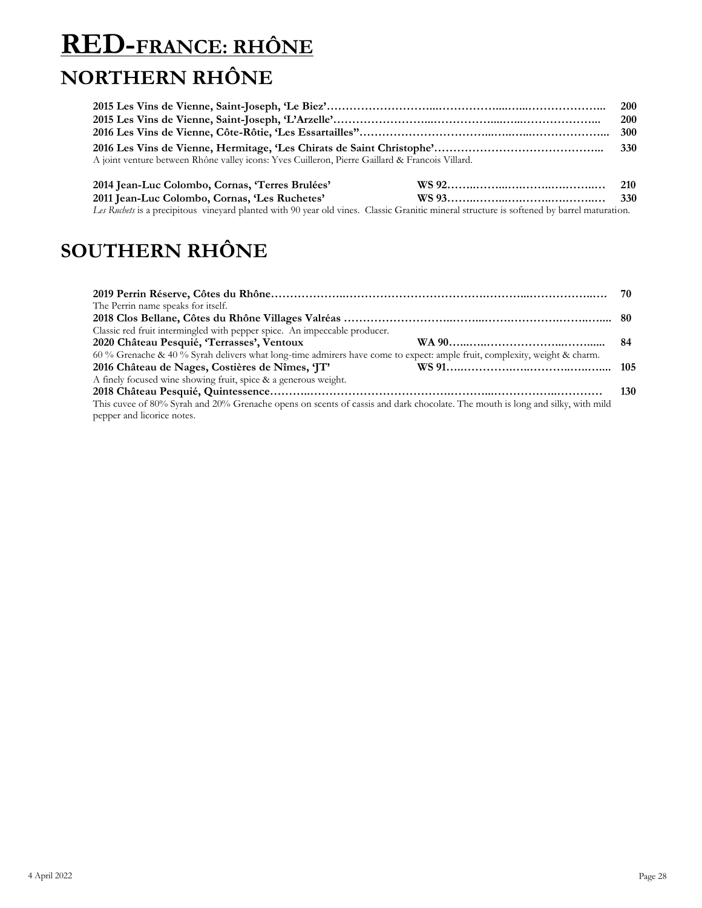# RED-FRANCE: RHÔNE

## NORTHERN RHÔNE

**2015 Les Vins de Vienne, Saint-Joseph, 'Le Biez'** ………… **200**
**2015 Les Vins de Vienne, Saint-Joseph, 'L'Arzelle'** ………… **200**
**2016 Les Vins de Vienne, Côte-Rôtie, 'Les Essartailles''** ………… **300**

**2016 Les Vins de Vienne, Hermitage, 'Les Chirats de Saint Christophe'** ………… **330**
A joint venture between Rhône valley icons: Yves Cuilleron, Pierre Gaillard & Francois Villard.

**2014 Jean-Luc Colombo, Cornas, 'Terres Brulées'** **WS 92** ………… **210**
**2011 Jean-Luc Colombo, Cornas, 'Les Ruchetes'** **WS 93** ………… **330**
*Les Ruchets* is a precipitous vineyard planted with 90 year old vines. Classic Granitic mineral structure is softened by barrel maturation.

## SOUTHERN RHÔNE

**2019 Perrin Réserve, Côtes du Rhône** ………… **70**
The Perrin name speaks for itself.
**2018 Clos Bellane, Côtes du Rhône Villages Valréas** ………… **80**
Classic red fruit intermingled with pepper spice. An impeccable producer.
**2020 Château Pesquié, 'Terrasses', Ventoux** **WA 90** ………… **84**
60 % Grenache & 40 % Syrah delivers what long-time admirers have come to expect: ample fruit, complexity, weight & charm.
**2016 Château de Nages, Costières de Nîmes, 'JT'** **WS 91** ………… **105**
A finely focused wine showing fruit, spice & a generous weight.
**2018 Château Pesquié, Quintessence** ………… **130**
This cuvee of 80% Syrah and 20% Grenache opens on scents of cassis and dark chocolate. The mouth is long and silky, with mild pepper and licorice notes.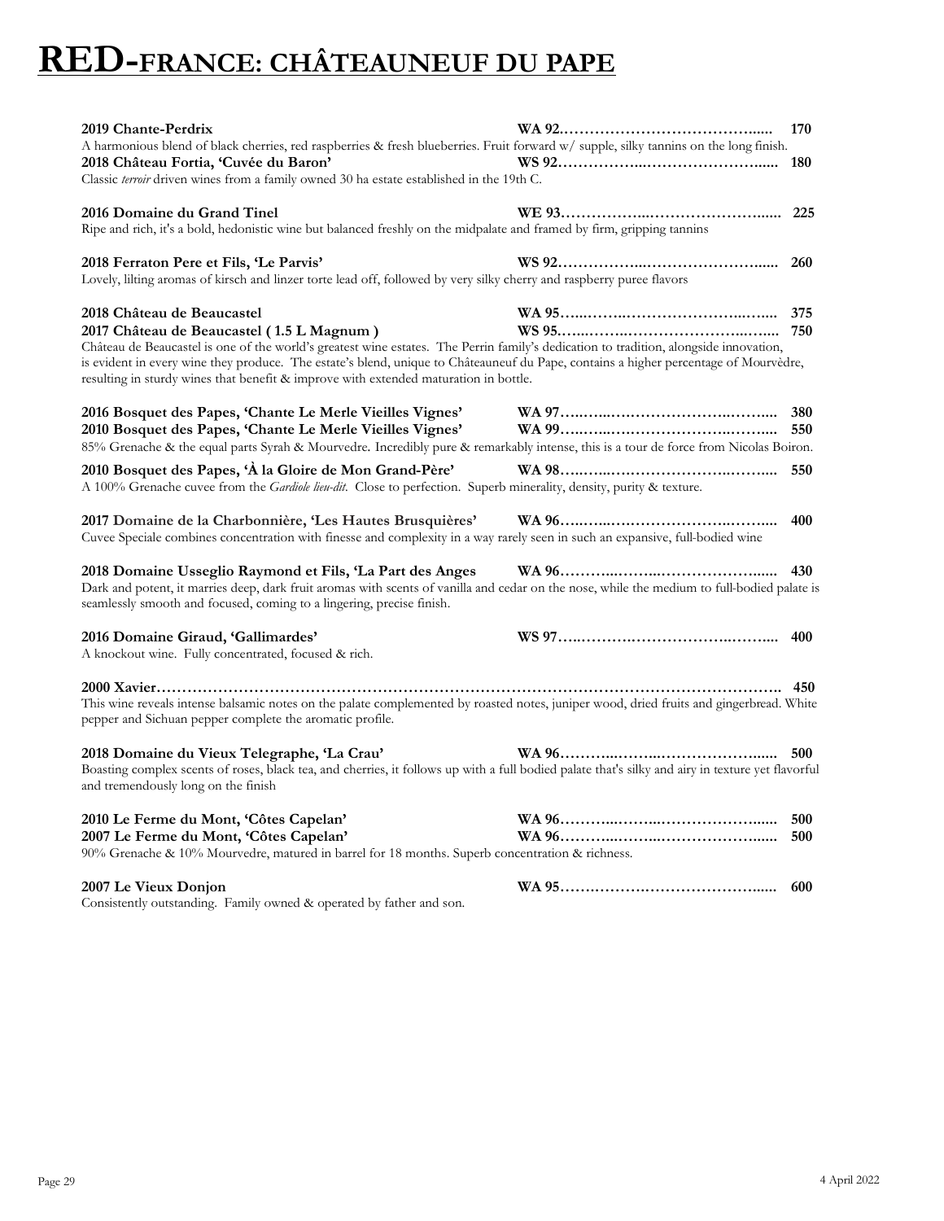# RED-FRANCE: CHÂTEAUNEUF DU PAPE

**2019 Chante-Perdrix** **WA 92……………………………………..... 170**
A harmonious blend of black cherries, red raspberries & fresh blueberries. Fruit forward w/ supple, silky tannins on the long finish.

**2018 Château Fortia, 'Cuvée du Baron'** **WS 92……………..…………………….….. 180**
Classic *terroir* driven wines from a family owned 30 ha estate established in the 19th C.

**2016 Domaine du Grand Tinel** **WE 93……………..…………………….….. 225**
Ripe and rich, it's a bold, hedonistic wine but balanced freshly on the midpalate and framed by firm, gripping tannins

**2018 Ferraton Pere et Fils, 'Le Parvis'** **WS 92……………..…………………….….. 260**
Lovely, lilting aromas of kirsch and linzer torte lead off, followed by very silky cherry and raspberry puree flavors

**2018 Château de Beaucastel** **WA 95…..……..…………………….…..… 375**
**2017 Château de Beaucastel ( 1.5 L Magnum )** **WS 95…..……..…………………….…..… 750**
Château de Beaucastel is one of the world's greatest wine estates. The Perrin family's dedication to tradition, alongside innovation, is evident in every wine they produce. The estate's blend, unique to Châteauneuf du Pape, contains a higher percentage of Mourvèdre, resulting in sturdy wines that benefit & improve with extended maturation in bottle.

**2016 Bosquet des Papes, 'Chante Le Merle Vieilles Vignes'** **WA 97…..…..………………….……..... 380**
**2010 Bosquet des Papes, 'Chante Le Merle Vieilles Vignes'** **WA 99…..…..………………….……..... 550**
85% Grenache & the equal parts Syrah & Mourvedre. Incredibly pure & remarkably intense, this is a tour de force from Nicolas Boiron.

**2010 Bosquet des Papes, 'À la Gloire de Mon Grand-Père'** **WA 98…..…..………………….……..... 550**
A 100% Grenache cuvee from the *Gardiole lieu-dit*. Close to perfection. Superb minerality, density, purity & texture.

**2017 Domaine de la Charbonnière, 'Les Hautes Brusquières'** **WA 96…..…..………………….……..... 400**
Cuvee Speciale combines concentration with finesse and complexity in a way rarely seen in such an expansive, full-bodied wine

**2018 Domaine Usseglio Raymond et Fils, 'La Part des Anges** **WA 96………..……..………………..…. 430**
Dark and potent, it marries deep, dark fruit aromas with scents of vanilla and cedar on the nose, while the medium to full-bodied palate is seamlessly smooth and focused, coming to a lingering, precise finish.

**2016 Domaine Giraud, 'Gallimardes'** **WS 97…..……….…………………..……... 400**
A knockout wine. Fully concentrated, focused & rich.

**2000 Xavier……………………………………………………………………………………………………….. 450**
This wine reveals intense balsamic notes on the palate complemented by roasted notes, juniper wood, dried fruits and gingerbread. White pepper and Sichuan pepper complete the aromatic profile.

**2018 Domaine du Vieux Telegraphe, 'La Crau'** **WA 96………..……..………………..…. 500**
Boasting complex scents of roses, black tea, and cherries, it follows up with a full bodied palate that's silky and airy in texture yet flavorful and tremendously long on the finish

**2010 Le Ferme du Mont, 'Côtes Capelan'** **WA 96………..……..………………..…. 500**
**2007 Le Ferme du Mont, 'Côtes Capelan'** **WA 96………..……..………………..…. 500**
90% Grenache & 10% Mourvedre, matured in barrel for 18 months. Superb concentration & richness.

**2007 Le Vieux Donjon** **WA 95…….………….……………….….. 600**
Consistently outstanding. Family owned & operated by father and son.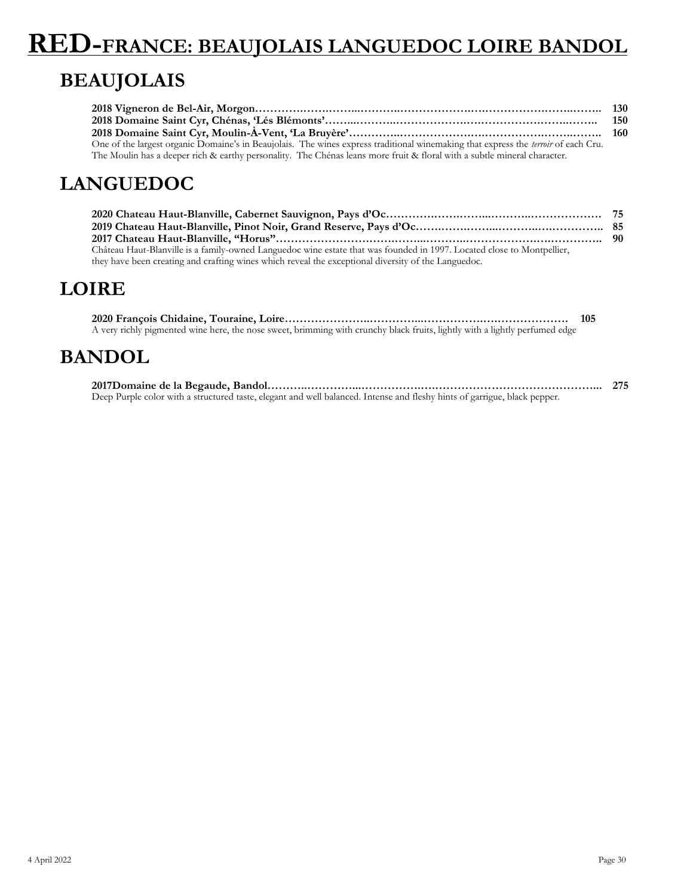# RED-FRANCE: BEAUJOLAIS LANGUEDOC LOIRE BANDOL

## BEAUJOLAIS

**2018 Vigneron de Bel-Air, Morgon……………………………………………………………………………… 130**
**2018 Domaine Saint Cyr, Chénas, 'Lés Blémonts'………………………………………………………………… 150**
**2018 Domaine Saint Cyr, Moulin-À-Vent, 'La Bruyère'…………………………………………………………… 160**
One of the largest organic Domaine's in Beaujolais. The wines express traditional winemaking that express the *terroir* of each Cru. The Moulin has a deeper rich & earthy personality. The Chénas leans more fruit & floral with a subtle mineral character.

## LANGUEDOC

**2020 Chateau Haut-Blanville, Cabernet Sauvignon, Pays d'Oc……………………………………………… 75**
**2019 Chateau Haut-Blanville, Pinot Noir, Grand Reserve, Pays d'Oc……………………………………… 85**
**2017 Chateau Haut-Blanville, "Horus"…………………………………………………………………………… 90**
Château Haut-Blanville is a family-owned Languedoc wine estate that was founded in 1997. Located close to Montpellier, they have been creating and crafting wines which reveal the exceptional diversity of the Languedoc.

## LOIRE

**2020 François Chidaine, Touraine, Loire………………………………………………………………… 105**
A very richly pigmented wine here, the nose sweet, brimming with crunchy black fruits, lightly with a lightly perfumed edge

## BANDOL

**2017Domaine de la Begaude, Bandol……………………………………………………………………………… 275**
Deep Purple color with a structured taste, elegant and well balanced. Intense and fleshy hints of garrigue, black pepper.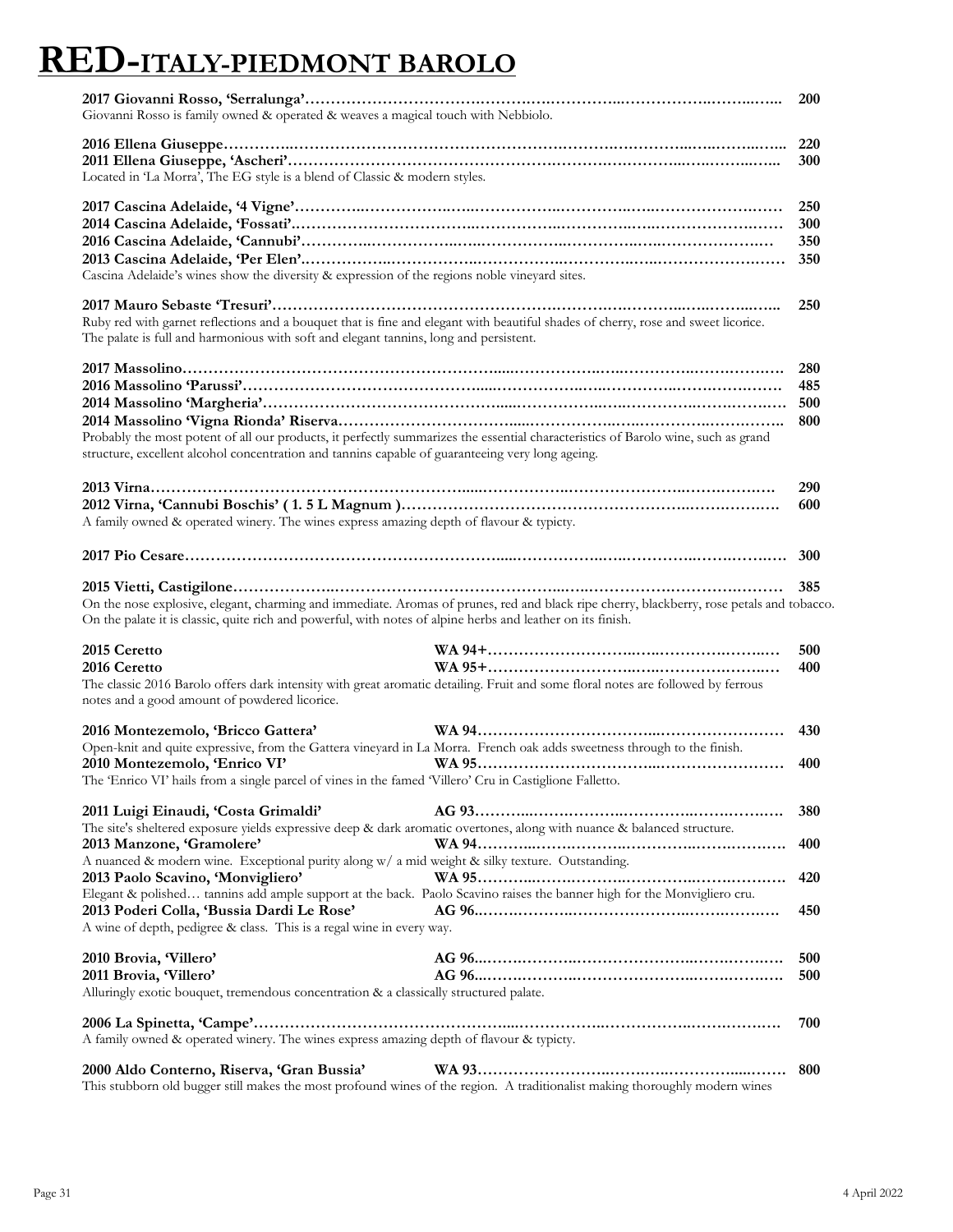# RED-ITALY-PIEDMONT BAROLO

**2017 Giovanni Rosso, 'Serralunga'……………………………………………………………………………… 200**
Giovanni Rosso is family owned & operated & weaves a magical touch with Nebbiolo.

**2016 Ellena Giuseppe……………………………………………………………………………………………… 220**
**2011 Ellena Giuseppe, 'Ascheri'…………………………………………………………………………………… 300**
Located in 'La Morra', The EG style is a blend of Classic & modern styles.

**2017 Cascina Adelaide, '4 Vigne'………………………………………………………………………………… 250**
**2014 Cascina Adelaide, 'Fossati'…………………………………………………………………………………… 300**
**2016 Cascina Adelaide, 'Cannubi'………………………………………………………………………………… 350**
**2013 Cascina Adelaide, 'Per Elen'………………………………………………………………………………… 350**
Cascina Adelaide's wines show the diversity & expression of the regions noble vineyard sites.

**2017 Mauro Sebaste 'Tresuri'……………………………………………………………………………………… 250**
Ruby red with garnet reflections and a bouquet that is fine and elegant with beautiful shades of cherry, rose and sweet licorice. The palate is full and harmonious with soft and elegant tannins, long and persistent.

**2017 Massolino……………………………………………………………………………………………………… 280**
**2016 Massolino 'Parussi'…………………………………………………………………………………………… 485**
**2014 Massolino 'Margheria'………………………………………………………………………………………… 500**
**2014 Massolino 'Vigna Rionda' Riserva…………………………………………………………………………… 800**
Probably the most potent of all our products, it perfectly summarizes the essential characteristics of Barolo wine, such as grand structure, excellent alcohol concentration and tannins capable of guaranteeing very long ageing.

**2013 Virna…………………………………………………………………………………………………………… 290**
**2012 Virna, 'Cannubi Boschis' ( 1. 5 L Magnum )………………………………………………………………… 600**
A family owned & operated winery. The wines express amazing depth of flavour & typicty.

**2017 Pio Cesare……………………………………………………………………………………………………… 300**

**2015 Vietti, Castigilone……………………………………………………………………………………………… 385**
On the nose explosive, elegant, charming and immediate. Aromas of prunes, red and black ripe cherry, blackberry, rose petals and tobacco. On the palate it is classic, quite rich and powerful, with notes of alpine herbs and leather on its finish.

**2015 Ceretto WA 94+…………………………………………………… 500**
**2016 Ceretto WA 95+…………………………………………………… 400**
The classic 2016 Barolo offers dark intensity with great aromatic detailing. Fruit and some floral notes are followed by ferrous notes and a good amount of powdered licorice.

**2016 Montezemolo, 'Bricco Gattera' WA 94…………………………………………………… 430**
Open-knit and quite expressive, from the Gattera vineyard in La Morra. French oak adds sweetness through to the finish.
**2010 Montezemolo, 'Enrico VI' WA 95…………………………………………………… 400**
The 'Enrico VI' hails from a single parcel of vines in the famed 'Villero' Cru in Castiglione Falletto.

**2011 Luigi Einaudi, 'Costa Grimaldi' AG 93…………………………………………………… 380**
The site's sheltered exposure yields expressive deep & dark aromatic overtones, along with nuance & balanced structure.
**2013 Manzone, 'Gramolere' WA 94…………………………………………………… 400**
A nuanced & modern wine. Exceptional purity along w/ a mid weight & silky texture. Outstanding.
**2013 Paolo Scavino, 'Monvigliero' WA 95…………………………………………………… 420**
Elegant & polished… tannins add ample support at the back. Paolo Scavino raises the banner high for the Monvigliero cru.
**2013 Poderi Colla, 'Bussia Dardi Le Rose' AG 96…………………………………………………… 450**
A wine of depth, pedigree & class. This is a regal wine in every way.

**2010 Brovia, 'Villero' AG 96…………………………………………………… 500**
**2011 Brovia, 'Villero' AG 96…………………………………………………… 500**
Alluringly exotic bouquet, tremendous concentration & a classically structured palate.

**2006 La Spinetta, 'Campe'…………………………………………………………………………………………… 700**
A family owned & operated winery. The wines express amazing depth of flavour & typicty.

**2000 Aldo Conterno, Riserva, 'Gran Bussia' WA 93…………………………………………………… 800**
This stubborn old bugger still makes the most profound wines of the region. A traditionalist making thoroughly modern wines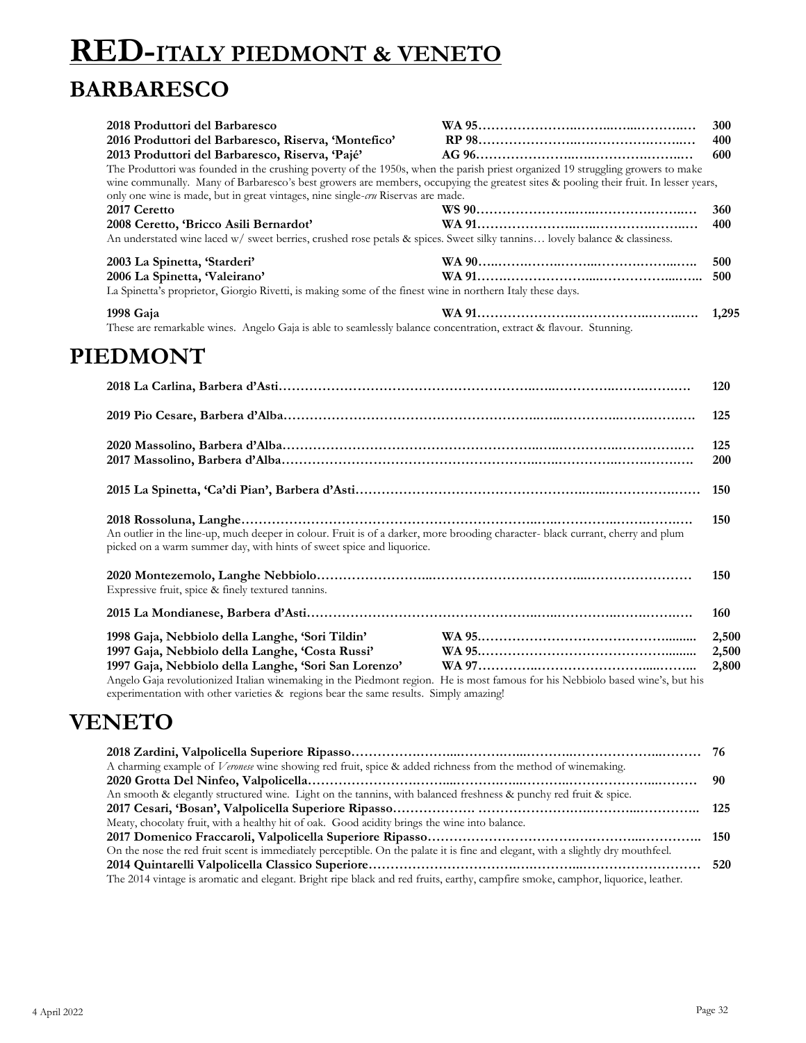# RED-ITALY PIEDMONT & VENETO

## BARBARESCO

**2018 Produttori del Barbaresco** **WA 95** ………… **300**
**2016 Produttori del Barbaresco, Riserva, 'Montefico'** **RP 98** ………… **400**
**2013 Produttori del Barbaresco, Riserva, 'Pajé'** **AG 96** ………… **600**
The Produttori was founded in the crushing poverty of the 1950s, when the parish priest organized 19 struggling growers to make wine communally. Many of Barbaresco's best growers are members, occupying the greatest sites & pooling their fruit. In lesser years, only one wine is made, but in great vintages, nine single-*cru* Riservas are made.

**2017 Ceretto** **WS 90** ………… **360**
**2008 Ceretto, 'Bricco Asili Bernardot'** **WA 91** ………… **400**
An understated wine laced w/ sweet berries, crushed rose petals & spices. Sweet silky tannins… lovely balance & classiness.

**2003 La Spinetta, 'Starderi'** **WA 90** ………… **500**
**2006 La Spinetta, 'Valeirano'** **WA 91** ………… **500**
La Spinetta's proprietor, Giorgio Rivetti, is making some of the finest wine in northern Italy these days.

**1998 Gaja** **WA 91** ………… **1,295**
These are remarkable wines. Angelo Gaja is able to seamlessly balance concentration, extract & flavour. Stunning.

## PIEDMONT

**2018 La Carlina, Barbera d'Asti** ………… **120**

**2019 Pio Cesare, Barbera d'Alba** ………… **125**

**2020 Massolino, Barbera d'Alba** ………… **125**
**2017 Massolino, Barbera d'Alba** ………… **200**

**2015 La Spinetta, 'Ca'di Pian', Barbera d'Asti** ………… **150**

**2018 Rossoluna, Langhe** ………… **150**
An outlier in the line-up, much deeper in colour. Fruit is of a darker, more brooding character- black currant, cherry and plum picked on a warm summer day, with hints of sweet spice and liquorice.

**2020 Montezemolo, Langhe Nebbiolo** ………… **150**
Expressive fruit, spice & finely textured tannins.

**2015 La Mondianese, Barbera d'Asti** ………… **160**

**1998 Gaja, Nebbiolo della Langhe, 'Sori Tildin'** **WA 95** ………… **2,500**
**1997 Gaja, Nebbiolo della Langhe, 'Costa Russi'** **WA 95** ………… **2,500**
**1997 Gaja, Nebbiolo della Langhe, 'Sori San Lorenzo'** **WA 97** ………… **2,800**
Angelo Gaja revolutionized Italian winemaking in the Piedmont region. He is most famous for his Nebbiolo based wine's, but his experimentation with other varieties & regions bear the same results. Simply amazing!

## VENETO

**2018 Zardini, Valpolicella Superiore Ripasso** ………… **76**
A charming example of *Veronese* wine showing red fruit, spice & added richness from the method of winemaking.
**2020 Grotta Del Ninfeo, Valpolicella** ………… **90**
An smooth & elegantly structured wine. Light on the tannins, with balanced freshness & punchy red fruit & spice.
**2017 Cesari, 'Bosan', Valpolicella Superiore Ripasso** ………… **125**
Meaty, chocolaty fruit, with a healthy hit of oak. Good acidity brings the wine into balance.
**2017 Domenico Fraccaroli, Valpolicella Superiore Ripasso** ………… **150**
On the nose the red fruit scent is immediately perceptible. On the palate it is fine and elegant, with a slightly dry mouthfeel.
**2014 Quintarelli Valpolicella Classico Superiore** ………… **520**
The 2014 vintage is aromatic and elegant. Bright ripe black and red fruits, earthy, campfire smoke, camphor, liquorice, leather.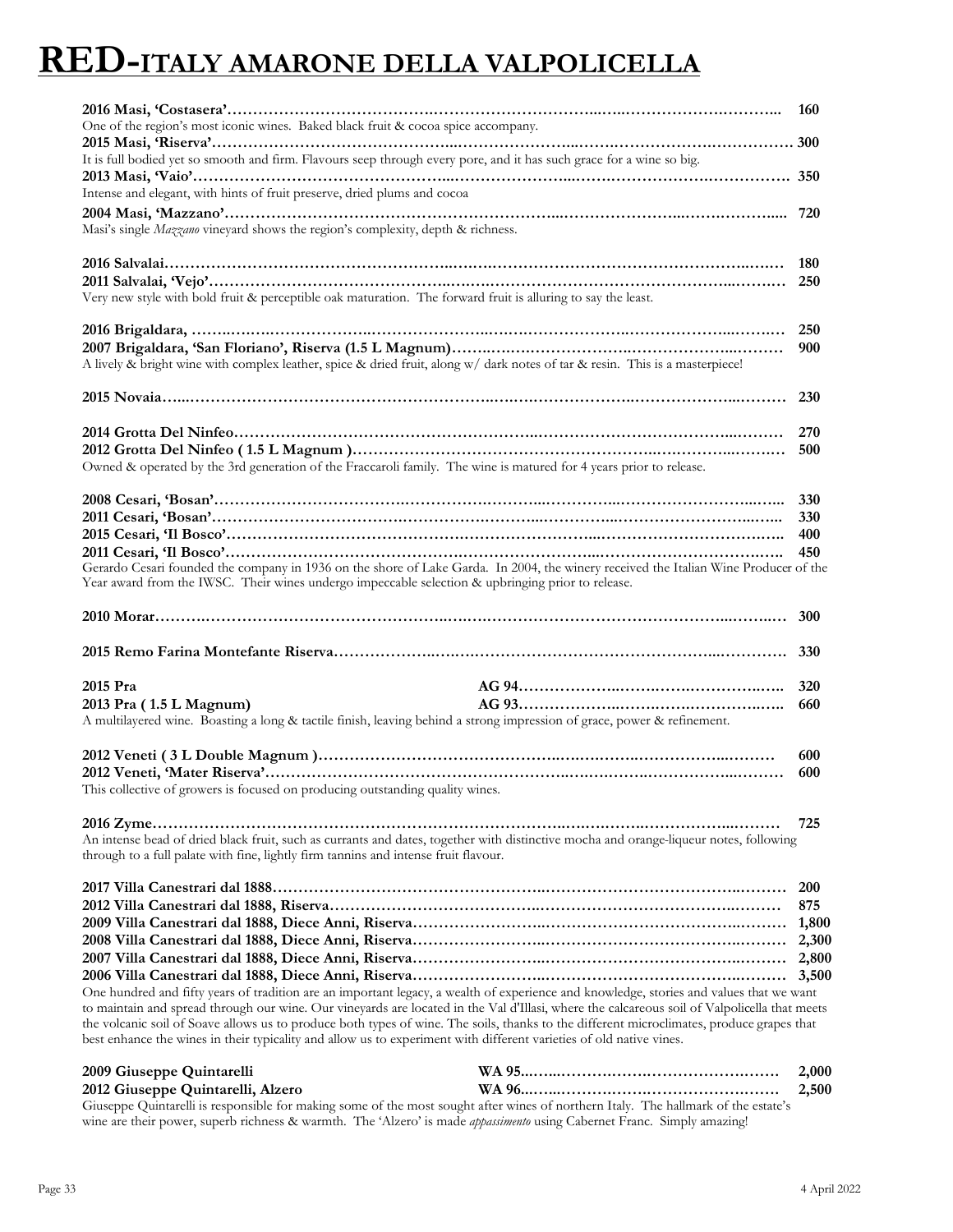# RED-ITALY AMARONE DELLA VALPOLICELLA

**2016 Masi, 'Costasera'** …… **160**
One of the region's most iconic wines. Baked black fruit & cocoa spice accompany.
**2015 Masi, 'Riserva'** …… **300**
It is full bodied yet so smooth and firm. Flavours seep through every pore, and it has such grace for a wine so big.
**2013 Masi, 'Vaio'** …… **350**
Intense and elegant, with hints of fruit preserve, dried plums and cocoa
**2004 Masi, 'Mazzano'** …… **720**
Masi's single *Mazzano* vineyard shows the region's complexity, depth & richness.

**2016 Salvalai** …… **180**
**2011 Salvalai, 'Vejo'** …… **250**
Very new style with bold fruit & perceptible oak maturation. The forward fruit is alluring to say the least.

**2016 Brigaldara,** …… **250**
**2007 Brigaldara, 'San Floriano', Riserva (1.5 L Magnum)** …… **900**
A lively & bright wine with complex leather, spice & dried fruit, along w/ dark notes of tar & resin. This is a masterpiece!

**2015 Novaia** …… **230**

**2014 Grotta Del Ninfeo** …… **270**
**2012 Grotta Del Ninfeo ( 1.5 L Magnum )** …… **500**
Owned & operated by the 3rd generation of the Fraccaroli family. The wine is matured for 4 years prior to release.

**2008 Cesari, 'Bosan'** …… **330**
**2011 Cesari, 'Bosan'** …… **330**
**2015 Cesari, 'Il Bosco'** …… **400**
**2011 Cesari, 'Il Bosco'** …… **450**
Gerardo Cesari founded the company in 1936 on the shore of Lake Garda. In 2004, the winery received the Italian Wine Producer of the Year award from the IWSC. Their wines undergo impeccable selection & upbringing prior to release.

**2010 Morar** …… **300**

**2015 Remo Farina Montefante Riserva** …… **330**

**2015 Pra** AG 94 …… **320**
**2013 Pra ( 1.5 L Magnum)** AG 93 …… **660**
A multilayered wine. Boasting a long & tactile finish, leaving behind a strong impression of grace, power & refinement.

**2012 Veneti ( 3 L Double Magnum )** …… **600**
**2012 Veneti, 'Mater Riserva'** …… **600**
This collective of growers is focused on producing outstanding quality wines.

**2016 Zyme** …… **725**
An intense bead of dried black fruit, such as currants and dates, together with distinctive mocha and orange-liqueur notes, following through to a full palate with fine, lightly firm tannins and intense fruit flavour.

**2017 Villa Canestrari dal 1888** …… **200**
**2012 Villa Canestrari dal 1888, Riserva** …… **875**
**2009 Villa Canestrari dal 1888, Diece Anni, Riserva** …… **1,800**
**2008 Villa Canestrari dal 1888, Diece Anni, Riserva** …… **2,300**
**2007 Villa Canestrari dal 1888, Diece Anni, Riserva** …… **2,800**
**2006 Villa Canestrari dal 1888, Diece Anni, Riserva** …… **3,500**
One hundred and fifty years of tradition are an important legacy, a wealth of experience and knowledge, stories and values that we want to maintain and spread through our wine. Our vineyards are located in the Val d'Illasi, where the calcareous soil of Valpolicella that meets the volcanic soil of Soave allows us to produce both types of wine. The soils, thanks to the different microclimates, produce grapes that best enhance the wines in their typicality and allow us to experiment with different varieties of old native vines.

**2009 Giuseppe Quintarelli** WA 95 …… **2,000**
**2012 Giuseppe Quintarelli, Alzero** WA 96 …… **2,500**
Giuseppe Quintarelli is responsible for making some of the most sought after wines of northern Italy. The hallmark of the estate's wine are their power, superb richness & warmth. The 'Alzero' is made *appassimento* using Cabernet Franc. Simply amazing!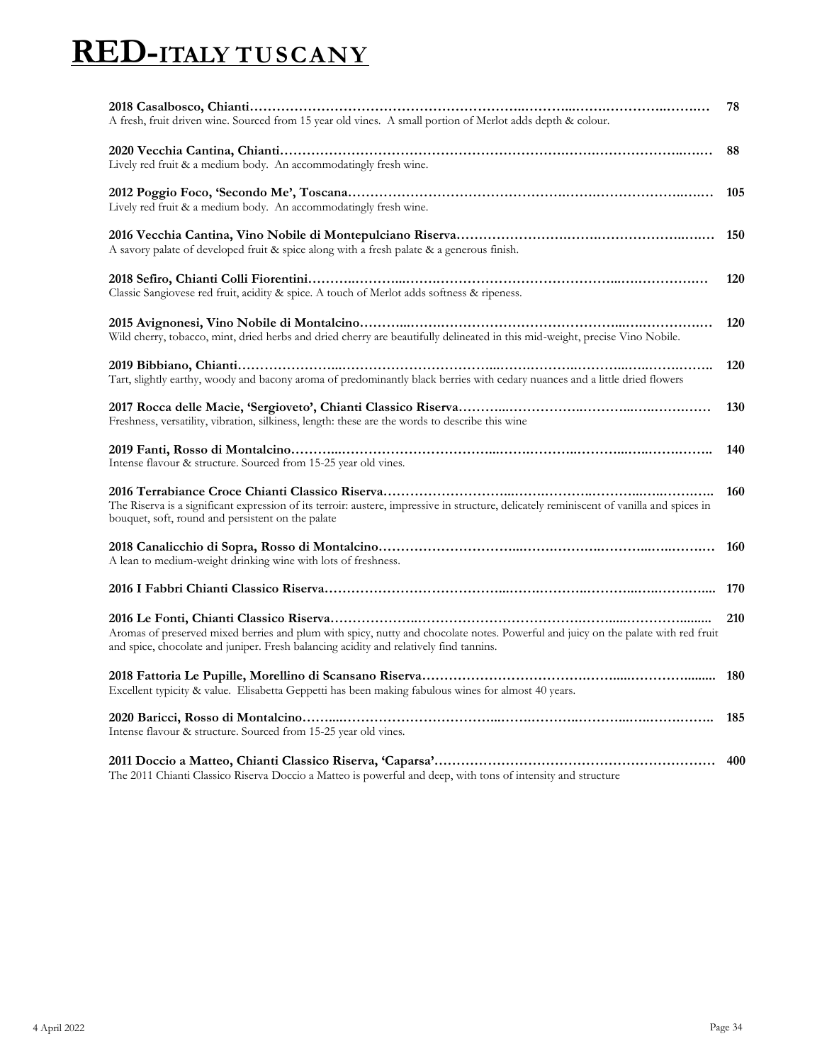# RED-ITALY TUSCANY

**2018 Casalbosco, Chianti** ……………………………………………………………………………… **78**
A fresh, fruit driven wine. Sourced from 15 year old vines. A small portion of Merlot adds depth & colour.

**2020 Vecchia Cantina, Chianti** ……………………………………………………………………………… **88**
Lively red fruit & a medium body. An accommodatingly fresh wine.

**2012 Poggio Foco, 'Secondo Me', Toscana** ……………………………………………………………………… **105**
Lively red fruit & a medium body. An accommodatingly fresh wine.

**2016 Vecchia Cantina, Vino Nobile di Montepulciano Riserva** ……………………………………………… **150**
A savory palate of developed fruit & spice along with a fresh palate & a generous finish.

**2018 Sefiro, Chianti Colli Fiorentini** ……………………………………………………………………… **120**
Classic Sangiovese red fruit, acidity & spice. A touch of Merlot adds softness & ripeness.

**2015 Avignonesi, Vino Nobile di Montalcino** ………………………………………………………………… **120**
Wild cherry, tobacco, mint, dried herbs and dried cherry are beautifully delineated in this mid-weight, precise Vino Nobile.

**2019 Bibbiano, Chianti** ……………………………………………………………………………………… **120**
Tart, slightly earthy, woody and bacony aroma of predominantly black berries with cedary nuances and a little dried flowers

**2017 Rocca delle Macìe, 'Sergioveto', Chianti Classico Riserva** ………………………………………… **130**
Freshness, versatility, vibration, silkiness, length: these are the words to describe this wine

**2019 Fanti, Rosso di Montalcino** …………………………………………………………………………… **140**
Intense flavour & structure. Sourced from 15-25 year old vines.

**2016 Terrabiance Croce Chianti Classico Riserva** ………………………………………………………… **160**
The Riserva is a significant expression of its terroir: austere, impressive in structure, delicately reminiscent of vanilla and spices in bouquet, soft, round and persistent on the palate

**2018 Canalicchio di Sopra, Rosso di Montalcino** …………………………………………………………… **160**
A lean to medium-weight drinking wine with lots of freshness.

**2016 I Fabbri Chianti Classico Riserva** ……………………………………………………………………… **170**

**2016 Le Fonti, Chianti Classico Riserva** ……………………………………………………………………… **210**
Aromas of preserved mixed berries and plum with spicy, nutty and chocolate notes. Powerful and juicy on the palate with red fruit and spice, chocolate and juniper. Fresh balancing acidity and relatively find tannins.

**2018 Fattoria Le Pupille, Morellino di Scansano Riserva** ………………………………………………… **180**
Excellent typicity & value. Elisabetta Geppetti has been making fabulous wines for almost 40 years.

**2020 Baricci, Rosso di Montalcino** ………………………………………………………………………… **185**
Intense flavour & structure. Sourced from 15-25 year old vines.

**2011 Doccio a Matteo, Chianti Classico Riserva, 'Caparsa'** ……………………………………………… **400**
The 2011 Chianti Classico Riserva Doccio a Matteo is powerful and deep, with tons of intensity and structure

4 April 2022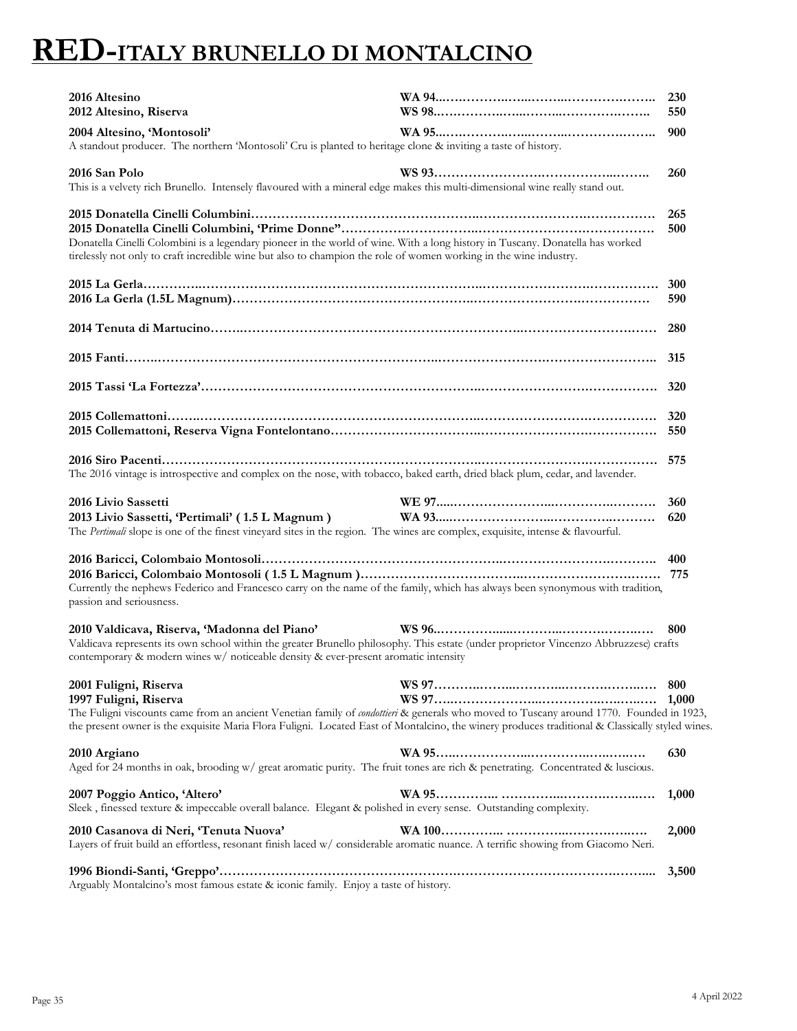# RED-ITALY BRUNELLO DI MONTALCINO

| Wine | Rating | Price |
|---|---|---|
| **2016 Altesino** | **WA 94** | **230** |
| **2012 Altesino, Riserva** | **WS 98** | **550** |
| **2004 Altesino, 'Montosoli'** | **WA 95** | **900** |

A standout producer. The northern 'Montosoli' Cru is planted to heritage clone & inviting a taste of history.

| Wine | Rating | Price |
|---|---|---|
| **2016 San Polo** | **WS 93** | **260** |

This is a velvety rich Brunello. Intensely flavoured with a mineral edge makes this multi-dimensional wine really stand out.

| Wine | Price |
|---|---|
| **2015 Donatella Cinelli Columbini** | **265** |
| **2015 Donatella Cinelli Columbini, 'Prime Donne"** | **500** |

Donatella Cinelli Colombini is a legendary pioneer in the world of wine. With a long history in Tuscany. Donatella has worked tirelessly not only to craft incredible wine but also to champion the role of women working in the wine industry.

| Wine | Price |
|---|---|
| **2015 La Gerla** | **300** |
| **2016 La Gerla (1.5L Magnum)** | **590** |
| **2014 Tenuta di Martucino** | **280** |
| **2015 Fanti** | **315** |
| **2015 Tassi 'La Fortezza'** | **320** |
| **2015 Collemattoni** | **320** |
| **2015 Collemattoni, Reserva Vigna Fontelontano** | **550** |
| **2016 Siro Pacenti** | **575** |

The 2016 vintage is introspective and complex on the nose, with tobacco, baked earth, dried black plum, cedar, and lavender.

| Wine | Rating | Price |
|---|---|---|
| **2016 Livio Sassetti** | **WE 97** | **360** |
| **2013 Livio Sassetti, 'Pertimali' ( 1.5 L Magnum )** | **WA 93** | **620** |

The *Pertimali* slope is one of the finest vineyard sites in the region. The wines are complex, exquisite, intense & flavourful.

| Wine | Price |
|---|---|
| **2016 Baricci, Colombaio Montosoli** | **400** |
| **2016 Baricci, Colombaio Montosoli ( 1.5 L Magnum )** | **775** |

Currently the nephews Federico and Francesco carry on the name of the family, which has always been synonymous with tradition, passion and seriousness.

| Wine | Rating | Price |
|---|---|---|
| **2010 Valdicava, Riserva, 'Madonna del Piano'** | **WS 96** | **800** |

Valdicava represents its own school within the greater Brunello philosophy. This estate (under proprietor Vincenzo Abbruzzese) crafts contemporary & modern wines w/ noticeable density & ever-present aromatic intensity

| Wine | Rating | Price |
|---|---|---|
| **2001 Fuligni, Riserva** | **WS 97** | **800** |
| **1997 Fuligni, Riserva** | **WS 97** | **1,000** |

The Fuligni viscounts came from an ancient Venetian family of *condottieri* & generals who moved to Tuscany around 1770. Founded in 1923, the present owner is the exquisite Maria Flora Fuligni. Located East of Montalcino, the winery produces traditional & Classically styled wines.

| Wine | Rating | Price |
|---|---|---|
| **2010 Argiano** | **WA 95** | **630** |

Aged for 24 months in oak, brooding w/ great aromatic purity. The fruit tones are rich & penetrating. Concentrated & luscious.

| Wine | Rating | Price |
|---|---|---|
| **2007 Poggio Antico, 'Altero'** | **WA 95** | **1,000** |

Sleek , finessed texture & impeccable overall balance. Elegant & polished in every sense. Outstanding complexity.

| Wine | Rating | Price |
|---|---|---|
| **2010 Casanova di Neri, 'Tenuta Nuova'** | **WA 100** | **2,000** |

Layers of fruit build an effortless, resonant finish laced w/ considerable aromatic nuance. A terrific showing from Giacomo Neri.

| Wine | Price |
|---|---|
| **1996 Biondi-Santi, 'Greppo'** | **3,500** |

Arguably Montalcino's most famous estate & iconic family. Enjoy a taste of history.

4 April 2022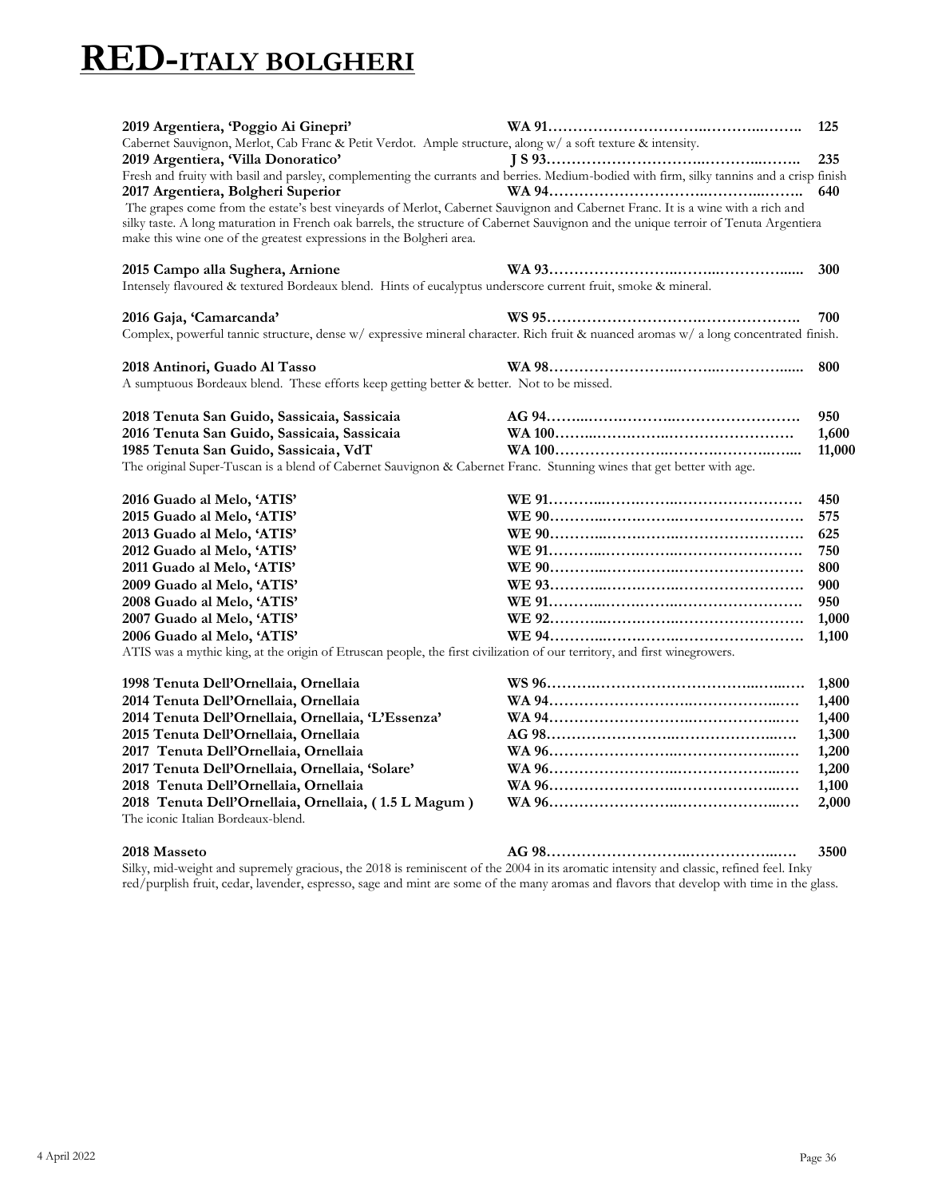# RED-ITALY BOLGHERI

**2019 Argentiera, 'Poggio Ai Ginepri'** **WA 91** ……………………………………………… **125**
Cabernet Sauvignon, Merlot, Cab Franc & Petit Verdot. Ample structure, along w/ a soft texture & intensity.
**2019 Argentiera, 'Villa Donoratico'** **J S 93** ……………………………………………… **235**
Fresh and fruity with basil and parsley, complementing the currants and berries. Medium-bodied with firm, silky tannins and a crisp finish
**2017 Argentiera, Bolgheri Superior** **WA 94** ……………………………………………… **640**
The grapes come from the estate's best vineyards of Merlot, Cabernet Sauvignon and Cabernet Franc. It is a wine with a rich and silky taste. A long maturation in French oak barrels, the structure of Cabernet Sauvignon and the unique terroir of Tenuta Argentiera make this wine one of the greatest expressions in the Bolgheri area.

**2015 Campo alla Sughera, Arnione** **WA 93** ……………………………………………… **300**
Intensely flavoured & textured Bordeaux blend. Hints of eucalyptus underscore current fruit, smoke & mineral.

**2016 Gaja, 'Camarcanda'** **WS 95** ……………………………………………… **700**
Complex, powerful tannic structure, dense w/ expressive mineral character. Rich fruit & nuanced aromas w/ a long concentrated finish.

**2018 Antinori, Guado Al Tasso** **WA 98** ……………………………………………… **800**
A sumptuous Bordeaux blend. These efforts keep getting better & better. Not to be missed.

**2018 Tenuta San Guido, Sassicaia, Sassicaia** **AG 94** ……………………………………………… **950**
**2016 Tenuta San Guido, Sassicaia, Sassicaia** **WA 100** ……………………………………………… **1,600**
**1985 Tenuta San Guido, Sassicaia, VdT** **WA 100** ……………………………………………… **11,000**
The original Super-Tuscan is a blend of Cabernet Sauvignon & Cabernet Franc. Stunning wines that get better with age.

**2016 Guado al Melo, 'ATIS'** **WE 91** ……………………………………………… **450**
**2015 Guado al Melo, 'ATIS'** **WE 90** ……………………………………………… **575**
**2013 Guado al Melo, 'ATIS'** **WE 90** ……………………………………………… **625**
**2012 Guado al Melo, 'ATIS'** **WE 91** ……………………………………………… **750**
**2011 Guado al Melo, 'ATIS'** **WE 90** ……………………………………………… **800**
**2009 Guado al Melo, 'ATIS'** **WE 93** ……………………………………………… **900**
**2008 Guado al Melo, 'ATIS'** **WE 91** ……………………………………………… **950**
**2007 Guado al Melo, 'ATIS'** **WE 92** ……………………………………………… **1,000**
**2006 Guado al Melo, 'ATIS'** **WE 94** ……………………………………………… **1,100**
ATIS was a mythic king, at the origin of Etruscan people, the first civilization of our territory, and first winegrowers.

**1998 Tenuta Dell'Ornellaia, Ornellaia** **WS 96** ……………………………………………… **1,800**
**2014 Tenuta Dell'Ornellaia, Ornellaia** **WA 94** ……………………………………………… **1,400**
**2014 Tenuta Dell'Ornellaia, Ornellaia, 'L'Essenza'** **WA 94** ……………………………………………… **1,400**
**2015 Tenuta Dell'Ornellaia, Ornellaia** **AG 98** ……………………………………………… **1,300**
**2017 Tenuta Dell'Ornellaia, Ornellaia** **WA 96** ……………………………………………… **1,200**
**2017 Tenuta Dell'Ornellaia, Ornellaia, 'Solare'** **WA 96** ……………………………………………… **1,200**
**2018 Tenuta Dell'Ornellaia, Ornellaia** **WA 96** ……………………………………………… **1,100**
**2018 Tenuta Dell'Ornellaia, Ornellaia, ( 1.5 L Magum )** **WA 96** ……………………………………………… **2,000**
The iconic Italian Bordeaux-blend.

**2018 Masseto** **AG 98** ……………………………………………… **3500**
Silky, mid-weight and supremely gracious, the 2018 is reminiscent of the 2004 in its aromatic intensity and classic, refined feel. Inky red/purplish fruit, cedar, lavender, espresso, sage and mint are some of the many aromas and flavors that develop with time in the glass.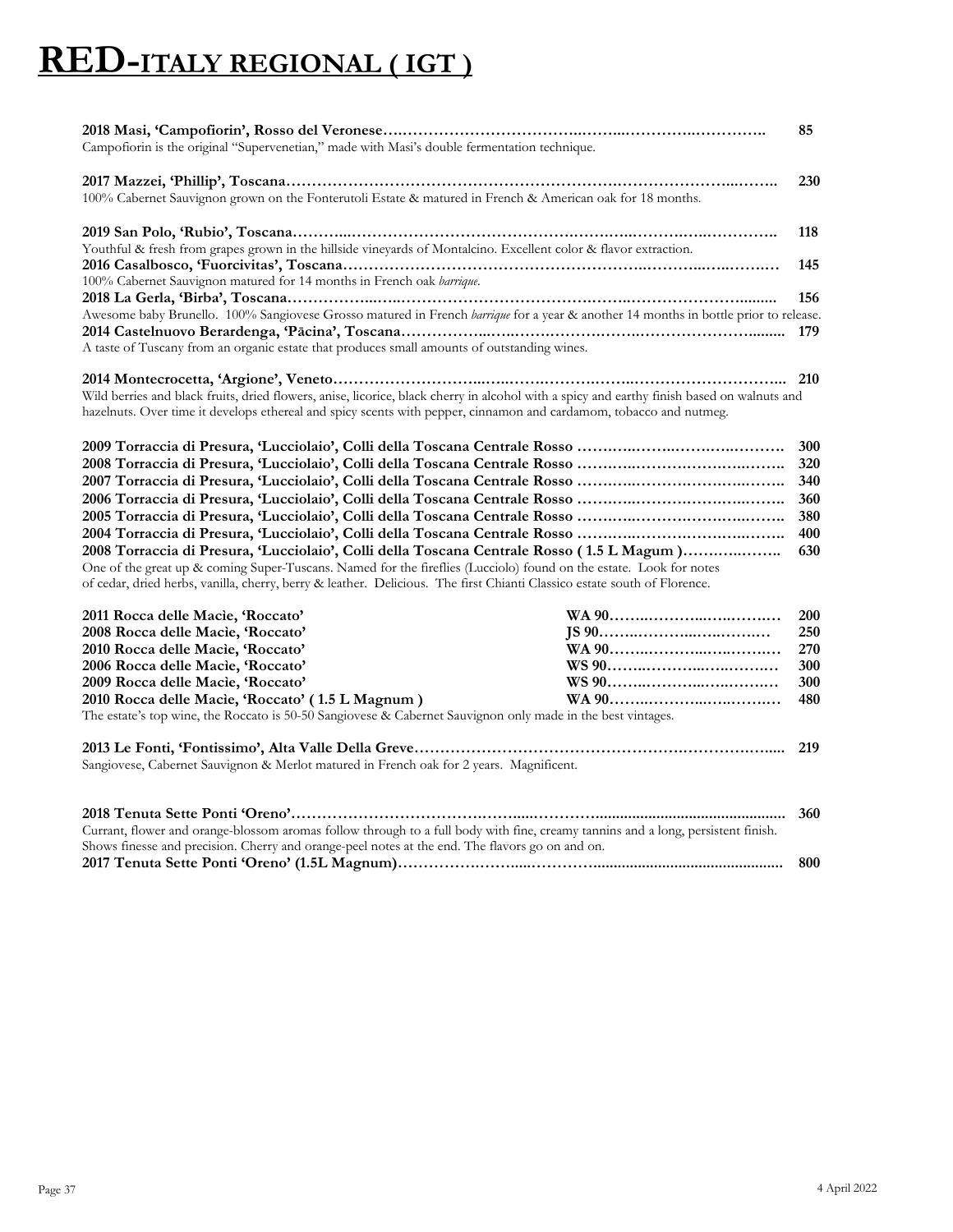# RED-ITALY REGIONAL ( IGT )

**2018 Masi, 'Campofiorin', Rosso del Veronese……………………………………..……...…………..…………. 85**
Campofiorin is the original "Supervenetian," made with Masi's double fermentation technique.

**2017 Mazzei, 'Phillip', Toscana…………………………………………………………………………...…….. 230**
100% Cabernet Sauvignon grown on the Fonterutoli Estate & matured in French & American oak for 18 months.

**2019 San Polo, 'Rubio', Toscana………...………………………………………….……….……….….………….. 118**
Youthful & fresh from grapes grown in the hillside vineyards of Montalcino. Excellent color & flavor extraction.

**2016 Casalbosco, 'Fuorcivitas', Toscana…………………………………………………….……….….……… 145**
100% Cabernet Sauvignon matured for 14 months in French oak *barrique*.

**2018 La Gerla, 'Birba', Toscana……………...…..…………………………………….……..………………......... 156**
Awesome baby Brunello. 100% Sangiovese Grosso matured in French *barrique* for a year & another 14 months in bottle prior to release.

**2014 Castelnuovo Berardenga, 'Pācina', Toscana……………..….…….……….…….………………….......... 179**
A taste of Tuscany from an organic estate that produces small amounts of outstanding wines.

**2014 Montecrocetta, 'Argione', Veneto………………………..…..…….……….……..…………………….... 210**
Wild berries and black fruits, dried flowers, anise, licorice, black cherry in alcohol with a spicy and earthy finish based on walnuts and hazelnuts. Over time it develops ethereal and spicy scents with pepper, cinnamon and cardamom, tobacco and nutmeg.

**2009 Torraccia di Presura, 'Lucciolaio', Colli della Toscana Centrale Rosso ……….……….……….………. 300**
**2008 Torraccia di Presura, 'Lucciolaio', Colli della Toscana Centrale Rosso ……….……….……….….…….. 320**
**2007 Torraccia di Presura, 'Lucciolaio', Colli della Toscana Centrale Rosso ……….……….……….….…….. 340**
**2006 Torraccia di Presura, 'Lucciolaio', Colli della Toscana Centrale Rosso ……….……….……….….…….. 360**
**2005 Torraccia di Presura, 'Lucciolaio', Colli della Toscana Centrale Rosso ……….……….……….….…….. 380**
**2004 Torraccia di Presura, 'Lucciolaio', Colli della Toscana Centrale Rosso ……….……….……….….…….. 400**
**2008 Torraccia di Presura, 'Lucciolaio', Colli della Toscana Centrale Rosso ( 1.5 L Magum )……….…….. 630**
One of the great up & coming Super-Tuscans. Named for the fireflies (Lucciolo) found on the estate. Look for notes of cedar, dried herbs, vanilla, cherry, berry & leather. Delicious. The first Chianti Classico estate south of Florence.

| | | |
|---|---|---|
| **2011 Rocca delle Macìe, 'Roccato'** | **WA 90** | **200** |
| **2008 Rocca delle Macìe, 'Roccato'** | **JS 90** | **250** |
| **2010 Rocca delle Macìe, 'Roccato'** | **WA 90** | **270** |
| **2006 Rocca delle Macìe, 'Roccato'** | **WS 90** | **300** |
| **2009 Rocca delle Macìe, 'Roccato'** | **WS 90** | **300** |
| **2010 Rocca delle Macìe, 'Roccato' ( 1.5 L Magnum )** | **WA 90** | **480** |

The estate's top wine, the Roccato is 50-50 Sangiovese & Cabernet Sauvignon only made in the best vintages.

**2013 Le Fonti, 'Fontissimo', Alta Valle Della Greve……………………………………………….…………..... 219**
Sangiovese, Cabernet Sauvignon & Merlot matured in French oak for 2 years. Magnificent.

**2018 Tenuta Sette Ponti 'Oreno'……………………………………......………….............................................. 360**
Currant, flower and orange-blossom aromas follow through to a full body with fine, creamy tannins and a long, persistent finish. Shows finesse and precision. Cherry and orange-peel notes at the end. The flavors go on and on.

**2017 Tenuta Sette Ponti 'Oreno' (1.5L Magnum)…………………......…………............................................ 800**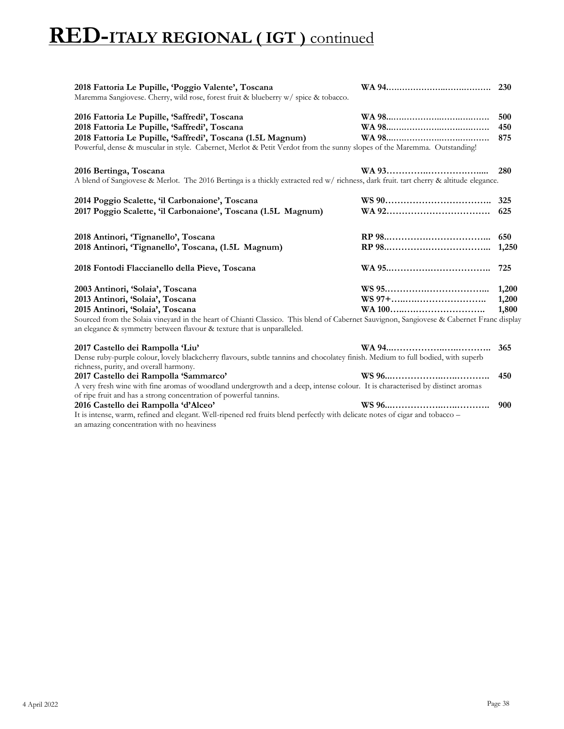# RED-ITALY REGIONAL ( IGT ) continued

**2018 Fattoria Le Pupille, 'Poggio Valente', Toscana** — **WA 94** — **230**
Maremma Sangiovese. Cherry, wild rose, forest fruit & blueberry w/ spice & tobacco.

**2016 Fattoria Le Pupille, 'Saffredi', Toscana** — **WA 98** — **500**
**2018 Fattoria Le Pupille, 'Saffredi', Toscana** — **WA 98** — **450**
**2018 Fattoria Le Pupille, 'Saffredi', Toscana (1.5L Magnum)** — **WA 98** — **875**
Powerful, dense & muscular in style. Cabernet, Merlot & Petit Verdot from the sunny slopes of the Maremma. Outstanding!

**2016 Bertinga, Toscana** — **WA 93** — **280**
A blend of Sangiovese & Merlot. The 2016 Bertinga is a thickly extracted red w/ richness, dark fruit. tart cherry & altitude elegance.

**2014 Poggio Scalette, 'il Carbonaione', Toscana** — **WS 90** — **325**
**2017 Poggio Scalette, 'il Carbonaione', Toscana (1.5L Magnum)** — **WA 92** — **625**

**2018 Antinori, 'Tignanello', Toscana** — **RP 98** — **650**
**2018 Antinori, 'Tignanello', Toscana, (1.5L Magnum)** — **RP 98** — **1,250**

**2018 Fontodi Flaccianello della Pieve, Toscana** — **WA 95** — **725**

**2003 Antinori, 'Solaia', Toscana** — **WS 95** — **1,200**
**2013 Antinori, 'Solaia', Toscana** — **WS 97+** — **1,200**
**2015 Antinori, 'Solaia', Toscana** — **WA 100** — **1,800**
Sourced from the Solaia vineyard in the heart of Chianti Classico. This blend of Cabernet Sauvignon, Sangiovese & Cabernet Franc display an elegance & symmetry between flavour & texture that is unparalleled.

**2017 Castello dei Rampolla 'Liu'** — **WA 94** — **365**
Dense ruby-purple colour, lovely blackcherry flavours, subtle tannins and chocolatey finish. Medium to full bodied, with superb richness, purity, and overall harmony.
**2017 Castello dei Rampolla 'Sammarco'** — **WS 96** — **450**
A very fresh wine with fine aromas of woodland undergrowth and a deep, intense colour. It is characterised by distinct aromas of ripe fruit and has a strong concentration of powerful tannins.
**2016 Castello dei Rampolla 'd'Alceo'** — **WS 96** — **900**
It is intense, warm, refined and elegant. Well-ripened red fruits blend perfectly with delicate notes of cigar and tobacco – an amazing concentration with no heaviness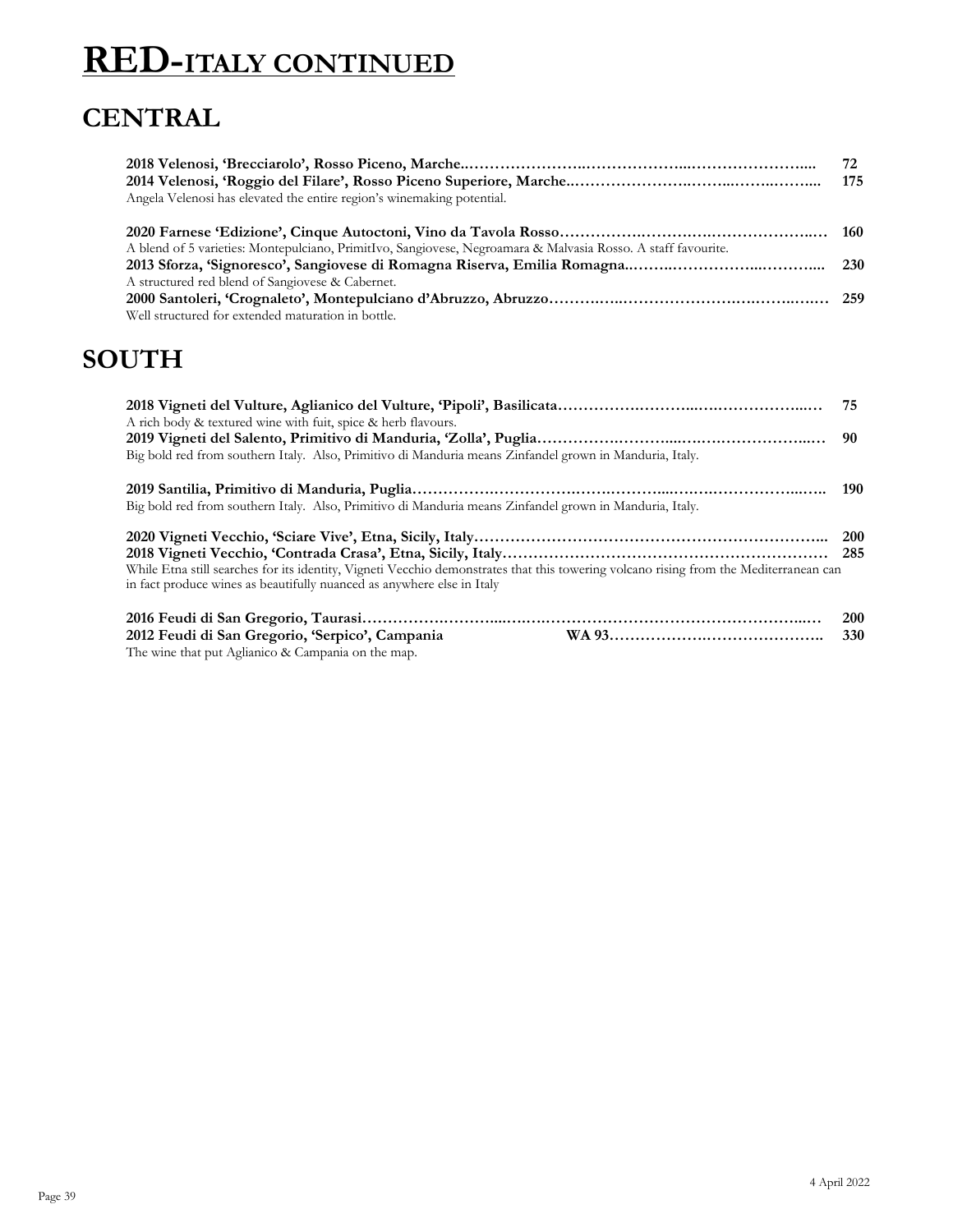# RED-ITALY CONTINUED

## CENTRAL

**2018 Velenosi, 'Brecciarolo', Rosso Piceno, Marche** …… **72**
**2014 Velenosi, 'Roggio del Filare', Rosso Piceno Superiore, Marche** …… **175**
Angela Velenosi has elevated the entire region's winemaking potential.

**2020 Farnese 'Edizione', Cinque Autoctoni, Vino da Tavola Rosso** …… **160**
A blend of 5 varieties: Montepulciano, PrimitIvo, Sangiovese, Negroamara & Malvasia Rosso. A staff favourite.
**2013 Sforza, 'Signoresco', Sangiovese di Romagna Riserva, Emilia Romagna** …… **230**
A structured red blend of Sangiovese & Cabernet.
**2000 Santoleri, 'Crognaleto', Montepulciano d'Abruzzo, Abruzzo** …… **259**
Well structured for extended maturation in bottle.

## SOUTH

**2018 Vigneti del Vulture, Aglianico del Vulture, 'Pipoli', Basilicata** …… **75**
A rich body & textured wine with fuit, spice & herb flavours.
**2019 Vigneti del Salento, Primitivo di Manduria, 'Zolla', Puglia** …… **90**
Big bold red from southern Italy. Also, Primitivo di Manduria means Zinfandel grown in Manduria, Italy.

**2019 Santilia, Primitivo di Manduria, Puglia** …… **190**
Big bold red from southern Italy. Also, Primitivo di Manduria means Zinfandel grown in Manduria, Italy.

**2020 Vigneti Vecchio, 'Sciare Vive', Etna, Sicily, Italy** …… **200**
**2018 Vigneti Vecchio, 'Contrada Crasa', Etna, Sicily, Italy** …… **285**
While Etna still searches for its identity, Vigneti Vecchio demonstrates that this towering volcano rising from the Mediterranean can in fact produce wines as beautifully nuanced as anywhere else in Italy

**2016 Feudi di San Gregorio, Taurasi** …… **200**
**2012 Feudi di San Gregorio, 'Serpico', Campania** **WA 93** …… **330**
The wine that put Aglianico & Campania on the map.

4 April 2022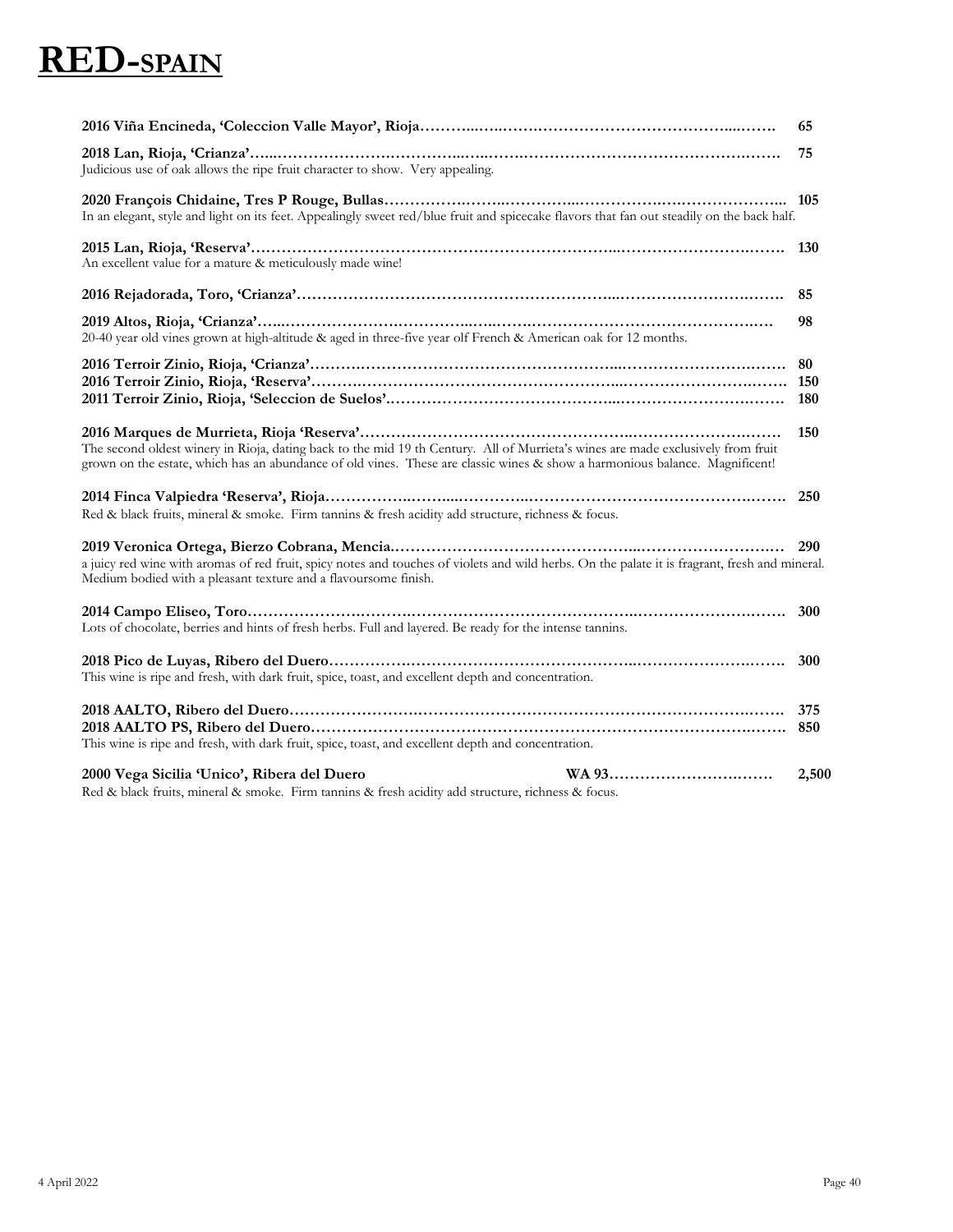# RED-SPAIN

**2016 Viña Encineda, 'Coleccion Valle Mayor', Rioja……………………………………………………………** **65**

**2018 Lan, Rioja, 'Crianza'……………………………………………………………………………………** **75**
Judicious use of oak allows the ripe fruit character to show. Very appealing.

**2020 François Chidaine, Tres P Rouge, Bullas…………………………………………………………………** **105**
In an elegant, style and light on its feet. Appealingly sweet red/blue fruit and spicecake flavors that fan out steadily on the back half.

**2015 Lan, Rioja, 'Reserva'……………………………………………………………………………………** **130**
An excellent value for a mature & meticulously made wine!

**2016 Rejadorada, Toro, 'Crianza'………………………………………………………………………………** **85**

**2019 Altos, Rioja, 'Crianza'……………………………………………………………………………………** **98**
20-40 year old vines grown at high-altitude & aged in three-five year olf French & American oak for 12 months.

**2016 Terroir Zinio, Rioja, 'Crianza'……………………………………………………………………………** **80**
**2016 Terroir Zinio, Rioja, 'Reserva'……………………………………………………………………………** **150**
**2011 Terroir Zinio, Rioja, 'Seleccion de Suelos'…………………………………………………………………** **180**

**2016 Marques de Murrieta, Rioja 'Reserva'……………………………………………………………………** **150**
The second oldest winery in Rioja, dating back to the mid 19 th Century. All of Murrieta's wines are made exclusively from fruit grown on the estate, which has an abundance of old vines. These are classic wines & show a harmonious balance. Magnificent!

**2014 Finca Valpiedra 'Reserva', Rioja…………………………………………………………………………** **250**
Red & black fruits, mineral & smoke. Firm tannins & fresh acidity add structure, richness & focus.

**2019 Veronica Ortega, Bierzo Cobrana, Mencia…………………………………………………………………** **290**
a juicy red wine with aromas of red fruit, spicy notes and touches of violets and wild herbs. On the palate it is fragrant, fresh and mineral. Medium bodied with a pleasant texture and a flavoursome finish.

**2014 Campo Eliseo, Toro………………………………………………………………………………………** **300**
Lots of chocolate, berries and hints of fresh herbs. Full and layered. Be ready for the intense tannins.

**2018 Pico de Luyas, Ribero del Duero…………………………………………………………………………** **300**
This wine is ripe and fresh, with dark fruit, spice, toast, and excellent depth and concentration.

**2018 AALTO, Ribero del Duero…………………………………………………………………………………** **375**
**2018 AALTO PS, Ribero del Duero……………………………………………………………………………** **850**
This wine is ripe and fresh, with dark fruit, spice, toast, and excellent depth and concentration.

**2000 Vega Sicilia 'Unico', Ribera del Duero WA 93……………………………** **2,500**
Red & black fruits, mineral & smoke. Firm tannins & fresh acidity add structure, richness & focus.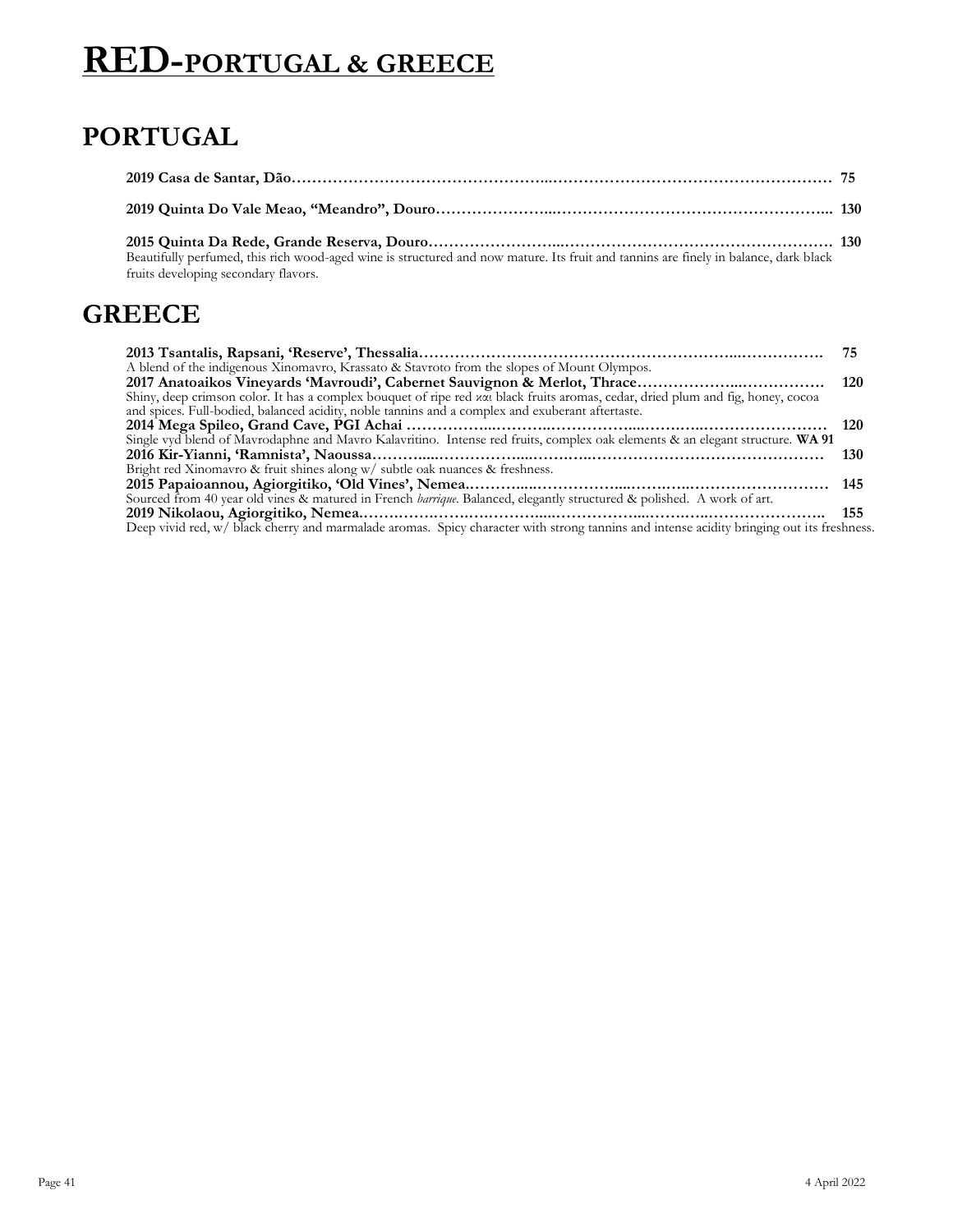# RED-PORTUGAL & GREECE

## PORTUGAL

**2019 Casa de Santar, Dão…………………………………………………………………………………………………… 75**

**2019 Quinta Do Vale Meao, "Meandro", Douro…………………………………………………………………………... 130**

**2015 Quinta Da Rede, Grande Reserva, Douro……………………………………………………………………………. 130**
Beautifully perfumed, this rich wood-aged wine is structured and now mature. Its fruit and tannins are finely in balance, dark black fruits developing secondary flavors.

## GREECE

**2013 Tsantalis, Rapsani, 'Reserve', Thessalia……………………………………………………………………………. 75**
A blend of the indigenous Xinomavro, Krassato & Stavroto from the slopes of Mount Olympos.

**2017 Anatoaikos Vineyards 'Mavroudi', Cabernet Sauvignon & Merlot, Thrace………………………………. 120**
Shiny, deep crimson color. It has a complex bouquet of ripe red και black fruits aromas, cedar, dried plum and fig, honey, cocoa and spices. Full-bodied, balanced acidity, noble tannins and a complex and exuberant aftertaste.

**2014 Mega Spileo, Grand Cave, PGI Achai ……………………………………………………………………………… 120**
Single vyd blend of Mavrodaphne and Mavro Kalavritino. Intense red fruits, complex oak elements & an elegant structure. **WA 91**

**2016 Kir-Yianni, 'Ramnista', Naoussa…………………………………………………………………………………… 130**
Bright red Xinomavro & fruit shines along w/ subtle oak nuances & freshness.

**2015 Papaioannou, Agiorgitiko, 'Old Vines', Nemea.………………………………………………………………… 145**
Sourced from 40 year old vines & matured in French *barrique*. Balanced, elegantly structured & polished. A work of art.

**2019 Nikolaou, Agiorgitiko, Nemea.………………………………………………………………………………….. 155**
Deep vivid red, w/ black cherry and marmalade aromas. Spicy character with strong tannins and intense acidity bringing out its freshness.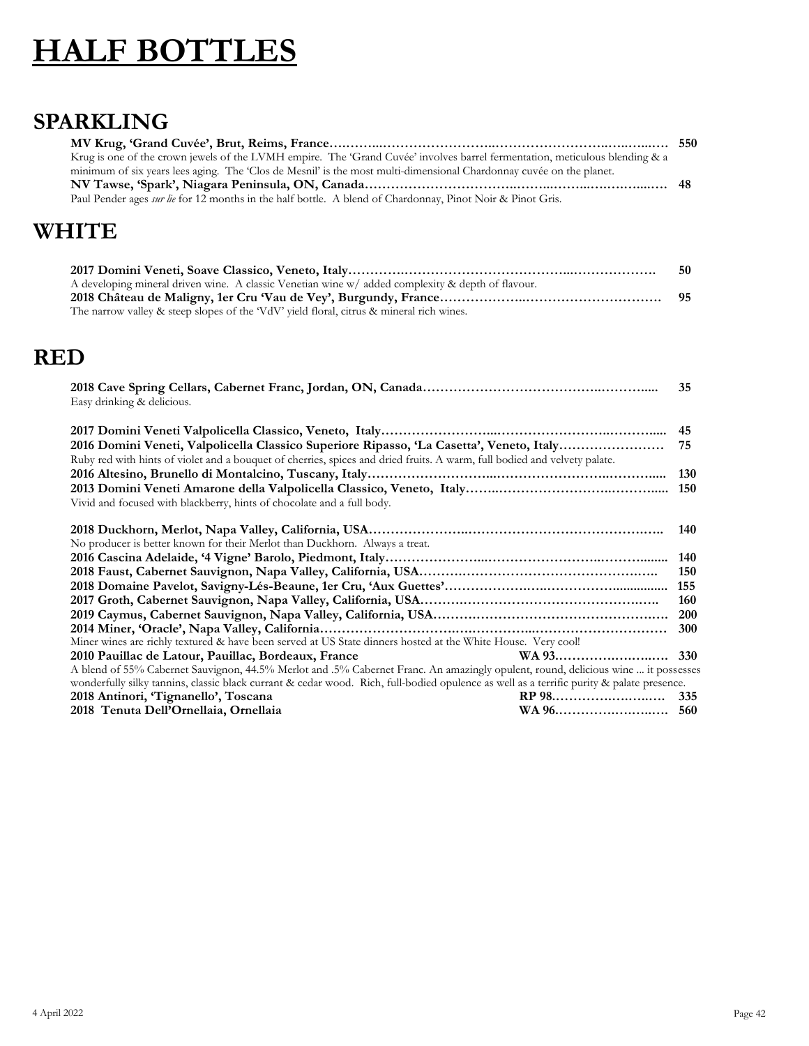# HALF BOTTLES

## SPARKLING

**MV Krug, 'Grand Cuvée', Brut, Reims, France……………………………………………………………………… 550**
Krug is one of the crown jewels of the LVMH empire. The 'Grand Cuvée' involves barrel fermentation, meticulous blending & a minimum of six years lees aging. The 'Clos de Mesnil' is the most multi-dimensional Chardonnay cuvée on the planet.

**NV Tawse, 'Spark', Niagara Peninsula, ON, Canada……………………………………………………………… 48**
Paul Pender ages *sur lie* for 12 months in the half bottle. A blend of Chardonnay, Pinot Noir & Pinot Gris.

## WHITE

**2017 Domini Veneti, Soave Classico, Veneto, Italy……………………………………………………………… 50**
A developing mineral driven wine. A classic Venetian wine w/ added complexity & depth of flavour.

**2018 Château de Maligny, 1er Cru 'Vau de Vey', Burgundy, France………………………………………… 95**
The narrow valley & steep slopes of the 'VdV' yield floral, citrus & mineral rich wines.

## RED

**2018 Cave Spring Cellars, Cabernet Franc, Jordan, ON, Canada……………………………………………… 35**
Easy drinking & delicious.

**2017 Domini Veneti Valpolicella Classico, Veneto, Italy…………………………………………………… 45**

**2016 Domini Veneti, Valpolicella Classico Superiore Ripasso, 'La Casetta', Veneto, Italy…………… 75**
Ruby red with hints of violet and a bouquet of cherries, spices and dried fruits. A warm, full bodied and velvety palate.

**2016 Altesino, Brunello di Montalcino, Tuscany, Italy……………………………………………………… 130**

**2013 Domini Veneti Amarone della Valpolicella Classico, Veneto, Italy……………………………………… 150**
Vivid and focused with blackberry, hints of chocolate and a full body.

**2018 Duckhorn, Merlot, Napa Valley, California, USA……………………………………………………… 140**
No producer is better known for their Merlot than Duckhorn. Always a treat.

**2016 Cascina Adelaide, '4 Vigne' Barolo, Piedmont, Italy………………………………………………… 140**

**2018 Faust, Cabernet Sauvignon, Napa Valley, California, USA………………………………………… 150**

**2018 Domaine Pavelot, Savigny-Lés-Beaune, 1er Cru, 'Aux Guettes'…………………………………… 155**

**2017 Groth, Cabernet Sauvignon, Napa Valley, California, USA………………………………………… 160**

**2019 Caymus, Cabernet Sauvignon, Napa Valley, California, USA……………………………………… 200**

**2014 Miner, 'Oracle', Napa Valley, California……………………………………………………………… 300**
Miner wines are richly textured & have been served at US State dinners hosted at the White House. Very cool!

**2010 Pauillac de Latour, Pauillac, Bordeaux, France WA 93……………………… 330**
A blend of 55% Cabernet Sauvignon, 44.5% Merlot and .5% Cabernet Franc. An amazingly opulent, round, delicious wine ... it possesses wonderfully silky tannins, classic black currant & cedar wood. Rich, full-bodied opulence as well as a terrific purity & palate presence.

**2018 Antinori, 'Tignanello', Toscana RP 98……………………… 335**

**2018 Tenuta Dell'Ornellaia, Ornellaia WA 96……………………… 560**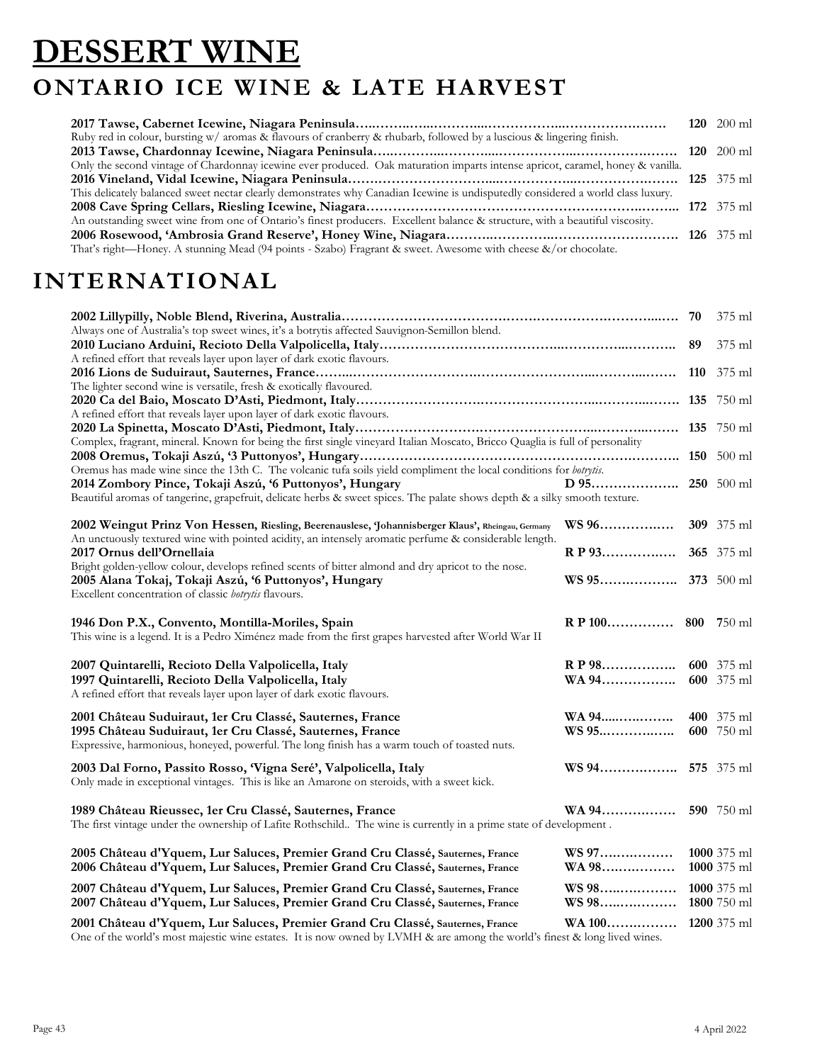# DESSERT WINE

## ONTARIO ICE WINE & LATE HARVEST

**2017 Tawse, Cabernet Icewine, Niagara Peninsula**……………………………………………………… **120** 200 ml
Ruby red in colour, bursting w/ aromas & flavours of cranberry & rhubarb, followed by a luscious & lingering finish.

**2013 Tawse, Chardonnay Icewine, Niagara Peninsula**……………………………………………………… **120** 200 ml
Only the second vintage of Chardonnay icewine ever produced. Oak maturation imparts intense apricot, caramel, honey & vanilla.

**2016 Vineland, Vidal Icewine, Niagara Peninsula**……………………………………………………… **125** 375 ml
This delicately balanced sweet nectar clearly demonstrates why Canadian Icewine is undisputedly considered a world class luxury.

**2008 Cave Spring Cellars, Riesling Icewine, Niagara**……………………………………………………… **172** 375 ml
An outstanding sweet wine from one of Ontario's finest producers. Excellent balance & structure, with a beautiful viscosity.

**2006 Rosewood, 'Ambrosia Grand Reserve', Honey Wine, Niagara**……………………………………………… **126** 375 ml
That's right—Honey. A stunning Mead (94 points - Szabo) Fragrant & sweet. Awesome with cheese &/or chocolate.

## INTERNATIONAL

**2002 Lillypilly, Noble Blend, Riverina, Australia**……………………………………………………… **70** 375 ml
Always one of Australia's top sweet wines, it's a botrytis affected Sauvignon-Semillon blend.

**2010 Luciano Arduini, Recioto Della Valpolicella, Italy**……………………………………………………… **89** 375 ml
A refined effort that reveals layer upon layer of dark exotic flavours.

**2016 Lions de Suduiraut, Sauternes, France**……………………………………………………… **110** 375 ml
The lighter second wine is versatile, fresh & exotically flavoured.

**2020 Ca del Baio, Moscato D'Asti, Piedmont, Italy**……………………………………………………… **135** 750 ml
A refined effort that reveals layer upon layer of dark exotic flavours.

**2020 La Spinetta, Moscato D'Asti, Piedmont, Italy**……………………………………………………… **135** 750 ml
Complex, fragrant, mineral. Known for being the first single vineyard Italian Moscato, Bricco Quaglia is full of personality

**2008 Oremus, Tokaji Aszú, '3 Puttonyos', Hungary**……………………………………………………… **150** 500 ml
Oremus has made wine since the 13th C. The volcanic tufa soils yield compliment the local conditions for *botrytis*.

**2014 Zombory Pince, Tokaji Aszú, '6 Puttonyos', Hungary** **D 95**……………… **250** 500 ml
Beautiful aromas of tangerine, grapefruit, delicate herbs & sweet spices. The palate shows depth & a silky smooth texture.

**2002 Weingut Prinz Von Hessen, Riesling, Beerenauslese, 'Johannisberger Klaus', Rheingau, Germany** **WS 96**……………… **309** 375 ml
An unctuously textured wine with pointed acidity, an intensely aromatic perfume & considerable length.

**2017 Ornus dell'Ornellaia** **R P 93**……………… **365** 375 ml
Bright golden-yellow colour, develops refined scents of bitter almond and dry apricot to the nose.

**2005 Alana Tokaj, Tokaji Aszú, '6 Puttonyos', Hungary** **WS 95**……………… **373** 500 ml
Excellent concentration of classic *botrytis* flavours.

**1946 Don P.X., Convento, Montilla-Moriles, Spain** **R P 100**……………… **800** 750 ml
This wine is a legend. It is a Pedro Ximénez made from the first grapes harvested after World War II

**2007 Quintarelli, Recioto Della Valpolicella, Italy** **R P 98**……………… **600** 375 ml
**1997 Quintarelli, Recioto Della Valpolicella, Italy** **WA 94**……………… **600** 375 ml
A refined effort that reveals layer upon layer of dark exotic flavours.

**2001 Château Suduiraut, 1er Cru Classé, Sauternes, France** **WA 94**……………… **400** 375 ml
**1995 Château Suduiraut, 1er Cru Classé, Sauternes, France** **WS 95**……………… **600** 750 ml
Expressive, harmonious, honeyed, powerful. The long finish has a warm touch of toasted nuts.

**2003 Dal Forno, Passito Rosso, 'Vigna Seré', Valpolicella, Italy** **WS 94**……………… **575** 375 ml
Only made in exceptional vintages. This is like an Amarone on steroids, with a sweet kick.

**1989 Château Rieussec, 1er Cru Classé, Sauternes, France** **WA 94**……………… **590** 750 ml
The first vintage under the ownership of Lafite Rothschild.. The wine is currently in a prime state of development .

**2005 Château d'Yquem, Lur Saluces, Premier Grand Cru Classé, Sauternes, France** **WS 97**……………… **1000** 375 ml
**2006 Château d'Yquem, Lur Saluces, Premier Grand Cru Classé, Sauternes, France** **WA 98**……………… **1000** 375 ml

**2007 Château d'Yquem, Lur Saluces, Premier Grand Cru Classé, Sauternes, France** **WS 98**……………… **1000** 375 ml
**2007 Château d'Yquem, Lur Saluces, Premier Grand Cru Classé, Sauternes, France** **WS 98**……………… **1800** 750 ml

**2001 Château d'Yquem, Lur Saluces, Premier Grand Cru Classé, Sauternes, France** **WA 100**……………… **1200** 375 ml
One of the world's most majestic wine estates. It is now owned by LVMH & are among the world's finest & long lived wines.

4 April 2022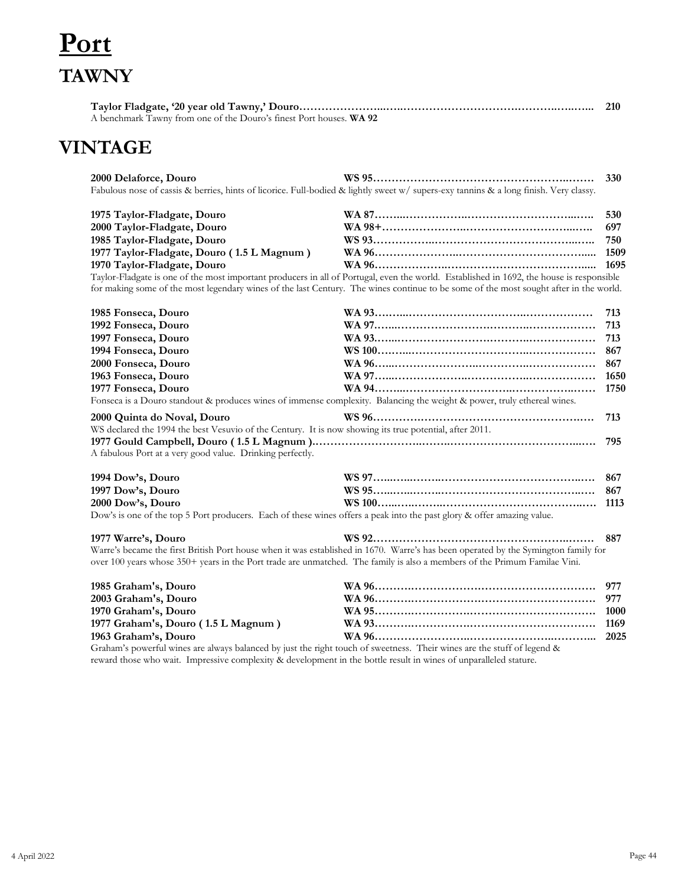# Port

## TAWNY

**Taylor Fladgate, '20 year old Tawny,' Douro……………………………………………………………………………… 210**
A benchmark Tawny from one of the Douro's finest Port houses. **WA 92**

## VINTAGE

**2000 Delaforce, Douro WS 95……………………………………………………… 330**
Fabulous nose of cassis & berries, hints of licorice. Full-bodied & lightly sweet w/ supers-exy tannins & a long finish. Very classy.

**1975 Taylor-Fladgate, Douro WA 87……………………………………………………… 530**
**2000 Taylor-Fladgate, Douro WA 98+……………………………………………………… 697**
**1985 Taylor-Fladgate, Douro WS 93……………………………………………………… 750**
**1977 Taylor-Fladgate, Douro ( 1.5 L Magnum ) WA 96……………………………………………………… 1509**
**1970 Taylor-Fladgate, Douro WA 96……………………………………………………… 1695**
Taylor-Fladgate is one of the most important producers in all of Portugal, even the world. Established in 1692, the house is responsible for making some of the most legendary wines of the last Century. The wines continue to be some of the most sought after in the world.

**1985 Fonseca, Douro WA 93……………………………………………………… 713**
**1992 Fonseca, Douro WA 97……………………………………………………… 713**
**1997 Fonseca, Douro WA 93……………………………………………………… 713**
**1994 Fonseca, Douro WS 100……………………………………………………… 867**
**2000 Fonseca, Douro WA 96……………………………………………………… 867**
**1963 Fonseca, Douro WA 97……………………………………………………… 1650**
**1977 Fonseca, Douro WA 94……………………………………………………… 1750**
Fonseca is a Douro standout & produces wines of immense complexity. Balancing the weight & power, truly ethereal wines.

**2000 Quinta do Noval, Douro WS 96……………………………………………………… 713**
WS declared the 1994 the best Vesuvio of the Century. It is now showing its true potential, after 2011.
**1977 Gould Campbell, Douro ( 1.5 L Magnum )……………………………………………………… 795**
A fabulous Port at a very good value. Drinking perfectly.

**1994 Dow's, Douro WS 97……………………………………………………… 867**
**1997 Dow's, Douro WS 95……………………………………………………… 867**
**2000 Dow's, Douro WS 100……………………………………………………… 1113**
Dow's is one of the top 5 Port producers. Each of these wines offers a peak into the past glory & offer amazing value.

**1977 Warre's, Douro WS 92……………………………………………………… 887**
Warre's became the first British Port house when it was established in 1670. Warre's has been operated by the Symington family for over 100 years whose 350+ years in the Port trade are unmatched. The family is also a members of the Primum Familae Vini.

**1985 Graham's, Douro WA 96……………………………………………………… 977**
**2003 Graham's, Douro WA 96……………………………………………………… 977**
**1970 Graham's, Douro WA 95……………………………………………………… 1000**
**1977 Graham's, Douro ( 1.5 L Magnum ) WA 93……………………………………………………… 1169**
**1963 Graham's, Douro WA 96……………………………………………………… 2025**
Graham's powerful wines are always balanced by just the right touch of sweetness. Their wines are the stuff of legend & reward those who wait. Impressive complexity & development in the bottle result in wines of unparalleled stature.